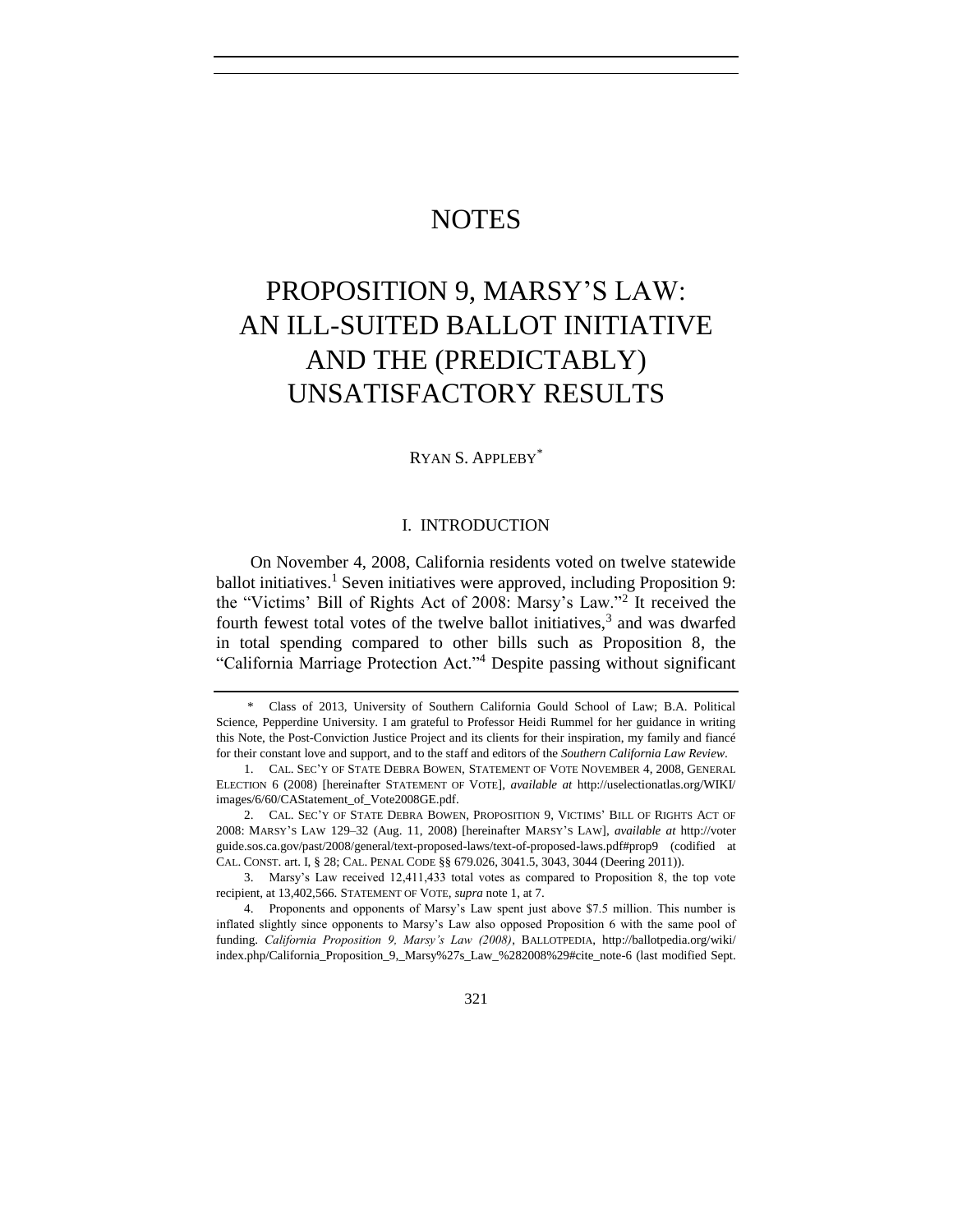# NOTES

# PROPOSITION 9, MARSY'S LAW: AN ILL-SUITED BALLOT INITIATIVE AND THE (PREDICTABLY) UNSATISFACTORY RESULTS

RYAN S. APPLEBY*

## I. INTRODUCTION

On November 4, 2008, California residents voted on twelve statewide ballot initiatives.[1] Seven initiatives were approved, including Proposition 9: the "Victims' Bill of Rights Act of 2008: Marsy's Law."[2] It received the fourth fewest total votes of the twelve ballot initiatives,[3] and was dwarfed in total spending compared to other bills such as Proposition 8, the "California Marriage Protection Act."[4] Despite passing without significant

---

\* Class of 2013, University of Southern California Gould School of Law; B.A. Political Science, Pepperdine University. I am grateful to Professor Heidi Rummel for her guidance in writing this Note, the Post-Conviction Justice Project and its clients for their inspiration, my family and fiancé for their constant love and support, and to the staff and editors of the *Southern California Law Review*.

1. CAL. SEC'Y OF STATE DEBRA BOWEN, STATEMENT OF VOTE NOVEMBER 4, 2008, GENERAL ELECTION 6 (2008) [hereinafter STATEMENT OF VOTE], *available at* http://uselectionatlas.org/WIKI/images/6/60/CAStatement_of_Vote2008GE.pdf.

2. CAL. SEC'Y OF STATE DEBRA BOWEN, PROPOSITION 9, VICTIMS' BILL OF RIGHTS ACT OF 2008: MARSY'S LAW 129–32 (Aug. 11, 2008) [hereinafter MARSY'S LAW], *available at* http://voterguide.sos.ca.gov/past/2008/general/text-proposed-laws/text-of-proposed-laws.pdf#prop9 (codified at CAL. CONST. art. I, § 28; CAL. PENAL CODE §§ 679.026, 3041.5, 3043, 3044 (Deering 2011)).

3. Marsy's Law received 12,411,433 total votes as compared to Proposition 8, the top vote recipient, at 13,402,566. STATEMENT OF VOTE, *supra* note 1, at 7.

4. Proponents and opponents of Marsy's Law spent just above $7.5 million. This number is inflated slightly since opponents to Marsy's Law also opposed Proposition 6 with the same pool of funding. *California Proposition 9, Marsy's Law (2008)*, BALLOTPEDIA, http://ballotpedia.org/wiki/index.php/California_Proposition_9,_Marsy%27s_Law_%282008%29#cite_note-6 (last modified Sept.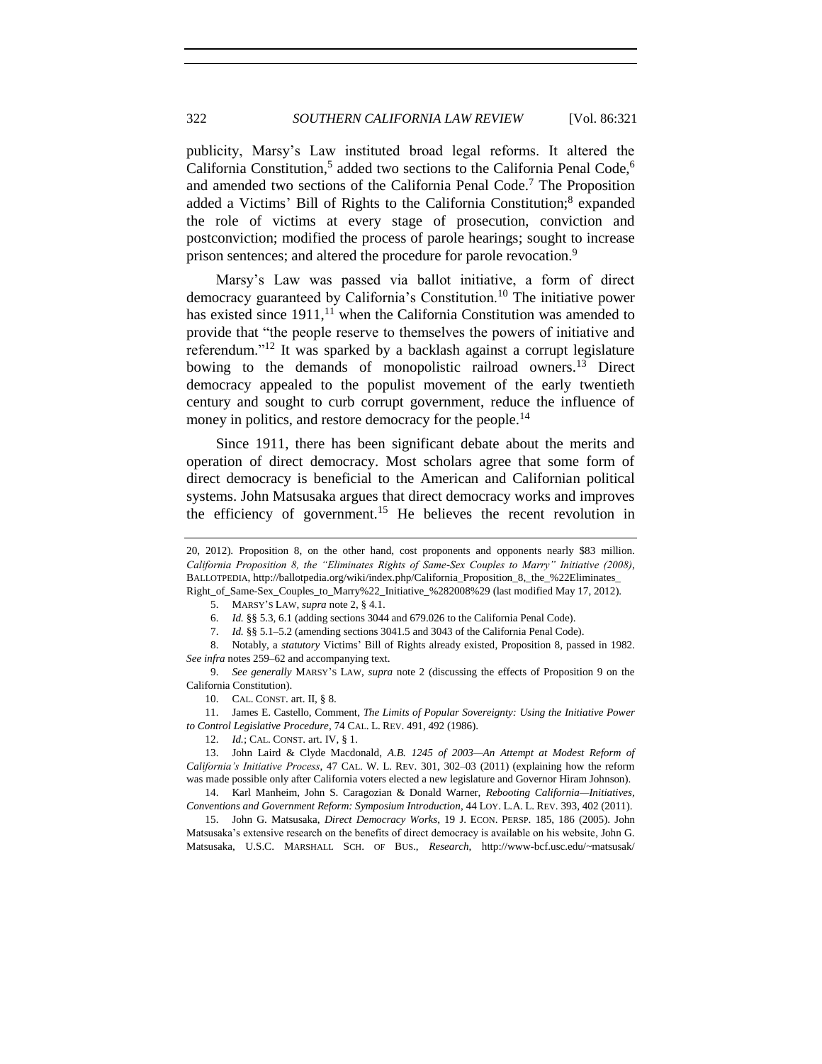publicity, Marsy's Law instituted broad legal reforms. It altered the California Constitution,[5] added two sections to the California Penal Code,[6] and amended two sections of the California Penal Code.[7] The Proposition added a Victims' Bill of Rights to the California Constitution;[8] expanded the role of victims at every stage of prosecution, conviction and postconviction; modified the process of parole hearings; sought to increase prison sentences; and altered the procedure for parole revocation.[9]

Marsy's Law was passed via ballot initiative, a form of direct democracy guaranteed by California's Constitution.[10] The initiative power has existed since 1911,[11] when the California Constitution was amended to provide that "the people reserve to themselves the powers of initiative and referendum."[12] It was sparked by a backlash against a corrupt legislature bowing to the demands of monopolistic railroad owners.[13] Direct democracy appealed to the populist movement of the early twentieth century and sought to curb corrupt government, reduce the influence of money in politics, and restore democracy for the people.[14]

Since 1911, there has been significant debate about the merits and operation of direct democracy. Most scholars agree that some form of direct democracy is beneficial to the American and Californian political systems. John Matsusaka argues that direct democracy works and improves the efficiency of government.[15] He believes the recent revolution in

---

20, 2012). Proposition 8, on the other hand, cost proponents and opponents nearly $83 million. *California Proposition 8, the "Eliminates Rights of Same-Sex Couples to Marry" Initiative (2008)*, BALLOTPEDIA, http://ballotpedia.org/wiki/index.php/California_Proposition_8,_the_%22Eliminates_Right_of_Same-Sex_Couples_to_Marry%22_Initiative_%282008%29 (last modified May 17, 2012).

5. MARSY'S LAW, *supra* note 2, § 4.1.

6. *Id.* §§ 5.3, 6.1 (adding sections 3044 and 679.026 to the California Penal Code).

7. *Id.* §§ 5.1–5.2 (amending sections 3041.5 and 3043 of the California Penal Code).

8. Notably, a *statutory* Victims' Bill of Rights already existed, Proposition 8, passed in 1982. *See infra* notes 259–62 and accompanying text.

9. *See generally* MARSY'S LAW, *supra* note 2 (discussing the effects of Proposition 9 on the California Constitution).

10. CAL. CONST. art. II, § 8.

11. James E. Castello, Comment, *The Limits of Popular Sovereignty: Using the Initiative Power to Control Legislative Procedure*, 74 CAL. L. REV. 491, 492 (1986).

12. *Id.*; CAL. CONST. art. IV, § 1.

13. John Laird & Clyde Macdonald, *A.B. 1245 of 2003—An Attempt at Modest Reform of California's Initiative Process*, 47 CAL. W. L. REV. 301, 302–03 (2011) (explaining how the reform was made possible only after California voters elected a new legislature and Governor Hiram Johnson).

14. Karl Manheim, John S. Caragozian & Donald Warner, *Rebooting California—Initiatives, Conventions and Government Reform: Symposium Introduction*, 44 LOY. L.A. L. REV. 393, 402 (2011).

15. John G. Matsusaka, *Direct Democracy Works*, 19 J. ECON. PERSP. 185, 186 (2005). John Matsusaka's extensive research on the benefits of direct democracy is available on his website, John G. Matsusaka, U.S.C. MARSHALL SCH. OF BUS., *Research*, http://www-bcf.usc.edu/~matsusak/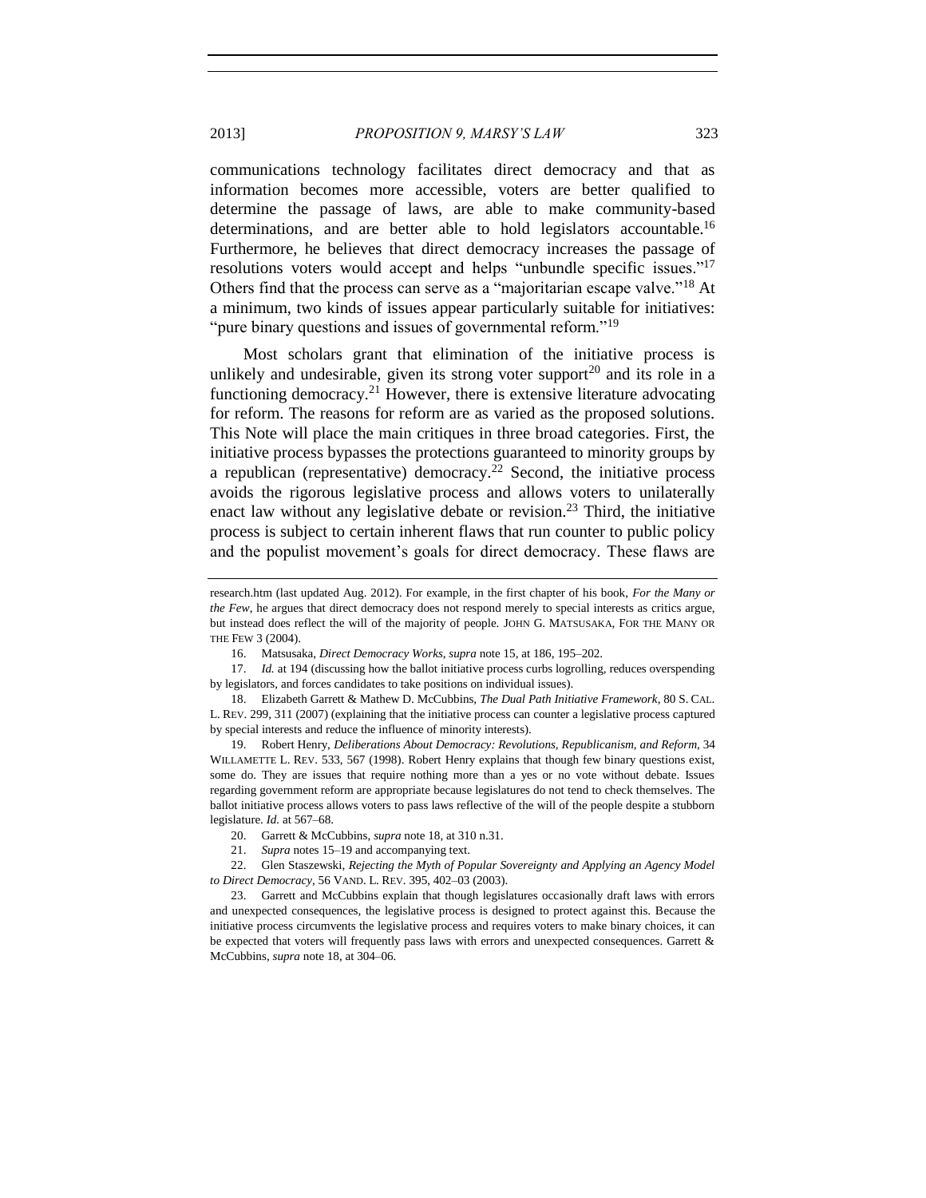communications technology facilitates direct democracy and that as information becomes more accessible, voters are better qualified to determine the passage of laws, are able to make community-based determinations, and are better able to hold legislators accountable.[16] Furthermore, he believes that direct democracy increases the passage of resolutions voters would accept and helps "unbundle specific issues."[17] Others find that the process can serve as a "majoritarian escape valve."[18] At a minimum, two kinds of issues appear particularly suitable for initiatives: "pure binary questions and issues of governmental reform."[19]

Most scholars grant that elimination of the initiative process is unlikely and undesirable, given its strong voter support[20] and its role in a functioning democracy.[21] However, there is extensive literature advocating for reform. The reasons for reform are as varied as the proposed solutions. This Note will place the main critiques in three broad categories. First, the initiative process bypasses the protections guaranteed to minority groups by a republican (representative) democracy.[22] Second, the initiative process avoids the rigorous legislative process and allows voters to unilaterally enact law without any legislative debate or revision.[23] Third, the initiative process is subject to certain inherent flaws that run counter to public policy and the populist movement's goals for direct democracy. These flaws are

---

research.htm (last updated Aug. 2012). For example, in the first chapter of his book, *For the Many or the Few*, he argues that direct democracy does not respond merely to special interests as critics argue, but instead does reflect the will of the majority of people. JOHN G. MATSUSAKA, FOR THE MANY OR THE FEW 3 (2004).

16. Matsusaka, *Direct Democracy Works*, *supra* note 15, at 186, 195–202.

17. *Id.* at 194 (discussing how the ballot initiative process curbs logrolling, reduces overspending by legislators, and forces candidates to take positions on individual issues).

18. Elizabeth Garrett & Mathew D. McCubbins, *The Dual Path Initiative Framework*, 80 S. CAL. L. REV. 299, 311 (2007) (explaining that the initiative process can counter a legislative process captured by special interests and reduce the influence of minority interests).

19. Robert Henry, *Deliberations About Democracy: Revolutions, Republicanism, and Reform*, 34 WILLAMETTE L. REV. 533, 567 (1998). Robert Henry explains that though few binary questions exist, some do. They are issues that require nothing more than a yes or no vote without debate. Issues regarding government reform are appropriate because legislatures do not tend to check themselves. The ballot initiative process allows voters to pass laws reflective of the will of the people despite a stubborn legislature. *Id.* at 567–68.

20. Garrett & McCubbins, *supra* note 18, at 310 n.31.

21. *Supra* notes 15–19 and accompanying text.

22. Glen Staszewski, *Rejecting the Myth of Popular Sovereignty and Applying an Agency Model to Direct Democracy*, 56 VAND. L. REV. 395, 402–03 (2003).

23. Garrett and McCubbins explain that though legislatures occasionally draft laws with errors and unexpected consequences, the legislative process is designed to protect against this. Because the initiative process circumvents the legislative process and requires voters to make binary choices, it can be expected that voters will frequently pass laws with errors and unexpected consequences. Garrett & McCubbins, *supra* note 18, at 304–06.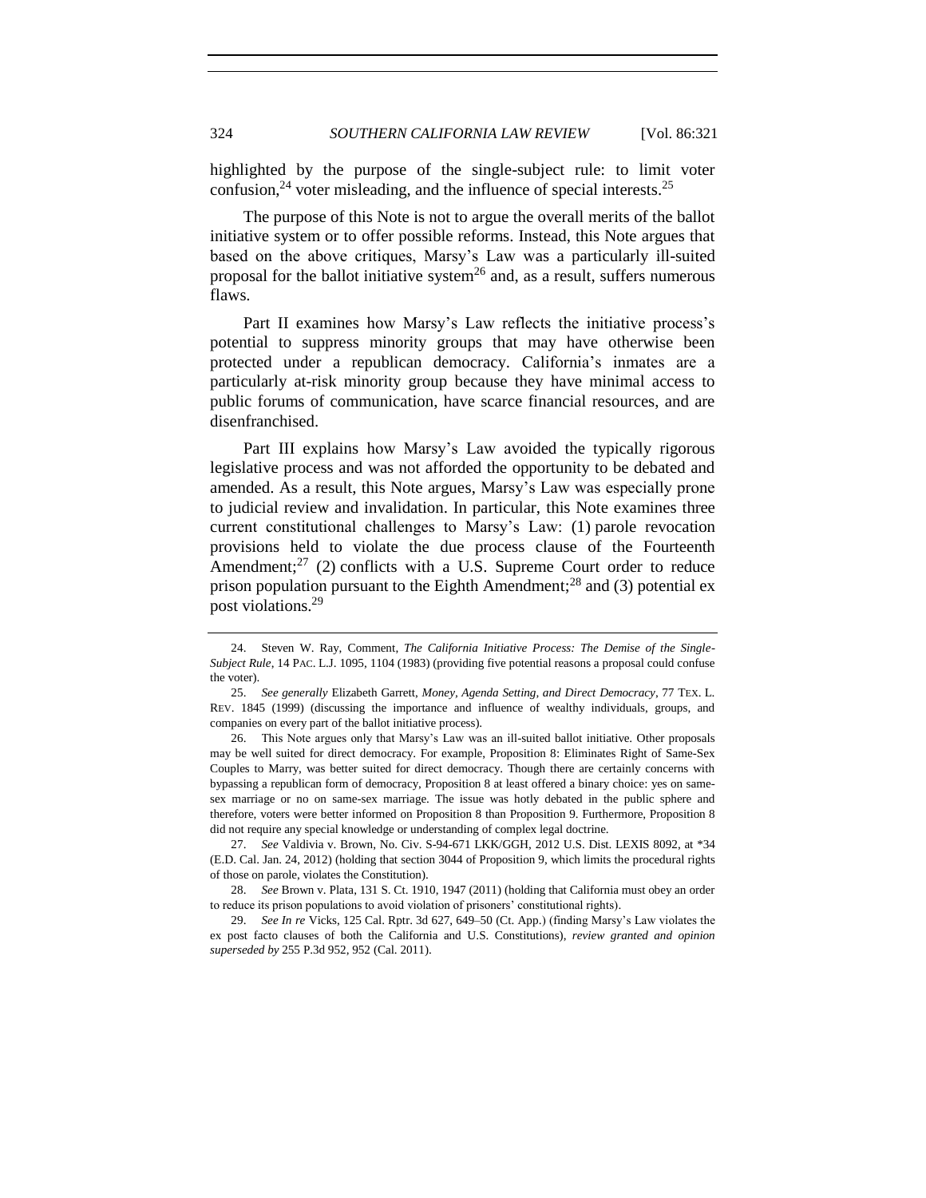highlighted by the purpose of the single-subject rule: to limit voter confusion,[24] voter misleading, and the influence of special interests.[25]

The purpose of this Note is not to argue the overall merits of the ballot initiative system or to offer possible reforms. Instead, this Note argues that based on the above critiques, Marsy's Law was a particularly ill-suited proposal for the ballot initiative system[26] and, as a result, suffers numerous flaws.

Part II examines how Marsy's Law reflects the initiative process's potential to suppress minority groups that may have otherwise been protected under a republican democracy. California's inmates are a particularly at-risk minority group because they have minimal access to public forums of communication, have scarce financial resources, and are disenfranchised.

Part III explains how Marsy's Law avoided the typically rigorous legislative process and was not afforded the opportunity to be debated and amended. As a result, this Note argues, Marsy's Law was especially prone to judicial review and invalidation. In particular, this Note examines three current constitutional challenges to Marsy's Law: (1) parole revocation provisions held to violate the due process clause of the Fourteenth Amendment;[27] (2) conflicts with a U.S. Supreme Court order to reduce prison population pursuant to the Eighth Amendment;[28] and (3) potential ex post violations.[29]

---

24. Steven W. Ray, Comment, *The California Initiative Process: The Demise of the Single-Subject Rule*, 14 PAC. L.J. 1095, 1104 (1983) (providing five potential reasons a proposal could confuse the voter).

25. *See generally* Elizabeth Garrett, *Money, Agenda Setting, and Direct Democracy*, 77 TEX. L. REV. 1845 (1999) (discussing the importance and influence of wealthy individuals, groups, and companies on every part of the ballot initiative process).

26. This Note argues only that Marsy's Law was an ill-suited ballot initiative. Other proposals may be well suited for direct democracy. For example, Proposition 8: Eliminates Right of Same-Sex Couples to Marry, was better suited for direct democracy. Though there are certainly concerns with bypassing a republican form of democracy, Proposition 8 at least offered a binary choice: yes on same-sex marriage or no on same-sex marriage. The issue was hotly debated in the public sphere and therefore, voters were better informed on Proposition 8 than Proposition 9. Furthermore, Proposition 8 did not require any special knowledge or understanding of complex legal doctrine.

27. *See* Valdivia v. Brown, No. Civ. S-94-671 LKK/GGH, 2012 U.S. Dist. LEXIS 8092, at *34 (E.D. Cal. Jan. 24, 2012) (holding that section 3044 of Proposition 9, which limits the procedural rights of those on parole, violates the Constitution).

28. *See* Brown v. Plata, 131 S. Ct. 1910, 1947 (2011) (holding that California must obey an order to reduce its prison populations to avoid violation of prisoners' constitutional rights).

29. *See In re* Vicks, 125 Cal. Rptr. 3d 627, 649–50 (Ct. App.) (finding Marsy's Law violates the ex post facto clauses of both the California and U.S. Constitutions), *review granted and opinion superseded by* 255 P.3d 952, 952 (Cal. 2011).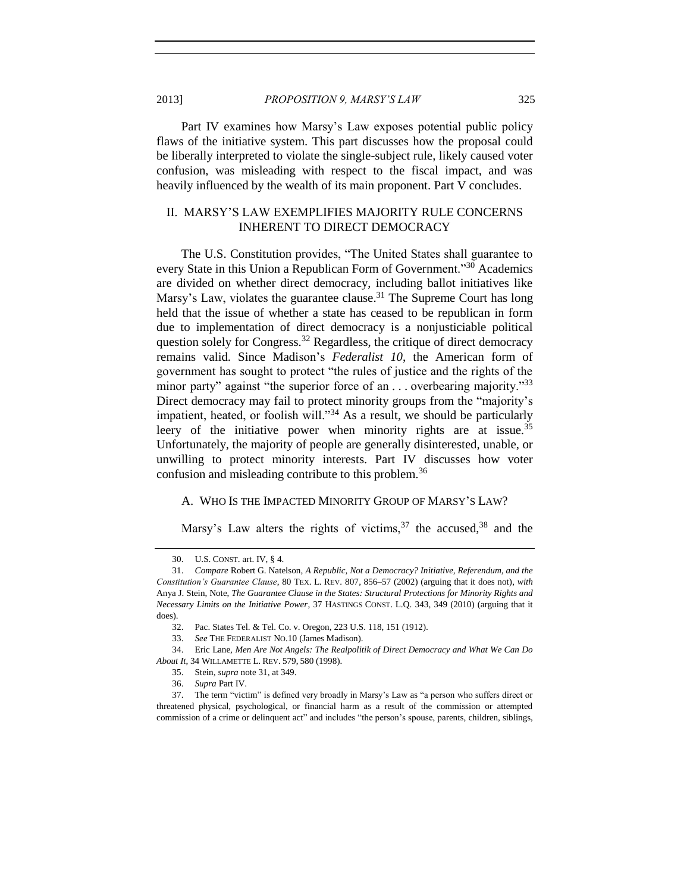Part IV examines how Marsy's Law exposes potential public policy flaws of the initiative system. This part discusses how the proposal could be liberally interpreted to violate the single-subject rule, likely caused voter confusion, was misleading with respect to the fiscal impact, and was heavily influenced by the wealth of its main proponent. Part V concludes.

## II. MARSY'S LAW EXEMPLIFIES MAJORITY RULE CONCERNS INHERENT TO DIRECT DEMOCRACY

The U.S. Constitution provides, "The United States shall guarantee to every State in this Union a Republican Form of Government."[30] Academics are divided on whether direct democracy, including ballot initiatives like Marsy's Law, violates the guarantee clause.[31] The Supreme Court has long held that the issue of whether a state has ceased to be republican in form due to implementation of direct democracy is a nonjusticiable political question solely for Congress.[32] Regardless, the critique of direct democracy remains valid. Since Madison's *Federalist 10*, the American form of government has sought to protect "the rules of justice and the rights of the minor party" against "the superior force of an . . . overbearing majority."[33] Direct democracy may fail to protect minority groups from the "majority's impatient, heated, or foolish will."[34] As a result, we should be particularly leery of the initiative power when minority rights are at issue.[35] Unfortunately, the majority of people are generally disinterested, unable, or unwilling to protect minority interests. Part IV discusses how voter confusion and misleading contribute to this problem.[36]

### A. WHO IS THE IMPACTED MINORITY GROUP OF MARSY'S LAW?

Marsy's Law alters the rights of victims,[37] the accused,[38] and the

---

30. U.S. CONST. art. IV, § 4.

31. *Compare* Robert G. Natelson, *A Republic, Not a Democracy? Initiative, Referendum, and the Constitution's Guarantee Clause*, 80 TEX. L. REV. 807, 856–57 (2002) (arguing that it does not), *with* Anya J. Stein, Note, *The Guarantee Clause in the States: Structural Protections for Minority Rights and Necessary Limits on the Initiative Power*, 37 HASTINGS CONST. L.Q. 343, 349 (2010) (arguing that it does).

32. Pac. States Tel. & Tel. Co. v. Oregon, 223 U.S. 118, 151 (1912).

33. *See* THE FEDERALIST NO.10 (James Madison).

34. Eric Lane, *Men Are Not Angels: The Realpolitik of Direct Democracy and What We Can Do About It*, 34 WILLAMETTE L. REV. 579, 580 (1998).

35. Stein, *supra* note 31, at 349.

36. *Supra* Part IV.

37. The term "victim" is defined very broadly in Marsy's Law as "a person who suffers direct or threatened physical, psychological, or financial harm as a result of the commission or attempted commission of a crime or delinquent act" and includes "the person's spouse, parents, children, siblings,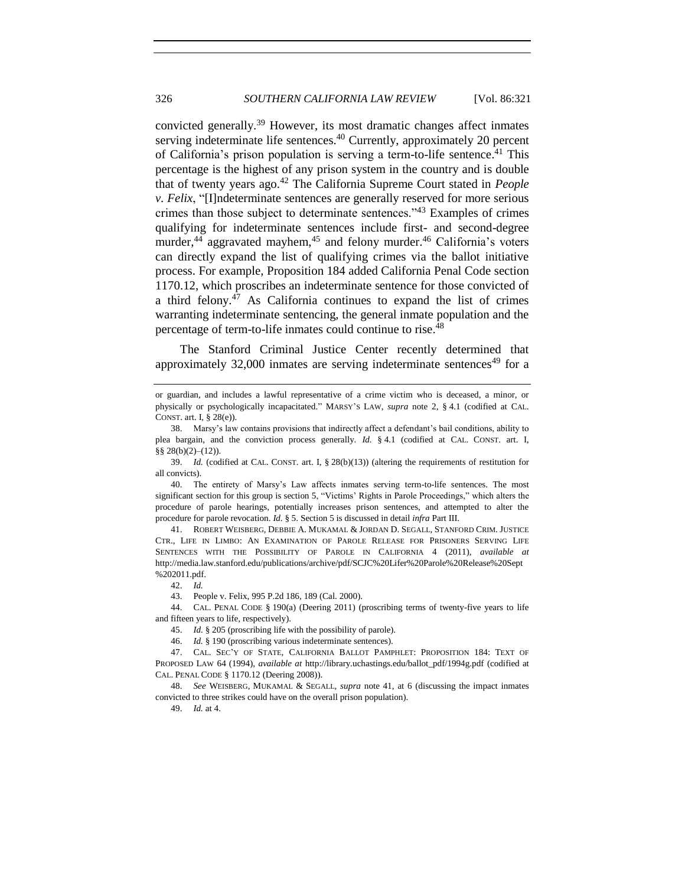convicted generally.[39] However, its most dramatic changes affect inmates serving indeterminate life sentences.[40] Currently, approximately 20 percent of California's prison population is serving a term-to-life sentence.[41] This percentage is the highest of any prison system in the country and is double that of twenty years ago.[42] The California Supreme Court stated in *People v. Felix*, "[I]ndeterminate sentences are generally reserved for more serious crimes than those subject to determinate sentences."[43] Examples of crimes qualifying for indeterminate sentences include first- and second-degree murder,[44] aggravated mayhem,[45] and felony murder.[46] California's voters can directly expand the list of qualifying crimes via the ballot initiative process. For example, Proposition 184 added California Penal Code section 1170.12, which proscribes an indeterminate sentence for those convicted of a third felony.[47] As California continues to expand the list of crimes warranting indeterminate sentencing, the general inmate population and the percentage of term-to-life inmates could continue to rise.[48]

The Stanford Criminal Justice Center recently determined that approximately 32,000 inmates are serving indeterminate sentences[49] for a

---

or guardian, and includes a lawful representative of a crime victim who is deceased, a minor, or physically or psychologically incapacitated." MARSY'S LAW, *supra* note 2, § 4.1 (codified at CAL. CONST. art. I, § 28(e)).

38. Marsy's law contains provisions that indirectly affect a defendant's bail conditions, ability to plea bargain, and the conviction process generally. *Id.* § 4.1 (codified at CAL. CONST. art. I, §§ 28(b)(2)–(12)).

39. *Id.* (codified at CAL. CONST. art. I, § 28(b)(13)) (altering the requirements of restitution for all convicts).

40. The entirety of Marsy's Law affects inmates serving term-to-life sentences. The most significant section for this group is section 5, "Victims' Rights in Parole Proceedings," which alters the procedure of parole hearings, potentially increases prison sentences, and attempted to alter the procedure for parole revocation. *Id.* § 5. Section 5 is discussed in detail *infra* Part III.

41. ROBERT WEISBERG, DEBBIE A. MUKAMAL & JORDAN D. SEGALL, STANFORD CRIM. JUSTICE CTR., LIFE IN LIMBO: AN EXAMINATION OF PAROLE RELEASE FOR PRISONERS SERVING LIFE SENTENCES WITH THE POSSIBILITY OF PAROLE IN CALIFORNIA 4 (2011), *available at* http://media.law.stanford.edu/publications/archive/pdf/SCJC%20Lifer%20Parole%20Release%20Sept%202011.pdf.

42. *Id.*

43. People v. Felix, 995 P.2d 186, 189 (Cal. 2000).

44. CAL. PENAL CODE § 190(a) (Deering 2011) (proscribing terms of twenty-five years to life and fifteen years to life, respectively).

45. *Id.* § 205 (proscribing life with the possibility of parole).

46. *Id.* § 190 (proscribing various indeterminate sentences).

47. CAL. SEC'Y OF STATE, CALIFORNIA BALLOT PAMPHLET: PROPOSITION 184: TEXT OF PROPOSED LAW 64 (1994), *available at* http://library.uchastings.edu/ballot_pdf/1994g.pdf (codified at CAL. PENAL CODE § 1170.12 (Deering 2008)).

48. *See* WEISBERG, MUKAMAL & SEGALL, *supra* note 41, at 6 (discussing the impact inmates convicted to three strikes could have on the overall prison population).

49. *Id.* at 4.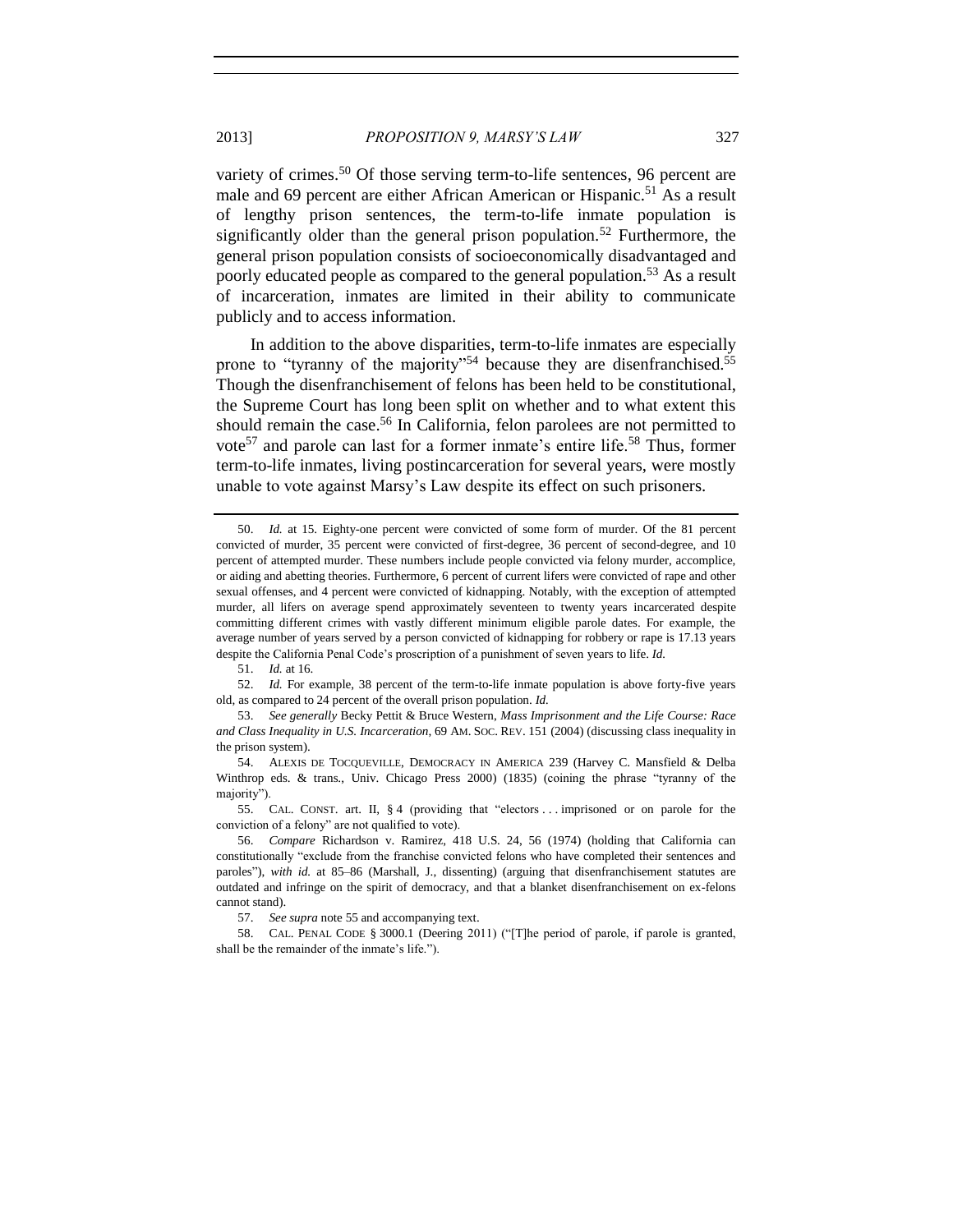variety of crimes.[50] Of those serving term-to-life sentences, 96 percent are male and 69 percent are either African American or Hispanic.[51] As a result of lengthy prison sentences, the term-to-life inmate population is significantly older than the general prison population.[52] Furthermore, the general prison population consists of socioeconomically disadvantaged and poorly educated people as compared to the general population.[53] As a result of incarceration, inmates are limited in their ability to communicate publicly and to access information.

In addition to the above disparities, term-to-life inmates are especially prone to "tyranny of the majority"[54] because they are disenfranchised.[55] Though the disenfranchisement of felons has been held to be constitutional, the Supreme Court has long been split on whether and to what extent this should remain the case.[56] In California, felon parolees are not permitted to vote[57] and parole can last for a former inmate's entire life.[58] Thus, former term-to-life inmates, living postincarceration for several years, were mostly unable to vote against Marsy's Law despite its effect on such prisoners.

---

50. *Id.* at 15. Eighty-one percent were convicted of some form of murder. Of the 81 percent convicted of murder, 35 percent were convicted of first-degree, 36 percent of second-degree, and 10 percent of attempted murder. These numbers include people convicted via felony murder, accomplice, or aiding and abetting theories. Furthermore, 6 percent of current lifers were convicted of rape and other sexual offenses, and 4 percent were convicted of kidnapping. Notably, with the exception of attempted murder, all lifers on average spend approximately seventeen to twenty years incarcerated despite committing different crimes with vastly different minimum eligible parole dates. For example, the average number of years served by a person convicted of kidnapping for robbery or rape is 17.13 years despite the California Penal Code's proscription of a punishment of seven years to life. *Id.*

51. *Id.* at 16.

52. *Id.* For example, 38 percent of the term-to-life inmate population is above forty-five years old, as compared to 24 percent of the overall prison population. *Id.*

53. *See generally* Becky Pettit & Bruce Western, *Mass Imprisonment and the Life Course: Race and Class Inequality in U.S. Incarceration*, 69 AM. SOC. REV. 151 (2004) (discussing class inequality in the prison system).

54. ALEXIS DE TOCQUEVILLE, DEMOCRACY IN AMERICA 239 (Harvey C. Mansfield & Delba Winthrop eds. & trans., Univ. Chicago Press 2000) (1835) (coining the phrase "tyranny of the majority").

55. CAL. CONST. art. II, § 4 (providing that "electors . . . imprisoned or on parole for the conviction of a felony" are not qualified to vote).

56. *Compare* Richardson v. Ramirez, 418 U.S. 24, 56 (1974) (holding that California can constitutionally "exclude from the franchise convicted felons who have completed their sentences and paroles"), *with id.* at 85–86 (Marshall, J., dissenting) (arguing that disenfranchisement statutes are outdated and infringe on the spirit of democracy, and that a blanket disenfranchisement on ex-felons cannot stand).

57. *See supra* note 55 and accompanying text.

58. CAL. PENAL CODE § 3000.1 (Deering 2011) ("[T]he period of parole, if parole is granted, shall be the remainder of the inmate's life.").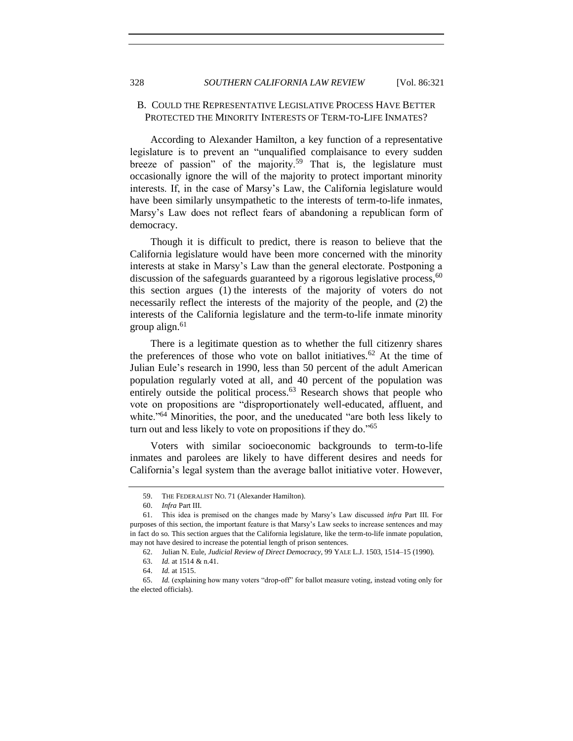### B. COULD THE REPRESENTATIVE LEGISLATIVE PROCESS HAVE BETTER PROTECTED THE MINORITY INTERESTS OF TERM-TO-LIFE INMATES?

According to Alexander Hamilton, a key function of a representative legislature is to prevent an "unqualified complaisance to every sudden breeze of passion" of the majority.[59] That is, the legislature must occasionally ignore the will of the majority to protect important minority interests. If, in the case of Marsy's Law, the California legislature would have been similarly unsympathetic to the interests of term-to-life inmates, Marsy's Law does not reflect fears of abandoning a republican form of democracy.

Though it is difficult to predict, there is reason to believe that the California legislature would have been more concerned with the minority interests at stake in Marsy's Law than the general electorate. Postponing a discussion of the safeguards guaranteed by a rigorous legislative process,[60] this section argues (1) the interests of the majority of voters do not necessarily reflect the interests of the majority of the people, and (2) the interests of the California legislature and the term-to-life inmate minority group align.[61]

There is a legitimate question as to whether the full citizenry shares the preferences of those who vote on ballot initiatives.[62] At the time of Julian Eule's research in 1990, less than 50 percent of the adult American population regularly voted at all, and 40 percent of the population was entirely outside the political process.[63] Research shows that people who vote on propositions are "disproportionately well-educated, affluent, and white."[64] Minorities, the poor, and the uneducated "are both less likely to turn out and less likely to vote on propositions if they do."[65]

Voters with similar socioeconomic backgrounds to term-to-life inmates and parolees are likely to have different desires and needs for California's legal system than the average ballot initiative voter. However,

---

59. THE FEDERALIST NO. 71 (Alexander Hamilton).

60. *Infra* Part III.

61. This idea is premised on the changes made by Marsy's Law discussed *infra* Part III. For purposes of this section, the important feature is that Marsy's Law seeks to increase sentences and may in fact do so. This section argues that the California legislature, like the term-to-life inmate population, may not have desired to increase the potential length of prison sentences.

62. Julian N. Eule, *Judicial Review of Direct Democracy*, 99 YALE L.J. 1503, 1514–15 (1990).

63. *Id.* at 1514 & n.41.

64. *Id.* at 1515.

65. *Id.* (explaining how many voters "drop-off" for ballot measure voting, instead voting only for the elected officials).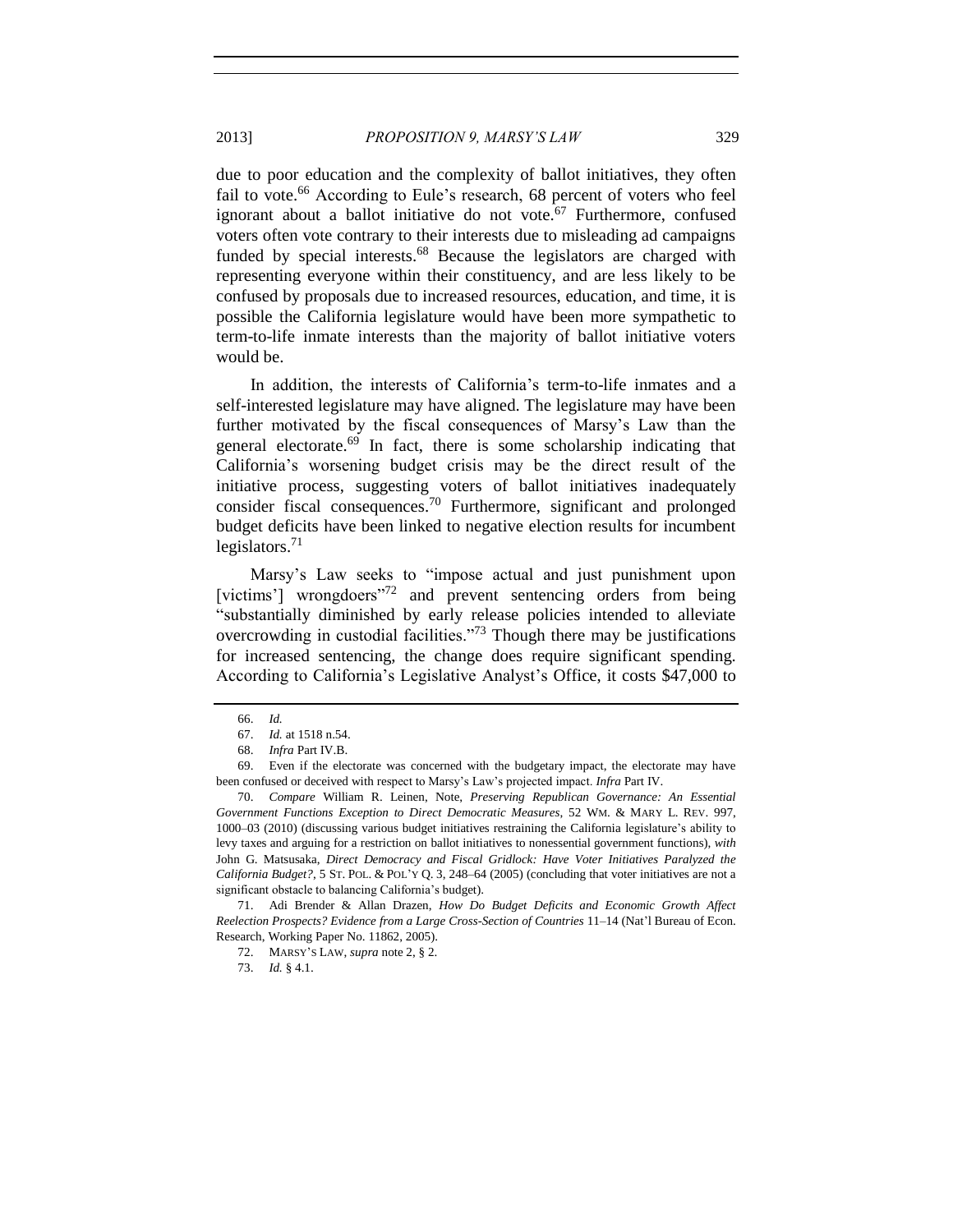due to poor education and the complexity of ballot initiatives, they often fail to vote.[66] According to Eule's research, 68 percent of voters who feel ignorant about a ballot initiative do not vote.[67] Furthermore, confused voters often vote contrary to their interests due to misleading ad campaigns funded by special interests.[68] Because the legislators are charged with representing everyone within their constituency, and are less likely to be confused by proposals due to increased resources, education, and time, it is possible the California legislature would have been more sympathetic to term-to-life inmate interests than the majority of ballot initiative voters would be.

In addition, the interests of California's term-to-life inmates and a self-interested legislature may have aligned. The legislature may have been further motivated by the fiscal consequences of Marsy's Law than the general electorate.[69] In fact, there is some scholarship indicating that California's worsening budget crisis may be the direct result of the initiative process, suggesting voters of ballot initiatives inadequately consider fiscal consequences.[70] Furthermore, significant and prolonged budget deficits have been linked to negative election results for incumbent legislators.[71]

Marsy's Law seeks to "impose actual and just punishment upon [victims'] wrongdoers"[72] and prevent sentencing orders from being "substantially diminished by early release policies intended to alleviate overcrowding in custodial facilities."[73] Though there may be justifications for increased sentencing, the change does require significant spending. According to California's Legislative Analyst's Office, it costs $47,000 to

---

66. *Id.*

67. *Id.* at 1518 n.54.

68. *Infra* Part IV.B.

69. Even if the electorate was concerned with the budgetary impact, the electorate may have been confused or deceived with respect to Marsy's Law's projected impact. *Infra* Part IV.

70. *Compare* William R. Leinen, Note, *Preserving Republican Governance: An Essential Government Functions Exception to Direct Democratic Measures*, 52 WM. & MARY L. REV. 997, 1000–03 (2010) (discussing various budget initiatives restraining the California legislature's ability to levy taxes and arguing for a restriction on ballot initiatives to nonessential government functions), *with* John G. Matsusaka, *Direct Democracy and Fiscal Gridlock: Have Voter Initiatives Paralyzed the California Budget?*, 5 ST. POL. & POL'Y Q. 3, 248–64 (2005) (concluding that voter initiatives are not a significant obstacle to balancing California's budget).

71. Adi Brender & Allan Drazen, *How Do Budget Deficits and Economic Growth Affect Reelection Prospects? Evidence from a Large Cross-Section of Countries* 11–14 (Nat'l Bureau of Econ. Research, Working Paper No. 11862, 2005).

72. MARSY'S LAW, *supra* note 2, § 2.

73. *Id.* § 4.1.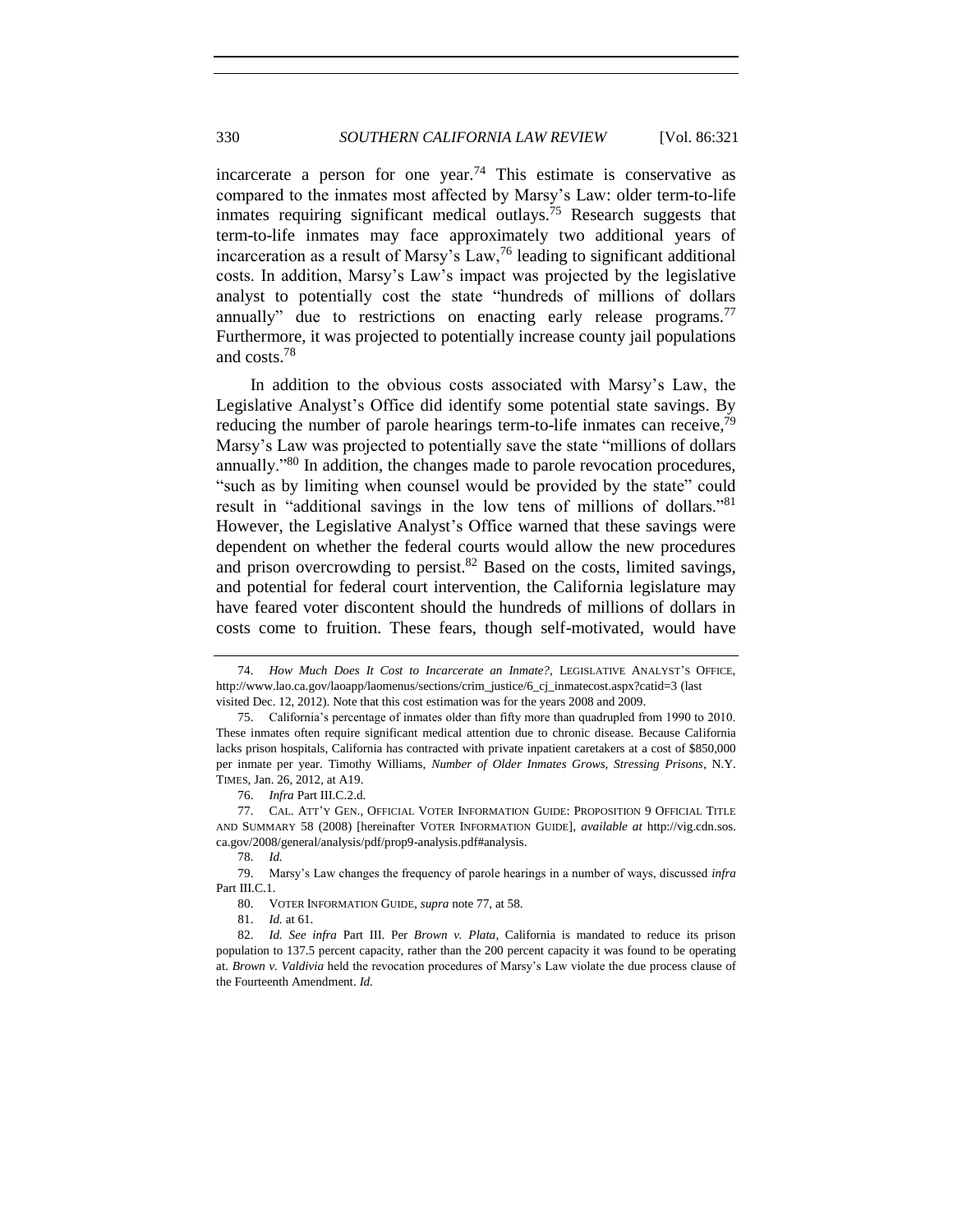incarcerate a person for one year.[74] This estimate is conservative as compared to the inmates most affected by Marsy's Law: older term-to-life inmates requiring significant medical outlays.[75] Research suggests that term-to-life inmates may face approximately two additional years of incarceration as a result of Marsy's Law,[76] leading to significant additional costs. In addition, Marsy's Law's impact was projected by the legislative analyst to potentially cost the state "hundreds of millions of dollars annually" due to restrictions on enacting early release programs.[77] Furthermore, it was projected to potentially increase county jail populations and costs.[78]

In addition to the obvious costs associated with Marsy's Law, the Legislative Analyst's Office did identify some potential state savings. By reducing the number of parole hearings term-to-life inmates can receive,[79] Marsy's Law was projected to potentially save the state "millions of dollars annually."[80] In addition, the changes made to parole revocation procedures, "such as by limiting when counsel would be provided by the state" could result in "additional savings in the low tens of millions of dollars."[81] However, the Legislative Analyst's Office warned that these savings were dependent on whether the federal courts would allow the new procedures and prison overcrowding to persist.[82] Based on the costs, limited savings, and potential for federal court intervention, the California legislature may have feared voter discontent should the hundreds of millions of dollars in costs come to fruition. These fears, though self-motivated, would have

---

74. *How Much Does It Cost to Incarcerate an Inmate?*, LEGISLATIVE ANALYST'S OFFICE, http://www.lao.ca.gov/laoapp/laomenus/sections/crim_justice/6_cj_inmatecost.aspx?catid=3 (last visited Dec. 12, 2012). Note that this cost estimation was for the years 2008 and 2009.

75. California's percentage of inmates older than fifty more than quadrupled from 1990 to 2010. These inmates often require significant medical attention due to chronic disease. Because California lacks prison hospitals, California has contracted with private inpatient caretakers at a cost of $850,000 per inmate per year. Timothy Williams, *Number of Older Inmates Grows, Stressing Prisons*, N.Y. TIMES, Jan. 26, 2012, at A19.

76. *Infra* Part III.C.2.d.

77. CAL. ATT'Y GEN., OFFICIAL VOTER INFORMATION GUIDE: PROPOSITION 9 OFFICIAL TITLE AND SUMMARY 58 (2008) [hereinafter VOTER INFORMATION GUIDE], *available at* http://vig.cdn.sos.ca.gov/2008/general/analysis/pdf/prop9-analysis.pdf#analysis.

78. *Id.*

79. Marsy's Law changes the frequency of parole hearings in a number of ways, discussed *infra* Part III.C.1.

80. VOTER INFORMATION GUIDE, *supra* note 77, at 58.

81. *Id.* at 61.

82. *Id. See infra* Part III. Per *Brown v. Plata*, California is mandated to reduce its prison population to 137.5 percent capacity, rather than the 200 percent capacity it was found to be operating at. *Brown v. Valdivia* held the revocation procedures of Marsy's Law violate the due process clause of the Fourteenth Amendment. *Id.*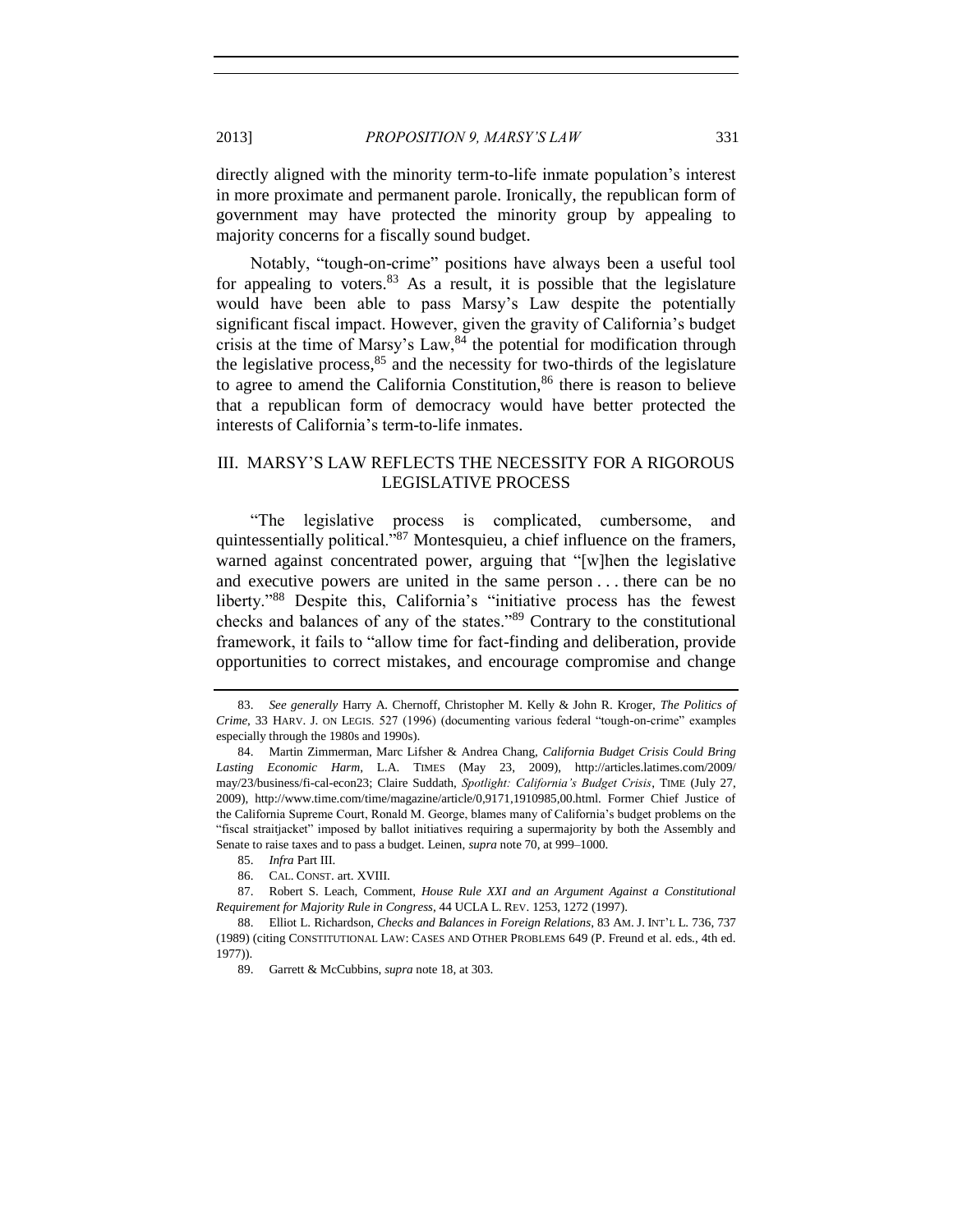directly aligned with the minority term-to-life inmate population's interest in more proximate and permanent parole. Ironically, the republican form of government may have protected the minority group by appealing to majority concerns for a fiscally sound budget.

Notably, "tough-on-crime" positions have always been a useful tool for appealing to voters.[83] As a result, it is possible that the legislature would have been able to pass Marsy's Law despite the potentially significant fiscal impact. However, given the gravity of California's budget crisis at the time of Marsy's Law,[84] the potential for modification through the legislative process,[85] and the necessity for two-thirds of the legislature to agree to amend the California Constitution,[86] there is reason to believe that a republican form of democracy would have better protected the interests of California's term-to-life inmates.

## III. MARSY'S LAW REFLECTS THE NECESSITY FOR A RIGOROUS LEGISLATIVE PROCESS

"The legislative process is complicated, cumbersome, and quintessentially political."[87] Montesquieu, a chief influence on the framers, warned against concentrated power, arguing that "[w]hen the legislative and executive powers are united in the same person . . . there can be no liberty."[88] Despite this, California's "initiative process has the fewest checks and balances of any of the states."[89] Contrary to the constitutional framework, it fails to "allow time for fact-finding and deliberation, provide opportunities to correct mistakes, and encourage compromise and change

---

83. *See generally* Harry A. Chernoff, Christopher M. Kelly & John R. Kroger, *The Politics of Crime*, 33 HARV. J. ON LEGIS. 527 (1996) (documenting various federal "tough-on-crime" examples especially through the 1980s and 1990s).

84. Martin Zimmerman, Marc Lifsher & Andrea Chang, *California Budget Crisis Could Bring Lasting Economic Harm*, L.A. TIMES (May 23, 2009), http://articles.latimes.com/2009/may/23/business/fi-cal-econ23; Claire Suddath, *Spotlight: California's Budget Crisis*, TIME (July 27, 2009), http://www.time.com/time/magazine/article/0,9171,1910985,00.html. Former Chief Justice of the California Supreme Court, Ronald M. George, blames many of California's budget problems on the "fiscal straitjacket" imposed by ballot initiatives requiring a supermajority by both the Assembly and Senate to raise taxes and to pass a budget. Leinen, *supra* note 70, at 999–1000.

85. *Infra* Part III.

86. CAL. CONST. art. XVIII.

87. Robert S. Leach, Comment, *House Rule XXI and an Argument Against a Constitutional Requirement for Majority Rule in Congress*, 44 UCLA L. REV. 1253, 1272 (1997).

88. Elliot L. Richardson, *Checks and Balances in Foreign Relations*, 83 AM. J. INT'L L. 736, 737 (1989) (citing CONSTITUTIONAL LAW: CASES AND OTHER PROBLEMS 649 (P. Freund et al. eds., 4th ed. 1977)).

89. Garrett & McCubbins, *supra* note 18, at 303.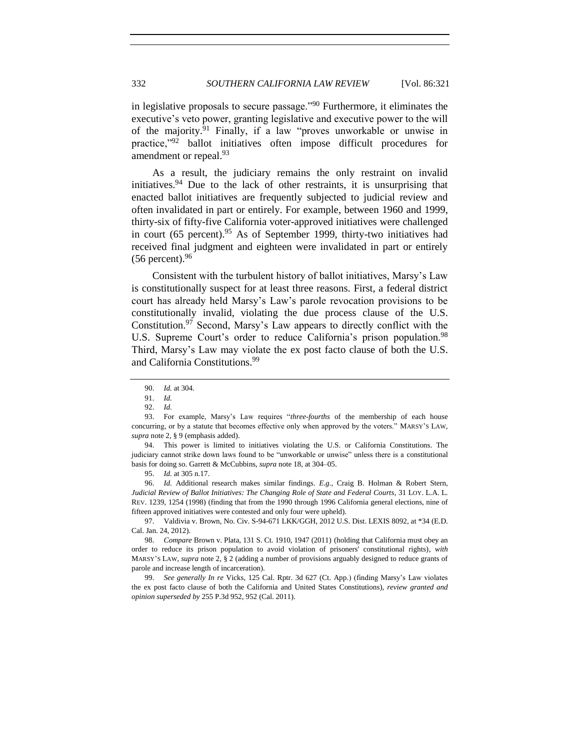in legislative proposals to secure passage."[90] Furthermore, it eliminates the executive's veto power, granting legislative and executive power to the will of the majority.[91] Finally, if a law "proves unworkable or unwise in practice,"[92] ballot initiatives often impose difficult procedures for amendment or repeal.[93]

As a result, the judiciary remains the only restraint on invalid initiatives.[94] Due to the lack of other restraints, it is unsurprising that enacted ballot initiatives are frequently subjected to judicial review and often invalidated in part or entirely. For example, between 1960 and 1999, thirty-six of fifty-five California voter-approved initiatives were challenged in court (65 percent).[95] As of September 1999, thirty-two initiatives had received final judgment and eighteen were invalidated in part or entirely (56 percent).[96]

Consistent with the turbulent history of ballot initiatives, Marsy's Law is constitutionally suspect for at least three reasons. First, a federal district court has already held Marsy's Law's parole revocation provisions to be constitutionally invalid, violating the due process clause of the U.S. Constitution.[97] Second, Marsy's Law appears to directly conflict with the U.S. Supreme Court's order to reduce California's prison population.[98] Third, Marsy's Law may violate the ex post facto clause of both the U.S. and California Constitutions.[99]

---

90. *Id.* at 304.

91. *Id.*

92. *Id.*

93. For example, Marsy's Law requires "*three-fourths* of the membership of each house concurring, or by a statute that becomes effective only when approved by the voters." MARSY'S LAW, *supra* note 2, § 9 (emphasis added).

94. This power is limited to initiatives violating the U.S. or California Constitutions. The judiciary cannot strike down laws found to be "unworkable or unwise" unless there is a constitutional basis for doing so. Garrett & McCubbins, *supra* note 18, at 304–05.

95. *Id.* at 305 n.17.

96. *Id.* Additional research makes similar findings. *E.g.*, Craig B. Holman & Robert Stern, *Judicial Review of Ballot Initiatives: The Changing Role of State and Federal Courts*, 31 LOY. L.A. L. REV. 1239, 1254 (1998) (finding that from the 1990 through 1996 California general elections, nine of fifteen approved initiatives were contested and only four were upheld).

97. Valdivia v. Brown, No. Civ. S-94-671 LKK/GGH, 2012 U.S. Dist. LEXIS 8092, at *34 (E.D. Cal. Jan. 24, 2012).

98. *Compare* Brown v. Plata, 131 S. Ct. 1910, 1947 (2011) (holding that California must obey an order to reduce its prison population to avoid violation of prisoners' constitutional rights), *with* MARSY'S LAW, *supra* note 2, § 2 (adding a number of provisions arguably designed to reduce grants of parole and increase length of incarceration).

99. *See generally In re* Vicks, 125 Cal. Rptr. 3d 627 (Ct. App.) (finding Marsy's Law violates the ex post facto clause of both the California and United States Constitutions), *review granted and opinion superseded by* 255 P.3d 952, 952 (Cal. 2011).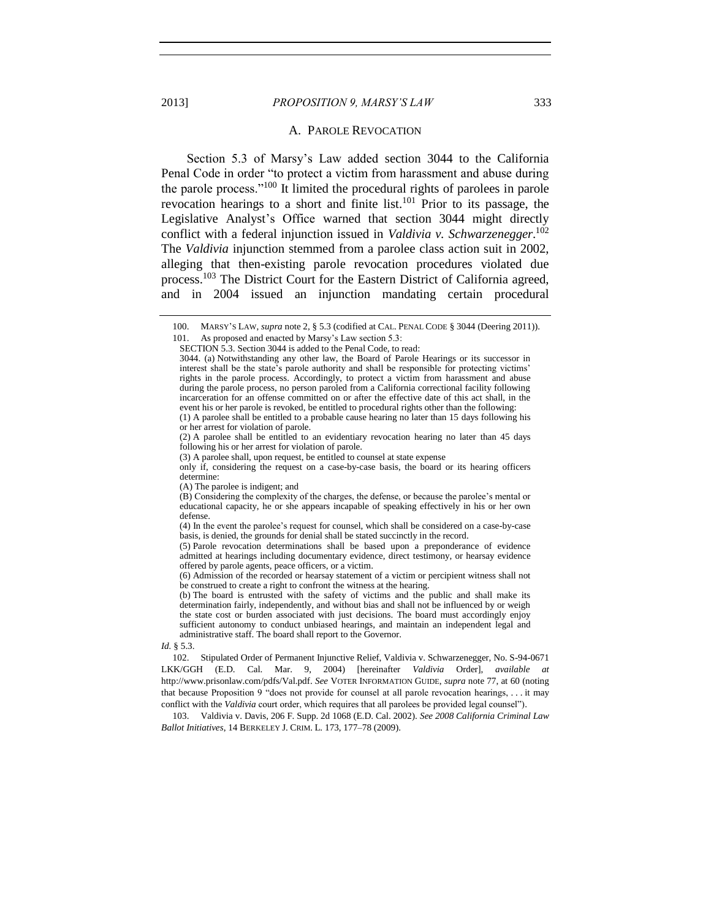## A. PAROLE REVOCATION

Section 5.3 of Marsy's Law added section 3044 to the California Penal Code in order "to protect a victim from harassment and abuse during the parole process."[100] It limited the procedural rights of parolees in parole revocation hearings to a short and finite list.[101] Prior to its passage, the Legislative Analyst's Office warned that section 3044 might directly conflict with a federal injunction issued in *Valdivia v. Schwarzenegger*.[102] The *Valdivia* injunction stemmed from a parolee class action suit in 2002, alleging that then-existing parole revocation procedures violated due process.[103] The District Court for the Eastern District of California agreed, and in 2004 issued an injunction mandating certain procedural

---

100. MARSY'S LAW, *supra* note 2, § 5.3 (codified at CAL. PENAL CODE § 3044 (Deering 2011)).

101. As proposed and enacted by Marsy's Law section 5.3:

> SECTION 5.3. Section 3044 is added to the Penal Code, to read:
>
> 3044. (a) Notwithstanding any other law, the Board of Parole Hearings or its successor in interest shall be the state's parole authority and shall be responsible for protecting victims' rights in the parole process. Accordingly, to protect a victim from harassment and abuse during the parole process, no person paroled from a California correctional facility following incarceration for an offense committed on or after the effective date of this act shall, in the event his or her parole is revoked, be entitled to procedural rights other than the following:
>
> (1) A parolee shall be entitled to a probable cause hearing no later than 15 days following his or her arrest for violation of parole.
>
> (2) A parolee shall be entitled to an evidentiary revocation hearing no later than 45 days following his or her arrest for violation of parole.
>
> (3) A parolee shall, upon request, be entitled to counsel at state expense
>
> only if, considering the request on a case-by-case basis, the board or its hearing officers determine:
>
> (A) The parolee is indigent; and
>
> (B) Considering the complexity of the charges, the defense, or because the parolee's mental or educational capacity, he or she appears incapable of speaking effectively in his or her own defense.
>
> (4) In the event the parolee's request for counsel, which shall be considered on a case-by-case basis, is denied, the grounds for denial shall be stated succinctly in the record.
>
> (5) Parole revocation determinations shall be based upon a preponderance of evidence admitted at hearings including documentary evidence, direct testimony, or hearsay evidence offered by parole agents, peace officers, or a victim.
>
> (6) Admission of the recorded or hearsay statement of a victim or percipient witness shall not be construed to create a right to confront the witness at the hearing.
>
> (b) The board is entrusted with the safety of victims and the public and shall make its determination fairly, independently, and without bias and shall not be influenced by or weigh the state cost or burden associated with just decisions. The board must accordingly enjoy sufficient autonomy to conduct unbiased hearings, and maintain an independent legal and administrative staff. The board shall report to the Governor.

*Id.* § 5.3.

102. Stipulated Order of Permanent Injunctive Relief, Valdivia v. Schwarzenegger, No. S-94-0671 LKK/GGH (E.D. Cal. Mar. 9, 2004) [hereinafter *Valdivia* Order], *available at* http://www.prisonlaw.com/pdfs/Val.pdf. *See* VOTER INFORMATION GUIDE, *supra* note 77, at 60 (noting that because Proposition 9 "does not provide for counsel at all parole revocation hearings, . . . it may conflict with the *Valdivia* court order, which requires that all parolees be provided legal counsel").

103. Valdivia v. Davis, 206 F. Supp. 2d 1068 (E.D. Cal. 2002). *See 2008 California Criminal Law Ballot Initiatives*, 14 BERKELEY J. CRIM. L. 173, 177–78 (2009).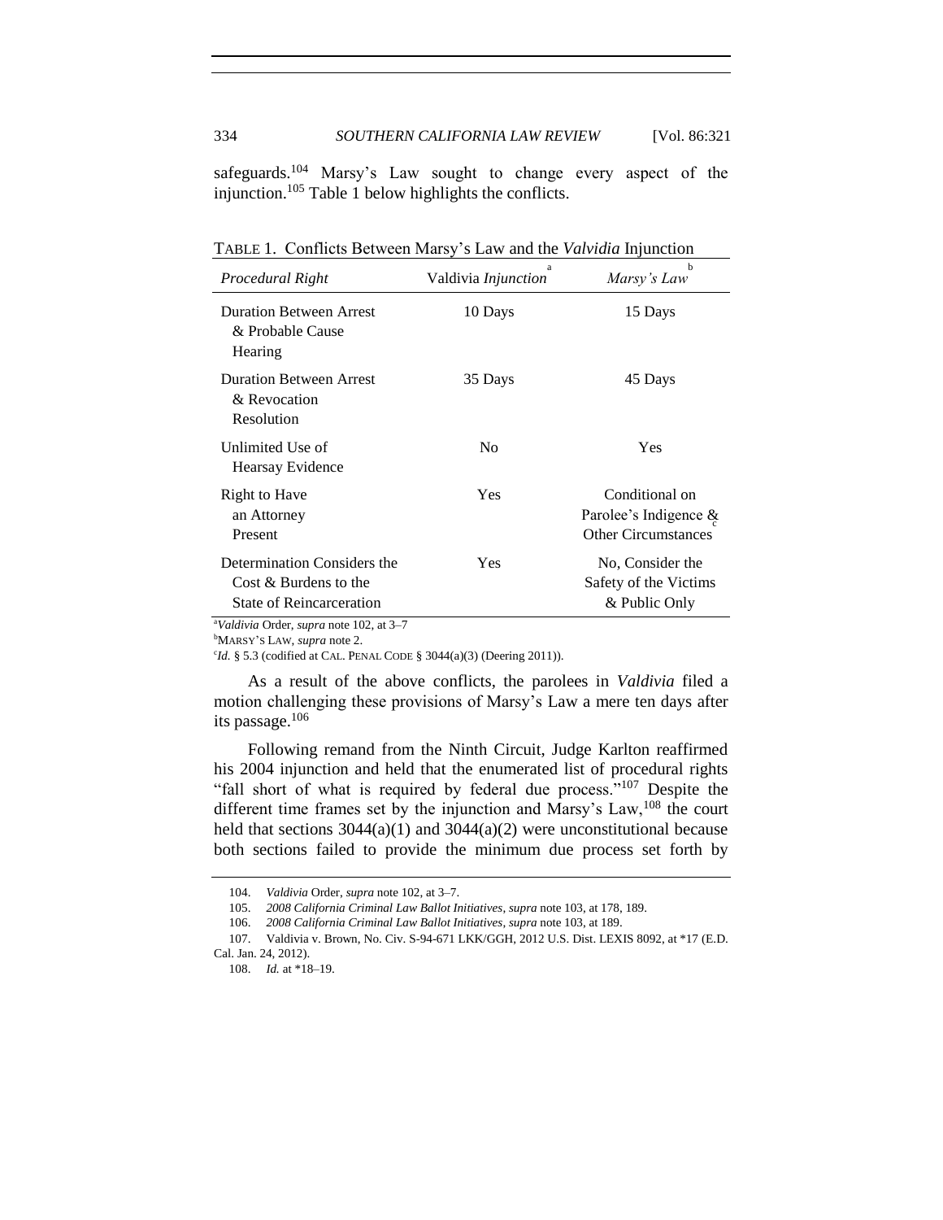safeguards.[104] Marsy's Law sought to change every aspect of the injunction.[105] Table 1 below highlights the conflicts.

TABLE 1. Conflicts Between Marsy's Law and the *Valvidia* Injunction

| *Procedural Right* | Valdivia *Injunction*[a] | *Marsy's Law*[b] |
|---|---|---|
| Duration Between Arrest & Probable Cause Hearing | 10 Days | 15 Days |
| Duration Between Arrest & Revocation Resolution | 35 Days | 45 Days |
| Unlimited Use of Hearsay Evidence | No | Yes |
| Right to Have an Attorney Present | Yes | Conditional on Parolee's Indigence & Other Circumstances[c] |
| Determination Considers the Cost & Burdens to the State of Reincarceration | Yes | No, Consider the Safety of the Victims & Public Only |

[a]*Valdivia* Order, *supra* note 102, at 3–7
[b]MARSY'S LAW, *supra* note 2.
[c]*Id.* § 5.3 (codified at CAL. PENAL CODE § 3044(a)(3) (Deering 2011)).

As a result of the above conflicts, the parolees in *Valdivia* filed a motion challenging these provisions of Marsy's Law a mere ten days after its passage.[106]

Following remand from the Ninth Circuit, Judge Karlton reaffirmed his 2004 injunction and held that the enumerated list of procedural rights "fall short of what is required by federal due process."[107] Despite the different time frames set by the injunction and Marsy's Law,[108] the court held that sections 3044(a)(1) and 3044(a)(2) were unconstitutional because both sections failed to provide the minimum due process set forth by

104. *Valdivia* Order, *supra* note 102, at 3–7.

105. *2008 California Criminal Law Ballot Initiatives*, *supra* note 103, at 178, 189.

106. *2008 California Criminal Law Ballot Initiatives*, *supra* note 103, at 189.

107. Valdivia v. Brown, No. Civ. S-94-671 LKK/GGH, 2012 U.S. Dist. LEXIS 8092, at *17 (E.D. Cal. Jan. 24, 2012).

108. *Id.* at *18–19.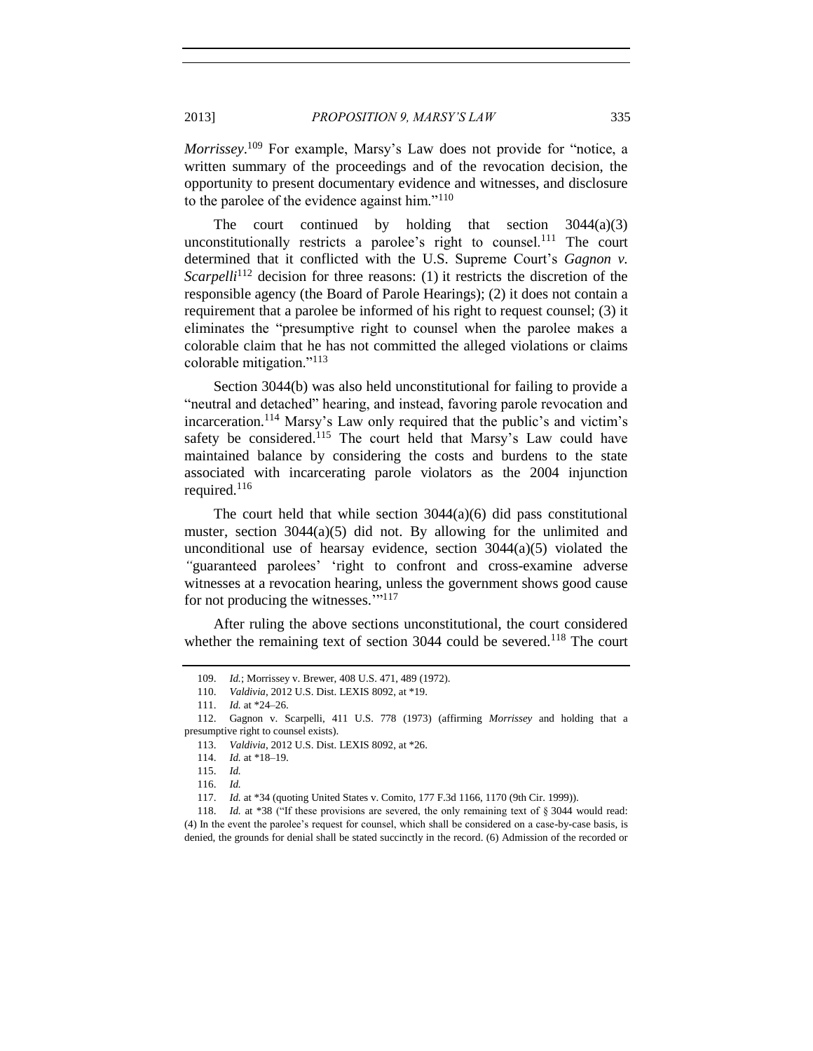*Morrissey*.[109] For example, Marsy's Law does not provide for "notice, a written summary of the proceedings and of the revocation decision, the opportunity to present documentary evidence and witnesses, and disclosure to the parolee of the evidence against him."[110]

The court continued by holding that section 3044(a)(3) unconstitutionally restricts a parolee's right to counsel.[111] The court determined that it conflicted with the U.S. Supreme Court's *Gagnon v. Scarpelli*[112] decision for three reasons: (1) it restricts the discretion of the responsible agency (the Board of Parole Hearings); (2) it does not contain a requirement that a parolee be informed of his right to request counsel; (3) it eliminates the "presumptive right to counsel when the parolee makes a colorable claim that he has not committed the alleged violations or claims colorable mitigation."[113]

Section 3044(b) was also held unconstitutional for failing to provide a "neutral and detached" hearing, and instead, favoring parole revocation and incarceration.[114] Marsy's Law only required that the public's and victim's safety be considered.[115] The court held that Marsy's Law could have maintained balance by considering the costs and burdens to the state associated with incarcerating parole violators as the 2004 injunction required.[116]

The court held that while section 3044(a)(6) did pass constitutional muster, section 3044(a)(5) did not. By allowing for the unlimited and unconditional use of hearsay evidence, section 3044(a)(5) violated the "guaranteed parolees' 'right to confront and cross-examine adverse witnesses at a revocation hearing, unless the government shows good cause for not producing the witnesses.'"[117]

After ruling the above sections unconstitutional, the court considered whether the remaining text of section 3044 could be severed.[118] The court

---

109. *Id.*; Morrissey v. Brewer, 408 U.S. 471, 489 (1972).

110. *Valdivia*, 2012 U.S. Dist. LEXIS 8092, at *19.

111. *Id.* at *24–26.

112. Gagnon v. Scarpelli, 411 U.S. 778 (1973) (affirming *Morrissey* and holding that a presumptive right to counsel exists).

113. *Valdivia*, 2012 U.S. Dist. LEXIS 8092, at *26.

114. *Id.* at *18–19.

115. *Id.*

116. *Id.*

117. *Id.* at *34 (quoting United States v. Comito, 177 F.3d 1166, 1170 (9th Cir. 1999)).

118. *Id.* at *38 ("If these provisions are severed, the only remaining text of § 3044 would read: (4) In the event the parolee's request for counsel, which shall be considered on a case-by-case basis, is denied, the grounds for denial shall be stated succinctly in the record. (6) Admission of the recorded or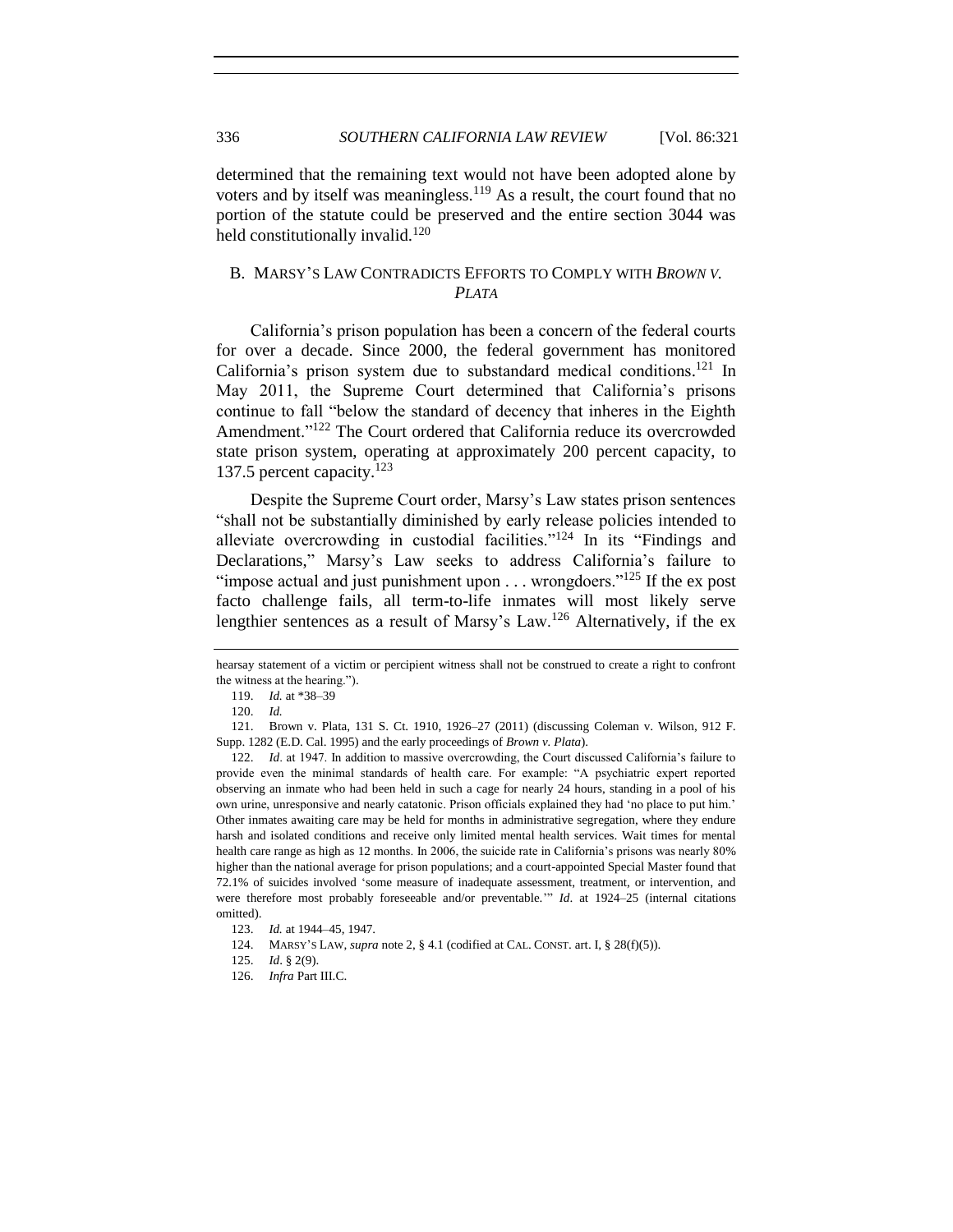determined that the remaining text would not have been adopted alone by voters and by itself was meaningless.[119] As a result, the court found that no portion of the statute could be preserved and the entire section 3044 was held constitutionally invalid.[120]

## B. MARSY'S LAW CONTRADICTS EFFORTS TO COMPLY WITH *BROWN V. PLATA*

California's prison population has been a concern of the federal courts for over a decade. Since 2000, the federal government has monitored California's prison system due to substandard medical conditions.[121] In May 2011, the Supreme Court determined that California's prisons continue to fall "below the standard of decency that inheres in the Eighth Amendment."[122] The Court ordered that California reduce its overcrowded state prison system, operating at approximately 200 percent capacity, to 137.5 percent capacity.[123]

Despite the Supreme Court order, Marsy's Law states prison sentences "shall not be substantially diminished by early release policies intended to alleviate overcrowding in custodial facilities."[124] In its "Findings and Declarations," Marsy's Law seeks to address California's failure to "impose actual and just punishment upon . . . wrongdoers."[125] If the ex post facto challenge fails, all term-to-life inmates will most likely serve lengthier sentences as a result of Marsy's Law.[126] Alternatively, if the ex

---

hearsay statement of a victim or percipient witness shall not be construed to create a right to confront the witness at the hearing.").

119. *Id.* at *38–39

120. *Id.*

121. Brown v. Plata, 131 S. Ct. 1910, 1926–27 (2011) (discussing Coleman v. Wilson, 912 F. Supp. 1282 (E.D. Cal. 1995) and the early proceedings of *Brown v. Plata*).

122. *Id*. at 1947. In addition to massive overcrowding, the Court discussed California's failure to provide even the minimal standards of health care. For example: "A psychiatric expert reported observing an inmate who had been held in such a cage for nearly 24 hours, standing in a pool of his own urine, unresponsive and nearly catatonic. Prison officials explained they had 'no place to put him.' Other inmates awaiting care may be held for months in administrative segregation, where they endure harsh and isolated conditions and receive only limited mental health services. Wait times for mental health care range as high as 12 months. In 2006, the suicide rate in California's prisons was nearly 80% higher than the national average for prison populations; and a court-appointed Special Master found that 72.1% of suicides involved 'some measure of inadequate assessment, treatment, or intervention, and were therefore most probably foreseeable and/or preventable.'" *Id*. at 1924–25 (internal citations omitted).

123. *Id.* at 1944–45, 1947.

124. MARSY'S LAW, *supra* note 2, § 4.1 (codified at CAL. CONST. art. I, § 28(f)(5)).

125. *Id*. § 2(9).

126. *Infra* Part III.C.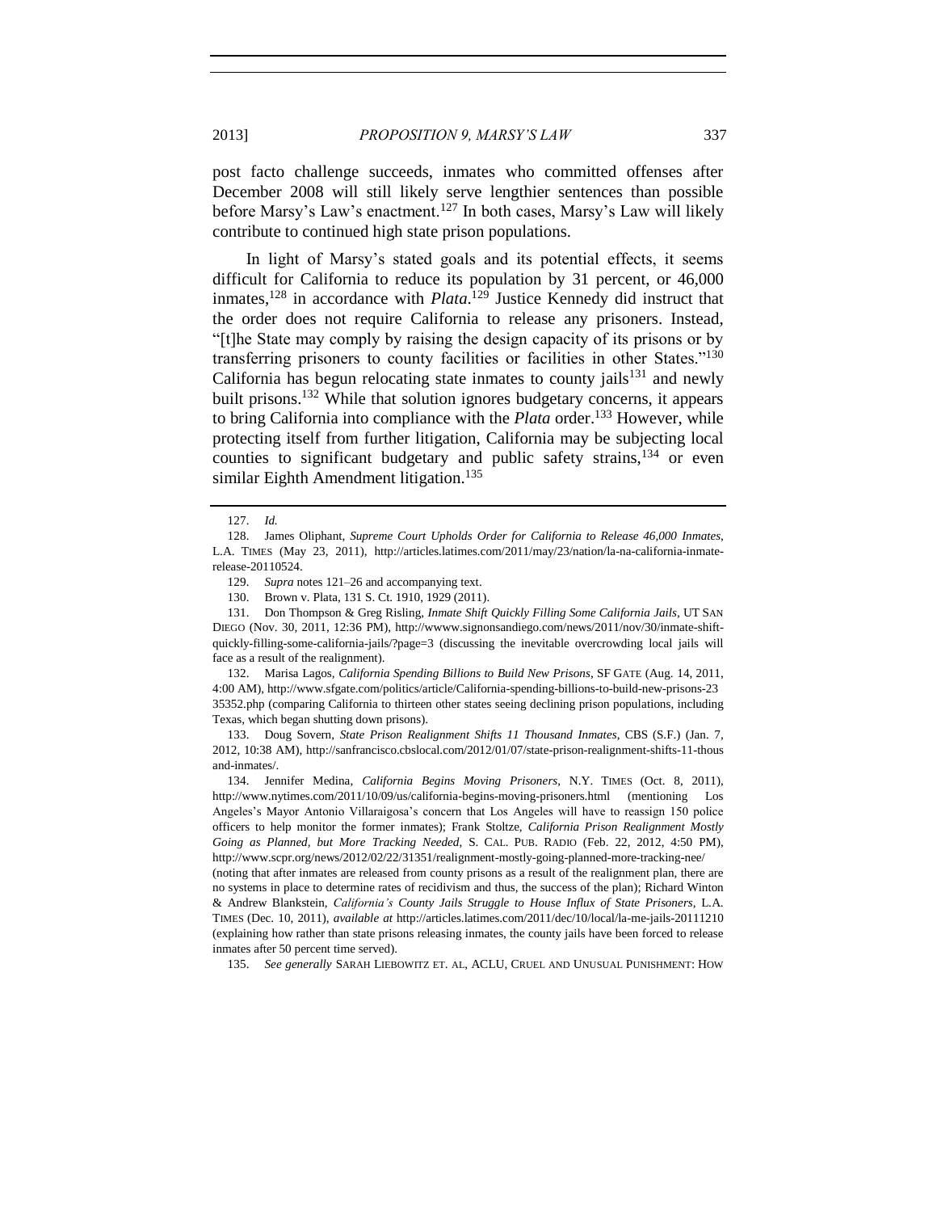post facto challenge succeeds, inmates who committed offenses after December 2008 will still likely serve lengthier sentences than possible before Marsy's Law's enactment.[127] In both cases, Marsy's Law will likely contribute to continued high state prison populations.

In light of Marsy's stated goals and its potential effects, it seems difficult for California to reduce its population by 31 percent, or 46,000 inmates,[128] in accordance with *Plata*.[129] Justice Kennedy did instruct that the order does not require California to release any prisoners. Instead, "[t]he State may comply by raising the design capacity of its prisons or by transferring prisoners to county facilities or facilities in other States."[130] California has begun relocating state inmates to county jails[131] and newly built prisons.[132] While that solution ignores budgetary concerns, it appears to bring California into compliance with the *Plata* order.[133] However, while protecting itself from further litigation, California may be subjecting local counties to significant budgetary and public safety strains,[134] or even similar Eighth Amendment litigation.[135]

---

127. *Id.*

128. James Oliphant, *Supreme Court Upholds Order for California to Release 46,000 Inmates*, L.A. TIMES (May 23, 2011), http://articles.latimes.com/2011/may/23/nation/la-na-california-inmate-release-20110524.

129. *Supra* notes 121–26 and accompanying text.

130. Brown v. Plata, 131 S. Ct. 1910, 1929 (2011).

131. Don Thompson & Greg Risling, *Inmate Shift Quickly Filling Some California Jails*, UT SAN DIEGO (Nov. 30, 2011, 12:36 PM), http://wwww.signonsandiego.com/news/2011/nov/30/inmate-shift-quickly-filling-some-california-jails/?page=3 (discussing the inevitable overcrowding local jails will face as a result of the realignment).

132. Marisa Lagos, *California Spending Billions to Build New Prisons*, SF GATE (Aug. 14, 2011, 4:00 AM), http://www.sfgate.com/politics/article/California-spending-billions-to-build-new-prisons-2335352.php (comparing California to thirteen other states seeing declining prison populations, including Texas, which began shutting down prisons).

133. Doug Sovern, *State Prison Realignment Shifts 11 Thousand Inmates*, CBS (S.F.) (Jan. 7, 2012, 10:38 AM), http://sanfrancisco.cbslocal.com/2012/01/07/state-prison-realignment-shifts-11-thousand-inmates/.

134. Jennifer Medina, *California Begins Moving Prisoners*, N.Y. TIMES (Oct. 8, 2011), http://www.nytimes.com/2011/10/09/us/california-begins-moving-prisoners.html (mentioning Los Angeles's Mayor Antonio Villaraigosa's concern that Los Angeles will have to reassign 150 police officers to help monitor the former inmates); Frank Stoltze, *California Prison Realignment Mostly Going as Planned, but More Tracking Needed*, S. CAL. PUB. RADIO (Feb. 22, 2012, 4:50 PM), http://www.scpr.org/news/2012/02/22/31351/realignment-mostly-going-planned-more-tracking-nee/ (noting that after inmates are released from county prisons as a result of the realignment plan, there are no systems in place to determine rates of recidivism and thus, the success of the plan); Richard Winton & Andrew Blankstein, *California's County Jails Struggle to House Influx of State Prisoners*, L.A. TIMES (Dec. 10, 2011), *available at* http://articles.latimes.com/2011/dec/10/local/la-me-jails-20111210 (explaining how rather than state prisons releasing inmates, the county jails have been forced to release inmates after 50 percent time served).

135. *See generally* SARAH LIEBOWITZ ET. AL, ACLU, CRUEL AND UNUSUAL PUNISHMENT: HOW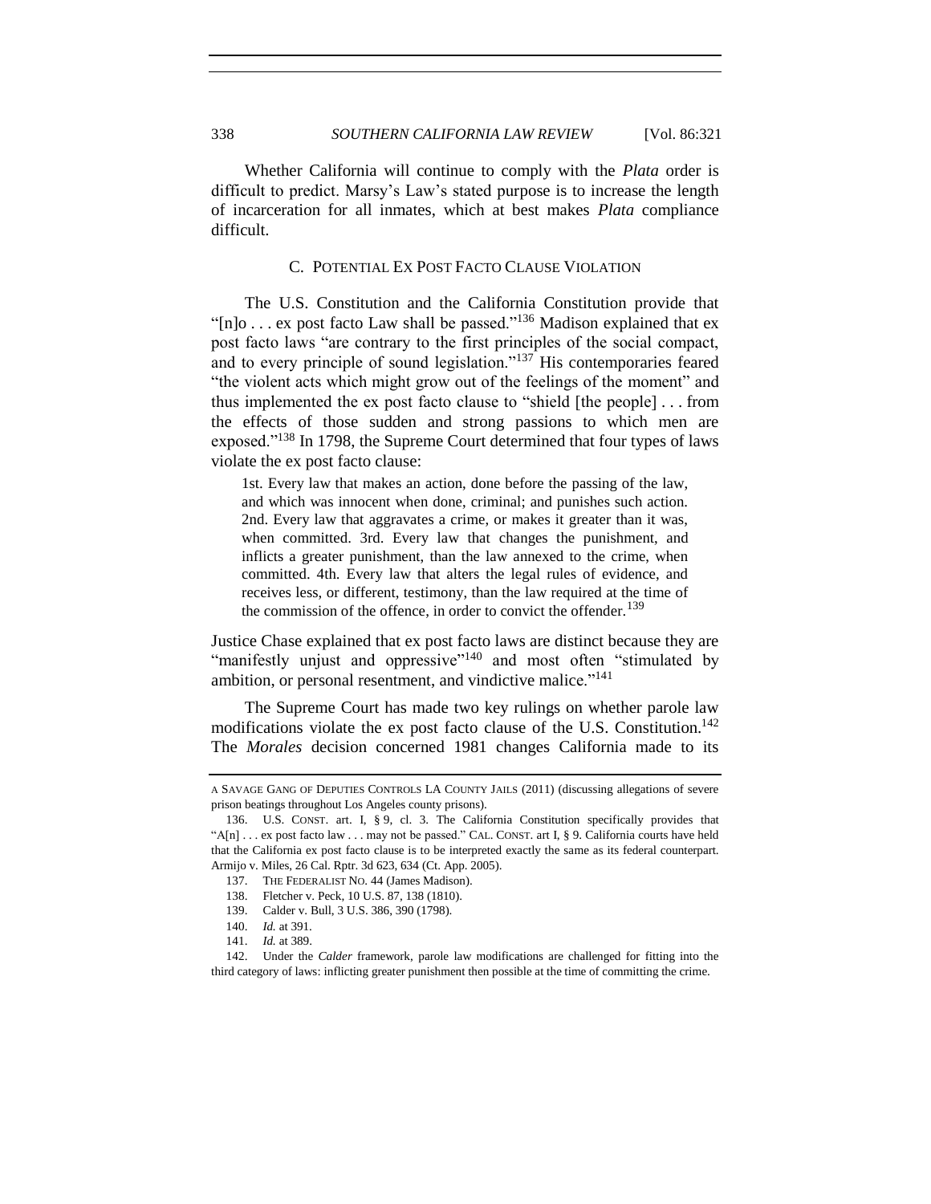Whether California will continue to comply with the *Plata* order is difficult to predict. Marsy's Law's stated purpose is to increase the length of incarceration for all inmates, which at best makes *Plata* compliance difficult.

### C. POTENTIAL EX POST FACTO CLAUSE VIOLATION

The U.S. Constitution and the California Constitution provide that "[n]o . . . ex post facto Law shall be passed."[136] Madison explained that ex post facto laws "are contrary to the first principles of the social compact, and to every principle of sound legislation."[137] His contemporaries feared "the violent acts which might grow out of the feelings of the moment" and thus implemented the ex post facto clause to "shield [the people] . . . from the effects of those sudden and strong passions to which men are exposed."[138] In 1798, the Supreme Court determined that four types of laws violate the ex post facto clause:

> 1st. Every law that makes an action, done before the passing of the law, and which was innocent when done, criminal; and punishes such action. 2nd. Every law that aggravates a crime, or makes it greater than it was, when committed. 3rd. Every law that changes the punishment, and inflicts a greater punishment, than the law annexed to the crime, when committed. 4th. Every law that alters the legal rules of evidence, and receives less, or different, testimony, than the law required at the time of the commission of the offence, in order to convict the offender.[139]

Justice Chase explained that ex post facto laws are distinct because they are "manifestly unjust and oppressive"[140] and most often "stimulated by ambition, or personal resentment, and vindictive malice."[141]

The Supreme Court has made two key rulings on whether parole law modifications violate the ex post facto clause of the U.S. Constitution.[142] The *Morales* decision concerned 1981 changes California made to its

---

A SAVAGE GANG OF DEPUTIES CONTROLS LA COUNTY JAILS (2011) (discussing allegations of severe prison beatings throughout Los Angeles county prisons).

136. U.S. CONST. art. I, § 9, cl. 3. The California Constitution specifically provides that "A[n] . . . ex post facto law . . . may not be passed." CAL. CONST. art I, § 9. California courts have held that the California ex post facto clause is to be interpreted exactly the same as its federal counterpart. Armijo v. Miles, 26 Cal. Rptr. 3d 623, 634 (Ct. App. 2005).

137. THE FEDERALIST NO. 44 (James Madison).

138. Fletcher v. Peck, 10 U.S. 87, 138 (1810).

139. Calder v. Bull, 3 U.S. 386, 390 (1798).

140. *Id.* at 391.

141. *Id.* at 389.

142. Under the *Calder* framework, parole law modifications are challenged for fitting into the third category of laws: inflicting greater punishment then possible at the time of committing the crime.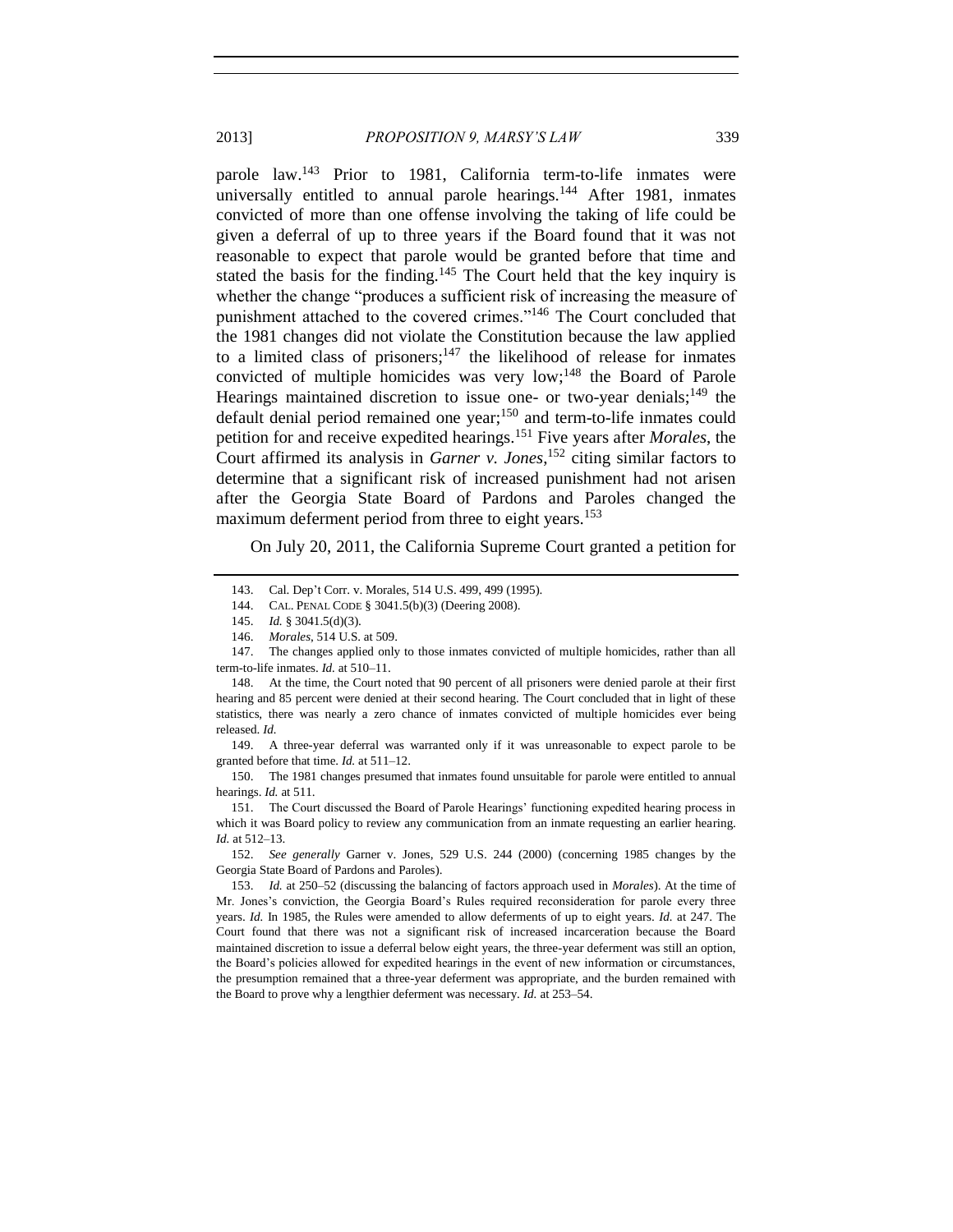parole law.[143] Prior to 1981, California term-to-life inmates were universally entitled to annual parole hearings.[144] After 1981, inmates convicted of more than one offense involving the taking of life could be given a deferral of up to three years if the Board found that it was not reasonable to expect that parole would be granted before that time and stated the basis for the finding.[145] The Court held that the key inquiry is whether the change "produces a sufficient risk of increasing the measure of punishment attached to the covered crimes."[146] The Court concluded that the 1981 changes did not violate the Constitution because the law applied to a limited class of prisoners;[147] the likelihood of release for inmates convicted of multiple homicides was very low;[148] the Board of Parole Hearings maintained discretion to issue one- or two-year denials;[149] the default denial period remained one year;[150] and term-to-life inmates could petition for and receive expedited hearings.[151] Five years after *Morales*, the Court affirmed its analysis in *Garner v. Jones*,[152] citing similar factors to determine that a significant risk of increased punishment had not arisen after the Georgia State Board of Pardons and Paroles changed the maximum deferment period from three to eight years.[153]

On July 20, 2011, the California Supreme Court granted a petition for

---

143. Cal. Dep't Corr. v. Morales, 514 U.S. 499, 499 (1995).

144. CAL. PENAL CODE § 3041.5(b)(3) (Deering 2008).

145. *Id.* § 3041.5(d)(3).

146. *Morales*, 514 U.S. at 509.

147. The changes applied only to those inmates convicted of multiple homicides, rather than all term-to-life inmates. *Id.* at 510–11.

148. At the time, the Court noted that 90 percent of all prisoners were denied parole at their first hearing and 85 percent were denied at their second hearing. The Court concluded that in light of these statistics, there was nearly a zero chance of inmates convicted of multiple homicides ever being released. *Id.*

149. A three-year deferral was warranted only if it was unreasonable to expect parole to be granted before that time. *Id.* at 511–12.

150. The 1981 changes presumed that inmates found unsuitable for parole were entitled to annual hearings. *Id.* at 511.

151. The Court discussed the Board of Parole Hearings' functioning expedited hearing process in which it was Board policy to review any communication from an inmate requesting an earlier hearing. *Id.* at 512–13.

152. *See generally* Garner v. Jones, 529 U.S. 244 (2000) (concerning 1985 changes by the Georgia State Board of Pardons and Paroles).

153. *Id.* at 250–52 (discussing the balancing of factors approach used in *Morales*). At the time of Mr. Jones's conviction, the Georgia Board's Rules required reconsideration for parole every three years. *Id.* In 1985, the Rules were amended to allow deferments of up to eight years. *Id.* at 247. The Court found that there was not a significant risk of increased incarceration because the Board maintained discretion to issue a deferral below eight years, the three-year deferment was still an option, the Board's policies allowed for expedited hearings in the event of new information or circumstances, the presumption remained that a three-year deferment was appropriate, and the burden remained with the Board to prove why a lengthier deferment was necessary. *Id.* at 253–54.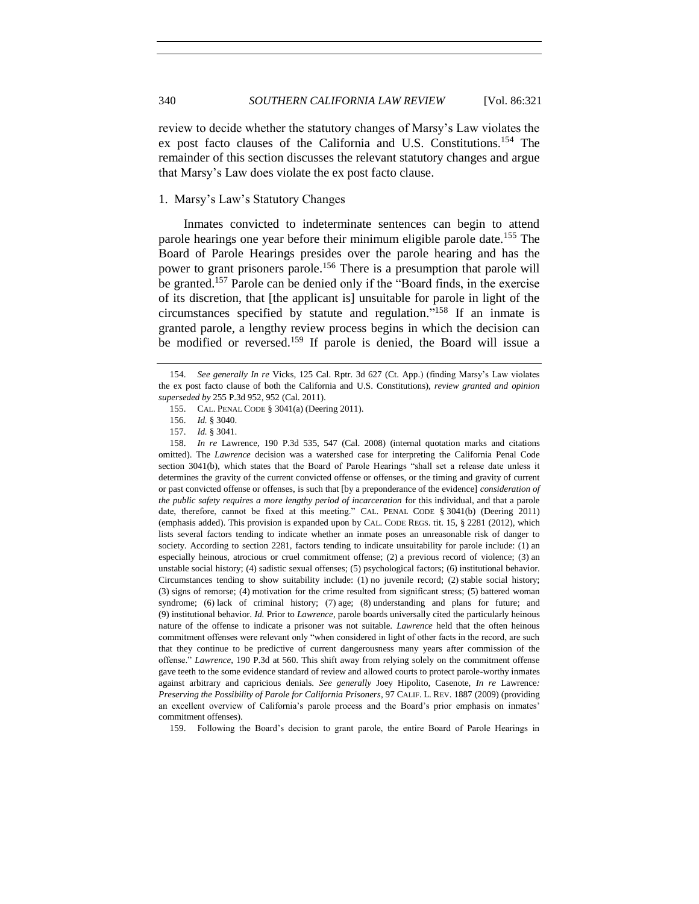review to decide whether the statutory changes of Marsy's Law violates the ex post facto clauses of the California and U.S. Constitutions.[154] The remainder of this section discusses the relevant statutory changes and argue that Marsy's Law does violate the ex post facto clause.

### 1. Marsy's Law's Statutory Changes

Inmates convicted to indeterminate sentences can begin to attend parole hearings one year before their minimum eligible parole date.[155] The Board of Parole Hearings presides over the parole hearing and has the power to grant prisoners parole.[156] There is a presumption that parole will be granted.[157] Parole can be denied only if the "Board finds, in the exercise of its discretion, that [the applicant is] unsuitable for parole in light of the circumstances specified by statute and regulation."[158] If an inmate is granted parole, a lengthy review process begins in which the decision can be modified or reversed.[159] If parole is denied, the Board will issue a

---

154. *See generally In re* Vicks, 125 Cal. Rptr. 3d 627 (Ct. App.) (finding Marsy's Law violates the ex post facto clause of both the California and U.S. Constitutions), *review granted and opinion superseded by* 255 P.3d 952, 952 (Cal. 2011).

155. CAL. PENAL CODE § 3041(a) (Deering 2011).

156. *Id.* § 3040.

157. *Id.* § 3041.

158. *In re* Lawrence, 190 P.3d 535, 547 (Cal. 2008) (internal quotation marks and citations omitted). The *Lawrence* decision was a watershed case for interpreting the California Penal Code section 3041(b), which states that the Board of Parole Hearings "shall set a release date unless it determines the gravity of the current convicted offense or offenses, or the timing and gravity of current or past convicted offense or offenses, is such that [by a preponderance of the evidence] *consideration of the public safety requires a more lengthy period of incarceration* for this individual, and that a parole date, therefore, cannot be fixed at this meeting." CAL. PENAL CODE § 3041(b) (Deering 2011) (emphasis added). This provision is expanded upon by CAL. CODE REGS. tit. 15, § 2281 (2012), which lists several factors tending to indicate whether an inmate poses an unreasonable risk of danger to society. According to section 2281, factors tending to indicate unsuitability for parole include: (1) an especially heinous, atrocious or cruel commitment offense; (2) a previous record of violence; (3) an unstable social history; (4) sadistic sexual offenses; (5) psychological factors; (6) institutional behavior. Circumstances tending to show suitability include: (1) no juvenile record; (2) stable social history; (3) signs of remorse; (4) motivation for the crime resulted from significant stress; (5) battered woman syndrome; (6) lack of criminal history; (7) age; (8) understanding and plans for future; and (9) institutional behavior. *Id.* Prior to *Lawrence*, parole boards universally cited the particularly heinous nature of the offense to indicate a prisoner was not suitable. *Lawrence* held that the often heinous commitment offenses were relevant only "when considered in light of other facts in the record, are such that they continue to be predictive of current dangerousness many years after commission of the offense." *Lawrence*, 190 P.3d at 560. This shift away from relying solely on the commitment offense gave teeth to the some evidence standard of review and allowed courts to protect parole-worthy inmates against arbitrary and capricious denials. *See generally* Joey Hipolito, Casenote, *In re* Lawrence*: Preserving the Possibility of Parole for California Prisoners*, 97 CALIF. L. REV. 1887 (2009) (providing an excellent overview of California's parole process and the Board's prior emphasis on inmates' commitment offenses).

159. Following the Board's decision to grant parole, the entire Board of Parole Hearings in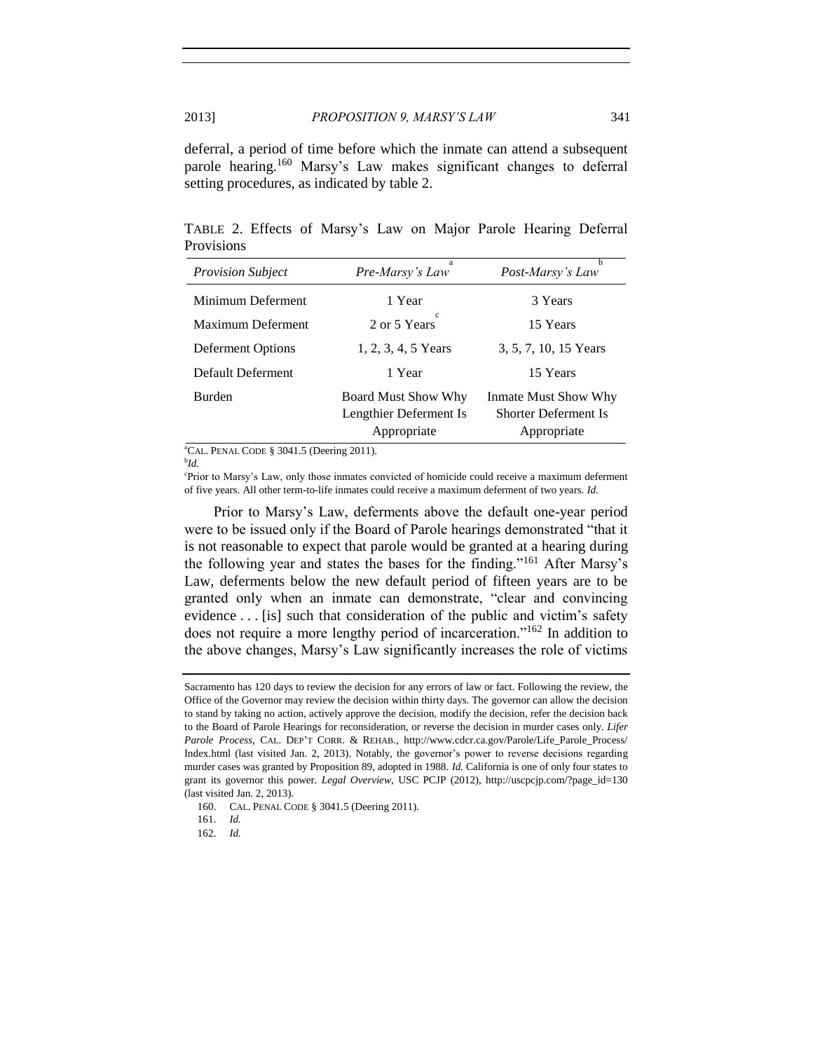deferral, a period of time before which the inmate can attend a subsequent parole hearing.[160] Marsy's Law makes significant changes to deferral setting procedures, as indicated by table 2.

TABLE 2. Effects of Marsy's Law on Major Parole Hearing Deferral Provisions

| *Provision Subject* | *Pre-Marsy's Law*[a] | *Post-Marsy's Law*[b] |
|---|---|---|
| Minimum Deferment | 1 Year | 3 Years |
| Maximum Deferment | 2 or 5 Years[c] | 15 Years |
| Deferment Options | 1, 2, 3, 4, 5 Years | 3, 5, 7, 10, 15 Years |
| Default Deferment | 1 Year | 15 Years |
| Burden | Board Must Show Why Lengthier Deferment Is Appropriate | Inmate Must Show Why Shorter Deferment Is Appropriate |

[a]CAL. PENAL CODE § 3041.5 (Deering 2011).
[b]*Id.*
[c]Prior to Marsy's Law, only those inmates convicted of homicide could receive a maximum deferment of five years. All other term-to-life inmates could receive a maximum deferment of two years. *Id.*

Prior to Marsy's Law, deferments above the default one-year period were to be issued only if the Board of Parole hearings demonstrated "that it is not reasonable to expect that parole would be granted at a hearing during the following year and states the bases for the finding."[161] After Marsy's Law, deferments below the new default period of fifteen years are to be granted only when an inmate can demonstrate, "clear and convincing evidence . . . [is] such that consideration of the public and victim's safety does not require a more lengthy period of incarceration."[162] In addition to the above changes, Marsy's Law significantly increases the role of victims

Sacramento has 120 days to review the decision for any errors of law or fact. Following the review, the Office of the Governor may review the decision within thirty days. The governor can allow the decision to stand by taking no action, actively approve the decision, modify the decision, refer the decision back to the Board of Parole Hearings for reconsideration, or reverse the decision in murder cases only. *Lifer Parole Process*, CAL. DEP'T CORR. & REHAB., http://www.cdcr.ca.gov/Parole/Life_Parole_Process/Index.html (last visited Jan. 2, 2013). Notably, the governor's power to reverse decisions regarding murder cases was granted by Proposition 89, adopted in 1988. *Id.* California is one of only four states to grant its governor this power. *Legal Overview*, USC PCJP (2012), http://uscpcjp.com/?page_id=130 (last visited Jan. 2, 2013).

160. CAL. PENAL CODE § 3041.5 (Deering 2011).

161. *Id.*

162. *Id.*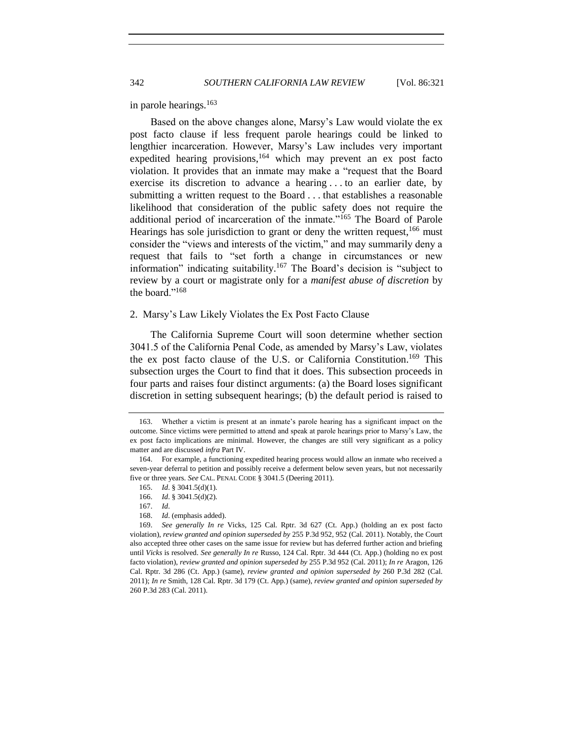in parole hearings.[163]

Based on the above changes alone, Marsy's Law would violate the ex post facto clause if less frequent parole hearings could be linked to lengthier incarceration. However, Marsy's Law includes very important expedited hearing provisions,[164] which may prevent an ex post facto violation. It provides that an inmate may make a "request that the Board exercise its discretion to advance a hearing . . . to an earlier date, by submitting a written request to the Board . . . that establishes a reasonable likelihood that consideration of the public safety does not require the additional period of incarceration of the inmate."[165] The Board of Parole Hearings has sole jurisdiction to grant or deny the written request,[166] must consider the "views and interests of the victim," and may summarily deny a request that fails to "set forth a change in circumstances or new information" indicating suitability.[167] The Board's decision is "subject to review by a court or magistrate only for a *manifest abuse of discretion* by the board."[168]

### 2. Marsy's Law Likely Violates the Ex Post Facto Clause

The California Supreme Court will soon determine whether section 3041.5 of the California Penal Code, as amended by Marsy's Law, violates the ex post facto clause of the U.S. or California Constitution.[169] This subsection urges the Court to find that it does. This subsection proceeds in four parts and raises four distinct arguments: (a) the Board loses significant discretion in setting subsequent hearings; (b) the default period is raised to

---

163. Whether a victim is present at an inmate's parole hearing has a significant impact on the outcome. Since victims were permitted to attend and speak at parole hearings prior to Marsy's Law, the ex post facto implications are minimal. However, the changes are still very significant as a policy matter and are discussed *infra* Part IV.

164. For example, a functioning expedited hearing process would allow an inmate who received a seven-year deferral to petition and possibly receive a deferment below seven years, but not necessarily five or three years. *See* CAL. PENAL CODE § 3041.5 (Deering 2011).

165. *Id*. § 3041.5(d)(1).

166. *Id*. § 3041.5(d)(2).

167. *Id*.

168. *Id*. (emphasis added).

169. *See generally In re* Vicks, 125 Cal. Rptr. 3d 627 (Ct. App.) (holding an ex post facto violation), *review granted and opinion superseded by* 255 P.3d 952, 952 (Cal. 2011). Notably, the Court also accepted three other cases on the same issue for review but has deferred further action and briefing until *Vicks* is resolved. *See generally In re* Russo, 124 Cal. Rptr. 3d 444 (Ct. App.) (holding no ex post facto violation), *review granted and opinion superseded by* 255 P.3d 952 (Cal. 2011); *In re* Aragon, 126 Cal. Rptr. 3d 286 (Ct. App.) (same), *review granted and opinion superseded by* 260 P.3d 282 (Cal. 2011); *In re* Smith, 128 Cal. Rptr. 3d 179 (Ct. App.) (same), *review granted and opinion superseded by* 260 P.3d 283 (Cal. 2011).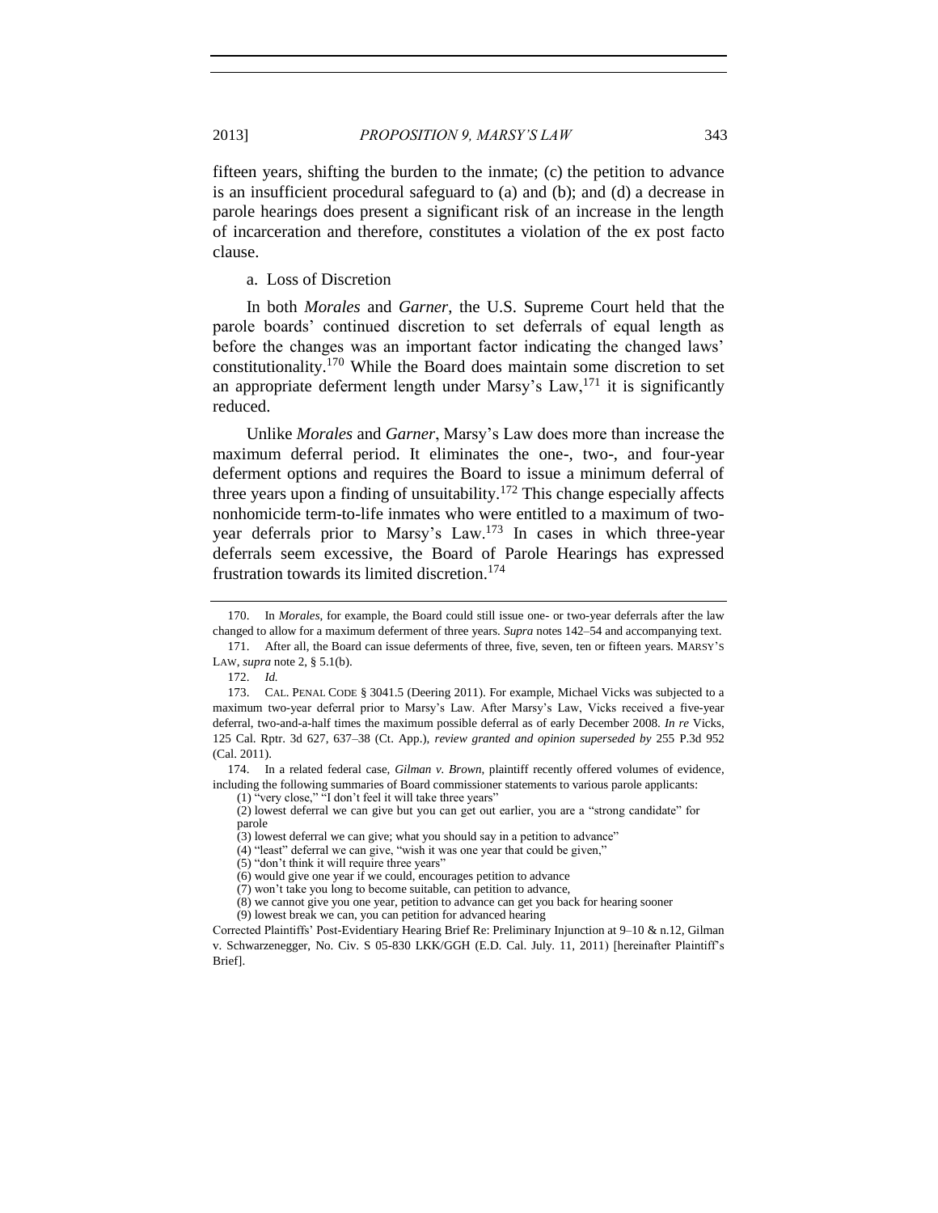fifteen years, shifting the burden to the inmate; (c) the petition to advance is an insufficient procedural safeguard to (a) and (b); and (d) a decrease in parole hearings does present a significant risk of an increase in the length of incarceration and therefore, constitutes a violation of the ex post facto clause.

a. Loss of Discretion

In both *Morales* and *Garner*, the U.S. Supreme Court held that the parole boards' continued discretion to set deferrals of equal length as before the changes was an important factor indicating the changed laws' constitutionality.[170] While the Board does maintain some discretion to set an appropriate deferment length under Marsy's Law,[171] it is significantly reduced.

Unlike *Morales* and *Garner*, Marsy's Law does more than increase the maximum deferral period. It eliminates the one-, two-, and four-year deferment options and requires the Board to issue a minimum deferral of three years upon a finding of unsuitability.[172] This change especially affects nonhomicide term-to-life inmates who were entitled to a maximum of two-year deferrals prior to Marsy's Law.[173] In cases in which three-year deferrals seem excessive, the Board of Parole Hearings has expressed frustration towards its limited discretion.[174]

---

170. In *Morales*, for example, the Board could still issue one- or two-year deferrals after the law changed to allow for a maximum deferment of three years. *Supra* notes 142–54 and accompanying text.

171. After all, the Board can issue deferments of three, five, seven, ten or fifteen years. MARSY'S LAW, *supra* note 2, § 5.1(b).

172. *Id.*

173. CAL. PENAL CODE § 3041.5 (Deering 2011). For example, Michael Vicks was subjected to a maximum two-year deferral prior to Marsy's Law. After Marsy's Law, Vicks received a five-year deferral, two-and-a-half times the maximum possible deferral as of early December 2008. *In re* Vicks, 125 Cal. Rptr. 3d 627, 637–38 (Ct. App.), *review granted and opinion superseded by* 255 P.3d 952 (Cal. 2011).

174. In a related federal case, *Gilman v. Brown*, plaintiff recently offered volumes of evidence, including the following summaries of Board commissioner statements to various parole applicants:

(1) "very close," "I don't feel it will take three years"
(2) lowest deferral we can give but you can get out earlier, you are a "strong candidate" for parole
(3) lowest deferral we can give; what you should say in a petition to advance"
(4) "least" deferral we can give, "wish it was one year that could be given,"
(5) "don't think it will require three years"
(6) would give one year if we could, encourages petition to advance
(7) won't take you long to become suitable, can petition to advance,
(8) we cannot give you one year, petition to advance can get you back for hearing sooner
(9) lowest break we can, you can petition for advanced hearing

Corrected Plaintiffs' Post-Evidentiary Hearing Brief Re: Preliminary Injunction at 9–10 & n.12, Gilman v. Schwarzenegger, No. Civ. S 05-830 LKK/GGH (E.D. Cal. July. 11, 2011) [hereinafter Plaintiff's Brief].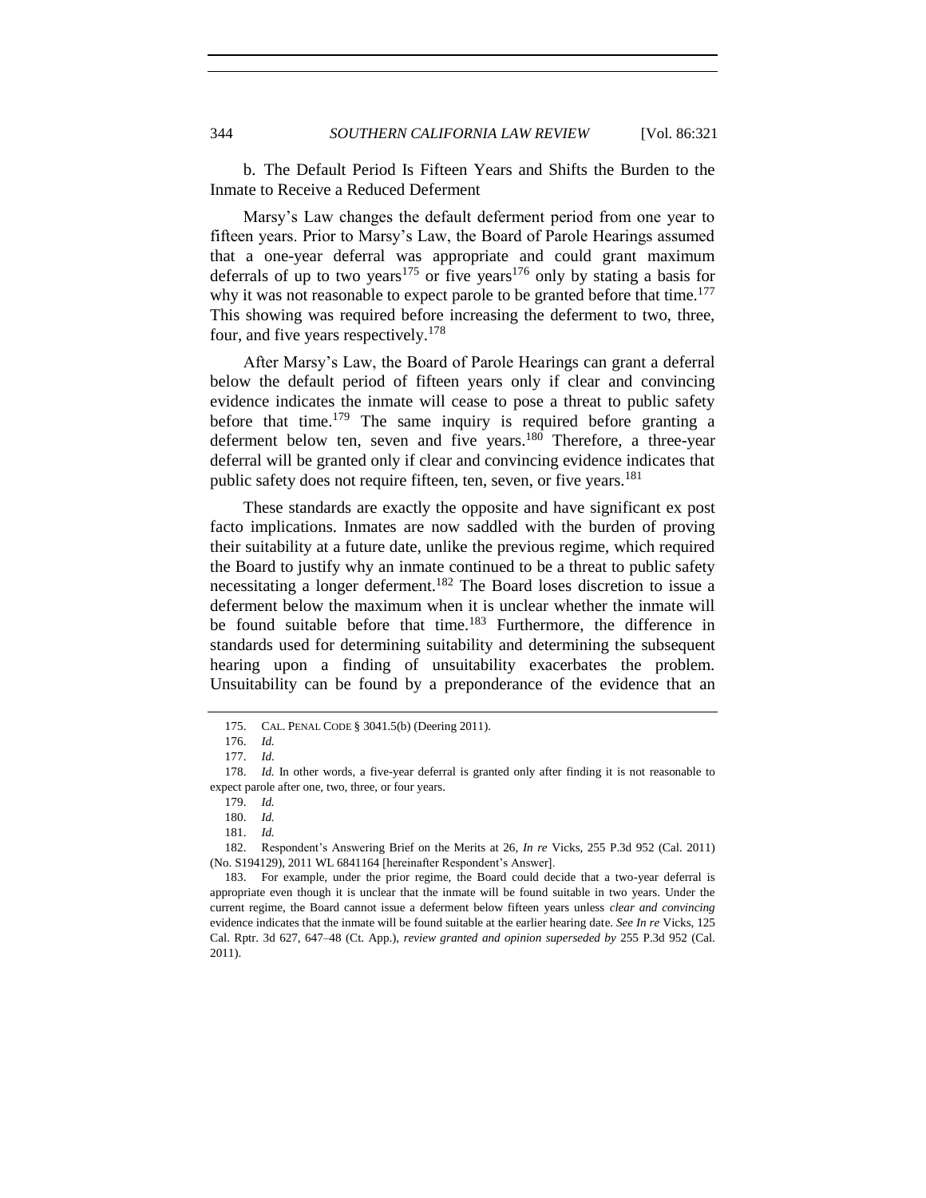b. The Default Period Is Fifteen Years and Shifts the Burden to the Inmate to Receive a Reduced Deferment

Marsy's Law changes the default deferment period from one year to fifteen years. Prior to Marsy's Law, the Board of Parole Hearings assumed that a one-year deferral was appropriate and could grant maximum deferrals of up to two years[175] or five years[176] only by stating a basis for why it was not reasonable to expect parole to be granted before that time.[177] This showing was required before increasing the deferment to two, three, four, and five years respectively.[178]

After Marsy's Law, the Board of Parole Hearings can grant a deferral below the default period of fifteen years only if clear and convincing evidence indicates the inmate will cease to pose a threat to public safety before that time.[179] The same inquiry is required before granting a deferment below ten, seven and five years.[180] Therefore, a three-year deferral will be granted only if clear and convincing evidence indicates that public safety does not require fifteen, ten, seven, or five years.[181]

These standards are exactly the opposite and have significant ex post facto implications. Inmates are now saddled with the burden of proving their suitability at a future date, unlike the previous regime, which required the Board to justify why an inmate continued to be a threat to public safety necessitating a longer deferment.[182] The Board loses discretion to issue a deferment below the maximum when it is unclear whether the inmate will be found suitable before that time.[183] Furthermore, the difference in standards used for determining suitability and determining the subsequent hearing upon a finding of unsuitability exacerbates the problem. Unsuitability can be found by a preponderance of the evidence that an

---

175. CAL. PENAL CODE § 3041.5(b) (Deering 2011).

176. *Id.*

177. *Id.*

178. *Id.* In other words, a five-year deferral is granted only after finding it is not reasonable to expect parole after one, two, three, or four years.

179. *Id.*

180. *Id.*

181. *Id.*

182. Respondent's Answering Brief on the Merits at 26, *In re* Vicks, 255 P.3d 952 (Cal. 2011) (No. S194129), 2011 WL 6841164 [hereinafter Respondent's Answer].

183. For example, under the prior regime, the Board could decide that a two-year deferral is appropriate even though it is unclear that the inmate will be found suitable in two years. Under the current regime, the Board cannot issue a deferment below fifteen years unless *clear and convincing* evidence indicates that the inmate will be found suitable at the earlier hearing date. *See In re* Vicks, 125 Cal. Rptr. 3d 627, 647–48 (Ct. App.), *review granted and opinion superseded by* 255 P.3d 952 (Cal. 2011).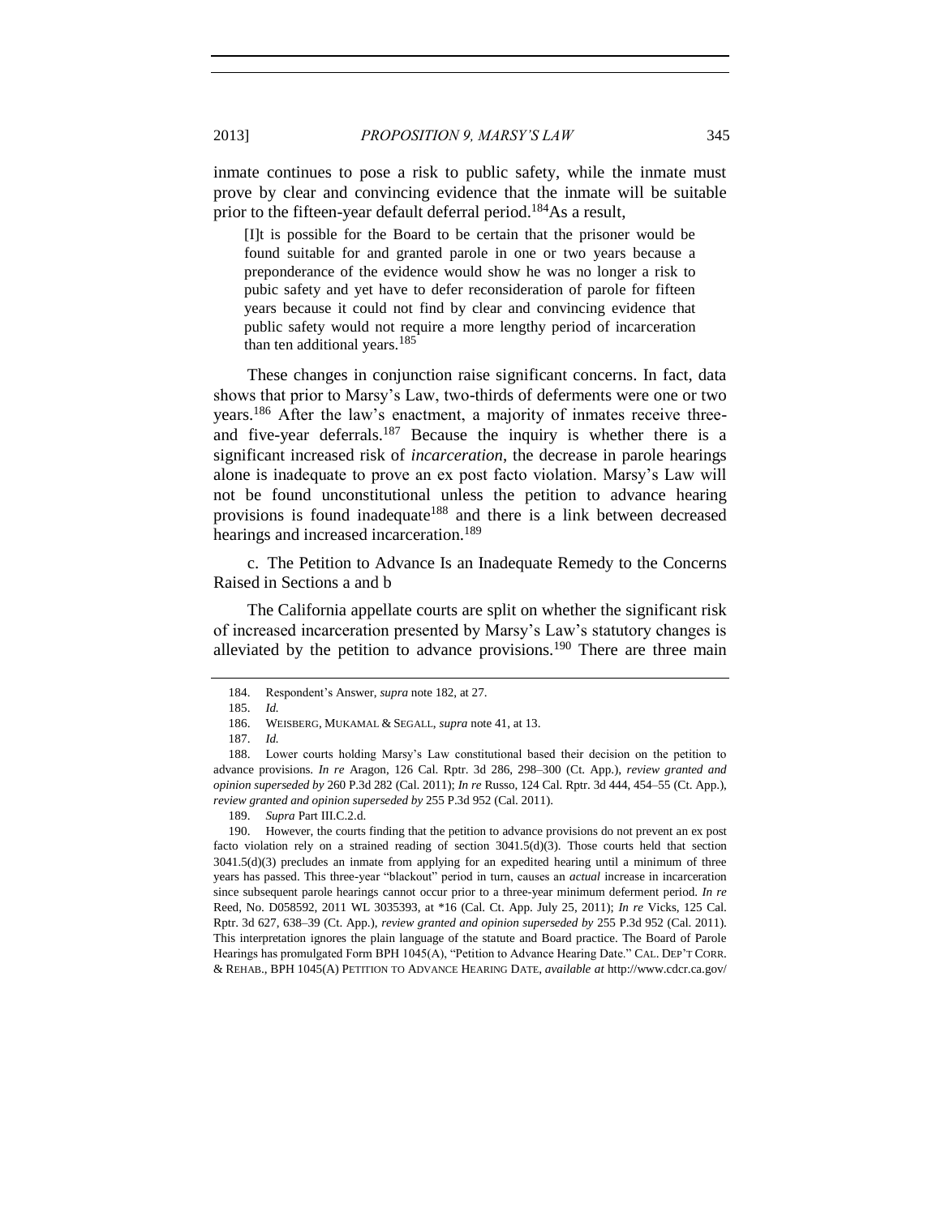inmate continues to pose a risk to public safety, while the inmate must prove by clear and convincing evidence that the inmate will be suitable prior to the fifteen-year default deferral period.[184] As a result,

> [I]t is possible for the Board to be certain that the prisoner would be found suitable for and granted parole in one or two years because a preponderance of the evidence would show he was no longer a risk to pubic safety and yet have to defer reconsideration of parole for fifteen years because it could not find by clear and convincing evidence that public safety would not require a more lengthy period of incarceration than ten additional years.[185]

These changes in conjunction raise significant concerns. In fact, data shows that prior to Marsy's Law, two-thirds of deferments were one or two years.[186] After the law's enactment, a majority of inmates receive three- and five-year deferrals.[187] Because the inquiry is whether there is a significant increased risk of *incarceration*, the decrease in parole hearings alone is inadequate to prove an ex post facto violation. Marsy's Law will not be found unconstitutional unless the petition to advance hearing provisions is found inadequate[188] and there is a link between decreased hearings and increased incarceration.[189]

c. The Petition to Advance Is an Inadequate Remedy to the Concerns Raised in Sections a and b

The California appellate courts are split on whether the significant risk of increased incarceration presented by Marsy's Law's statutory changes is alleviated by the petition to advance provisions.[190] There are three main

---

184. Respondent's Answer, *supra* note 182, at 27.

185. *Id.*

186. WEISBERG, MUKAMAL & SEGALL, *supra* note 41, at 13.

187. *Id.*

188. Lower courts holding Marsy's Law constitutional based their decision on the petition to advance provisions. *In re* Aragon, 126 Cal. Rptr. 3d 286, 298–300 (Ct. App.), *review granted and opinion superseded by* 260 P.3d 282 (Cal. 2011); *In re* Russo, 124 Cal. Rptr. 3d 444, 454–55 (Ct. App.), *review granted and opinion superseded by* 255 P.3d 952 (Cal. 2011).

189. *Supra* Part III.C.2.d.

190. However, the courts finding that the petition to advance provisions do not prevent an ex post facto violation rely on a strained reading of section 3041.5(d)(3). Those courts held that section 3041.5(d)(3) precludes an inmate from applying for an expedited hearing until a minimum of three years has passed. This three-year "blackout" period in turn, causes an *actual* increase in incarceration since subsequent parole hearings cannot occur prior to a three-year minimum deferment period. *In re* Reed, No. D058592, 2011 WL 3035393, at *16 (Cal. Ct. App. July 25, 2011); *In re* Vicks, 125 Cal. Rptr. 3d 627, 638–39 (Ct. App.), *review granted and opinion superseded by* 255 P.3d 952 (Cal. 2011). This interpretation ignores the plain language of the statute and Board practice. The Board of Parole Hearings has promulgated Form BPH 1045(A), "Petition to Advance Hearing Date." CAL. DEP'T CORR. & REHAB., BPH 1045(A) PETITION TO ADVANCE HEARING DATE, *available at* http://www.cdcr.ca.gov/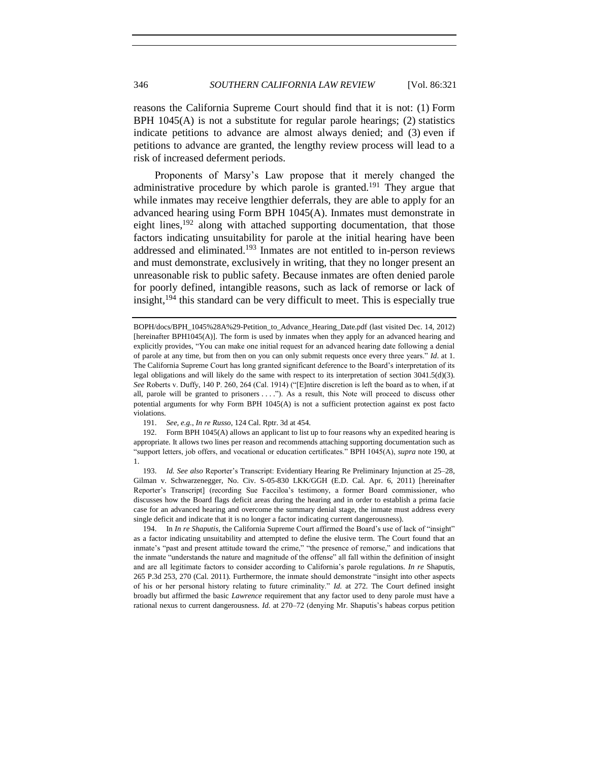reasons the California Supreme Court should find that it is not: (1) Form BPH 1045(A) is not a substitute for regular parole hearings; (2) statistics indicate petitions to advance are almost always denied; and (3) even if petitions to advance are granted, the lengthy review process will lead to a risk of increased deferment periods.

Proponents of Marsy's Law propose that it merely changed the administrative procedure by which parole is granted.[191] They argue that while inmates may receive lengthier deferrals, they are able to apply for an advanced hearing using Form BPH 1045(A). Inmates must demonstrate in eight lines,[192] along with attached supporting documentation, that those factors indicating unsuitability for parole at the initial hearing have been addressed and eliminated.[193] Inmates are not entitled to in-person reviews and must demonstrate, exclusively in writing, that they no longer present an unreasonable risk to public safety. Because inmates are often denied parole for poorly defined, intangible reasons, such as lack of remorse or lack of insight,[194] this standard can be very difficult to meet. This is especially true

---

BOPH/docs/BPH_1045%28A%29-Petition_to_Advance_Hearing_Date.pdf (last visited Dec. 14, 2012) [hereinafter BPH1045(A)]. The form is used by inmates when they apply for an advanced hearing and explicitly provides, "You can make one initial request for an advanced hearing date following a denial of parole at any time, but from then on you can only submit requests once every three years." *Id*. at 1. The California Supreme Court has long granted significant deference to the Board's interpretation of its legal obligations and will likely do the same with respect to its interpretation of section 3041.5(d)(3). *See* Roberts v. Duffy, 140 P. 260, 264 (Cal. 1914) ("[E]ntire discretion is left the board as to when, if at all, parole will be granted to prisoners . . . ."). As a result, this Note will proceed to discuss other potential arguments for why Form BPH 1045(A) is not a sufficient protection against ex post facto violations.

191. *See, e.g.*, *In re Russo*, 124 Cal. Rptr. 3d at 454.

192. Form BPH 1045(A) allows an applicant to list up to four reasons why an expedited hearing is appropriate. It allows two lines per reason and recommends attaching supporting documentation such as "support letters, job offers, and vocational or education certificates." BPH 1045(A), *supra* note 190, at 1.

193. *Id. See also* Reporter's Transcript: Evidentiary Hearing Re Preliminary Injunction at 25–28, Gilman v. Schwarzenegger, No. Civ. S-05-830 LKK/GGH (E.D. Cal. Apr. 6, 2011) [hereinafter Reporter's Transcript] (recording Sue Facciloa's testimony, a former Board commissioner, who discusses how the Board flags deficit areas during the hearing and in order to establish a prima facie case for an advanced hearing and overcome the summary denial stage, the inmate must address every single deficit and indicate that it is no longer a factor indicating current dangerousness).

194. In *In re Shaputis*, the California Supreme Court affirmed the Board's use of lack of "insight" as a factor indicating unsuitability and attempted to define the elusive term. The Court found that an inmate's "past and present attitude toward the crime," "the presence of remorse," and indications that the inmate "understands the nature and magnitude of the offense" all fall within the definition of insight and are all legitimate factors to consider according to California's parole regulations. *In re* Shaputis, 265 P.3d 253, 270 (Cal. 2011). Furthermore, the inmate should demonstrate "insight into other aspects of his or her personal history relating to future criminality." *Id.* at 272. The Court defined insight broadly but affirmed the basic *Lawrence* requirement that any factor used to deny parole must have a rational nexus to current dangerousness. *Id.* at 270–72 (denying Mr. Shaputis's habeas corpus petition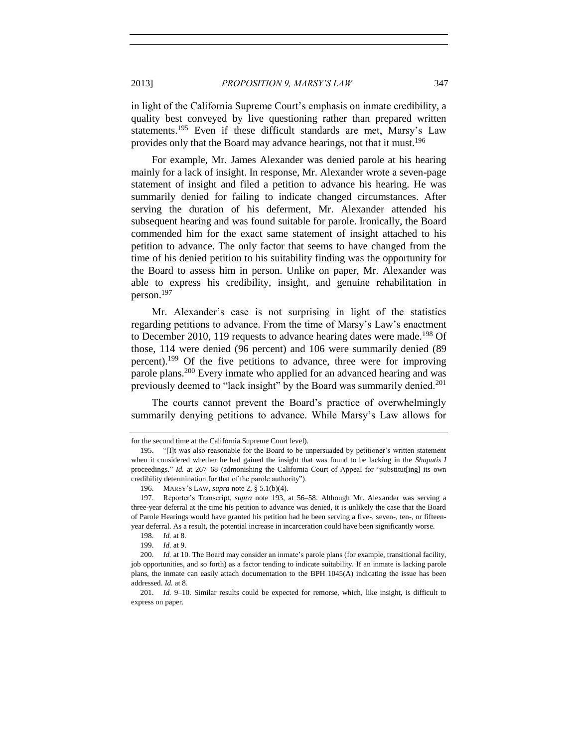in light of the California Supreme Court's emphasis on inmate credibility, a quality best conveyed by live questioning rather than prepared written statements.[195] Even if these difficult standards are met, Marsy's Law provides only that the Board may advance hearings, not that it must.[196]

For example, Mr. James Alexander was denied parole at his hearing mainly for a lack of insight. In response, Mr. Alexander wrote a seven-page statement of insight and filed a petition to advance his hearing. He was summarily denied for failing to indicate changed circumstances. After serving the duration of his deferment, Mr. Alexander attended his subsequent hearing and was found suitable for parole. Ironically, the Board commended him for the exact same statement of insight attached to his petition to advance. The only factor that seems to have changed from the time of his denied petition to his suitability finding was the opportunity for the Board to assess him in person. Unlike on paper, Mr. Alexander was able to express his credibility, insight, and genuine rehabilitation in person.[197]

Mr. Alexander's case is not surprising in light of the statistics regarding petitions to advance. From the time of Marsy's Law's enactment to December 2010, 119 requests to advance hearing dates were made.[198] Of those, 114 were denied (96 percent) and 106 were summarily denied (89 percent).[199] Of the five petitions to advance, three were for improving parole plans.[200] Every inmate who applied for an advanced hearing and was previously deemed to "lack insight" by the Board was summarily denied.[201]

The courts cannot prevent the Board's practice of overwhelmingly summarily denying petitions to advance. While Marsy's Law allows for

---

for the second time at the California Supreme Court level).

195. "[I]t was also reasonable for the Board to be unpersuaded by petitioner's written statement when it considered whether he had gained the insight that was found to be lacking in the *Shaputis I* proceedings." *Id.* at 267–68 (admonishing the California Court of Appeal for "substitut[ing] its own credibility determination for that of the parole authority").

196. MARSY'S LAW, *supra* note 2, § 5.1(b)(4).

197. Reporter's Transcript, *supra* note 193, at 56–58. Although Mr. Alexander was serving a three-year deferral at the time his petition to advance was denied, it is unlikely the case that the Board of Parole Hearings would have granted his petition had he been serving a five-, seven-, ten-, or fifteen-year deferral. As a result, the potential increase in incarceration could have been significantly worse.

198. *Id.* at 8.

199. *Id.* at 9.

200. *Id.* at 10. The Board may consider an inmate's parole plans (for example, transitional facility, job opportunities, and so forth) as a factor tending to indicate suitability. If an inmate is lacking parole plans, the inmate can easily attach documentation to the BPH 1045(A) indicating the issue has been addressed. *Id.* at 8.

201. *Id.* 9–10. Similar results could be expected for remorse, which, like insight, is difficult to express on paper.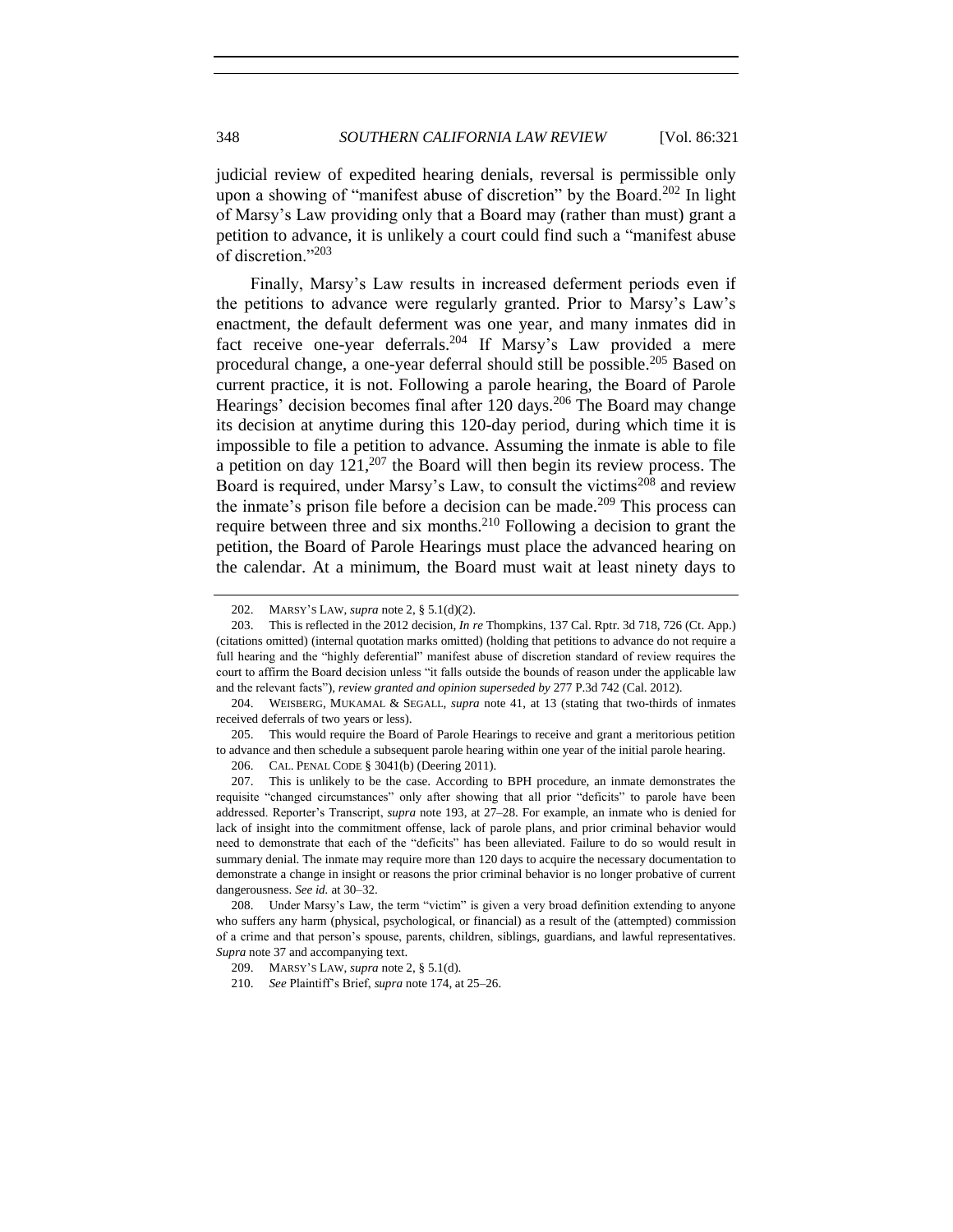judicial review of expedited hearing denials, reversal is permissible only upon a showing of "manifest abuse of discretion" by the Board.[202] In light of Marsy's Law providing only that a Board may (rather than must) grant a petition to advance, it is unlikely a court could find such a "manifest abuse of discretion."[203]

Finally, Marsy's Law results in increased deferment periods even if the petitions to advance were regularly granted. Prior to Marsy's Law's enactment, the default deferment was one year, and many inmates did in fact receive one-year deferrals.[204] If Marsy's Law provided a mere procedural change, a one-year deferral should still be possible.[205] Based on current practice, it is not. Following a parole hearing, the Board of Parole Hearings' decision becomes final after 120 days.[206] The Board may change its decision at anytime during this 120-day period, during which time it is impossible to file a petition to advance. Assuming the inmate is able to file a petition on day 121,[207] the Board will then begin its review process. The Board is required, under Marsy's Law, to consult the victims[208] and review the inmate's prison file before a decision can be made.[209] This process can require between three and six months.[210] Following a decision to grant the petition, the Board of Parole Hearings must place the advanced hearing on the calendar. At a minimum, the Board must wait at least ninety days to

---

202. MARSY'S LAW, *supra* note 2, § 5.1(d)(2).

203. This is reflected in the 2012 decision, *In re* Thompkins, 137 Cal. Rptr. 3d 718, 726 (Ct. App.) (citations omitted) (internal quotation marks omitted) (holding that petitions to advance do not require a full hearing and the "highly deferential" manifest abuse of discretion standard of review requires the court to affirm the Board decision unless "it falls outside the bounds of reason under the applicable law and the relevant facts"), *review granted and opinion superseded by* 277 P.3d 742 (Cal. 2012).

204. WEISBERG, MUKAMAL & SEGALL, *supra* note 41, at 13 (stating that two-thirds of inmates received deferrals of two years or less).

205. This would require the Board of Parole Hearings to receive and grant a meritorious petition to advance and then schedule a subsequent parole hearing within one year of the initial parole hearing.

206. CAL. PENAL CODE § 3041(b) (Deering 2011).

207. This is unlikely to be the case. According to BPH procedure, an inmate demonstrates the requisite "changed circumstances" only after showing that all prior "deficits" to parole have been addressed. Reporter's Transcript, *supra* note 193, at 27–28. For example, an inmate who is denied for lack of insight into the commitment offense, lack of parole plans, and prior criminal behavior would need to demonstrate that each of the "deficits" has been alleviated. Failure to do so would result in summary denial. The inmate may require more than 120 days to acquire the necessary documentation to demonstrate a change in insight or reasons the prior criminal behavior is no longer probative of current dangerousness. *See id.* at 30–32.

208. Under Marsy's Law, the term "victim" is given a very broad definition extending to anyone who suffers any harm (physical, psychological, or financial) as a result of the (attempted) commission of a crime and that person's spouse, parents, children, siblings, guardians, and lawful representatives. *Supra* note 37 and accompanying text.

209. MARSY'S LAW, *supra* note 2, § 5.1(d).

210. *See* Plaintiff's Brief, *supra* note 174, at 25–26.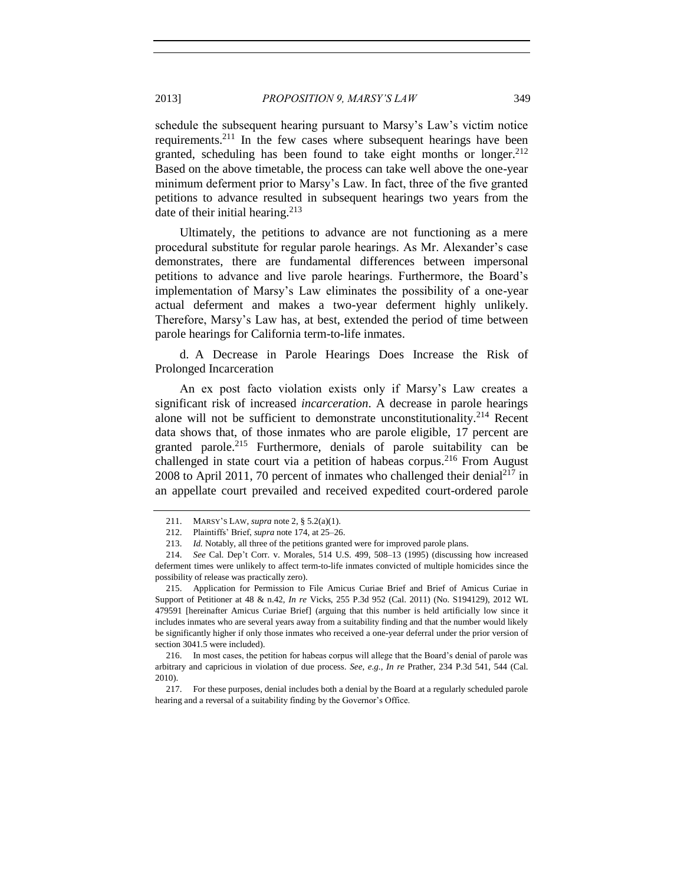schedule the subsequent hearing pursuant to Marsy's Law's victim notice requirements.[211] In the few cases where subsequent hearings have been granted, scheduling has been found to take eight months or longer.[212] Based on the above timetable, the process can take well above the one-year minimum deferment prior to Marsy's Law. In fact, three of the five granted petitions to advance resulted in subsequent hearings two years from the date of their initial hearing.[213]

Ultimately, the petitions to advance are not functioning as a mere procedural substitute for regular parole hearings. As Mr. Alexander's case demonstrates, there are fundamental differences between impersonal petitions to advance and live parole hearings. Furthermore, the Board's implementation of Marsy's Law eliminates the possibility of a one-year actual deferment and makes a two-year deferment highly unlikely. Therefore, Marsy's Law has, at best, extended the period of time between parole hearings for California term-to-life inmates.

d. A Decrease in Parole Hearings Does Increase the Risk of Prolonged Incarceration

An ex post facto violation exists only if Marsy's Law creates a significant risk of increased *incarceration*. A decrease in parole hearings alone will not be sufficient to demonstrate unconstitutionality.[214] Recent data shows that, of those inmates who are parole eligible, 17 percent are granted parole.[215] Furthermore, denials of parole suitability can be challenged in state court via a petition of habeas corpus.[216] From August 2008 to April 2011, 70 percent of inmates who challenged their denial[217] in an appellate court prevailed and received expedited court-ordered parole

---

211. MARSY'S LAW, *supra* note 2, § 5.2(a)(1).

212. Plaintiffs' Brief, *supra* note 174, at 25–26.

213. *Id.* Notably, all three of the petitions granted were for improved parole plans.

214. *See* Cal. Dep't Corr. v. Morales, 514 U.S. 499, 508–13 (1995) (discussing how increased deferment times were unlikely to affect term-to-life inmates convicted of multiple homicides since the possibility of release was practically zero).

215. Application for Permission to File Amicus Curiae Brief and Brief of Amicus Curiae in Support of Petitioner at 48 & n.42, *In re* Vicks, 255 P.3d 952 (Cal. 2011) (No. S194129), 2012 WL 479591 [hereinafter Amicus Curiae Brief] (arguing that this number is held artificially low since it includes inmates who are several years away from a suitability finding and that the number would likely be significantly higher if only those inmates who received a one-year deferral under the prior version of section 3041.5 were included).

216. In most cases, the petition for habeas corpus will allege that the Board's denial of parole was arbitrary and capricious in violation of due process. *See, e.g.*, *In re* Prather, 234 P.3d 541, 544 (Cal. 2010).

217. For these purposes, denial includes both a denial by the Board at a regularly scheduled parole hearing and a reversal of a suitability finding by the Governor's Office.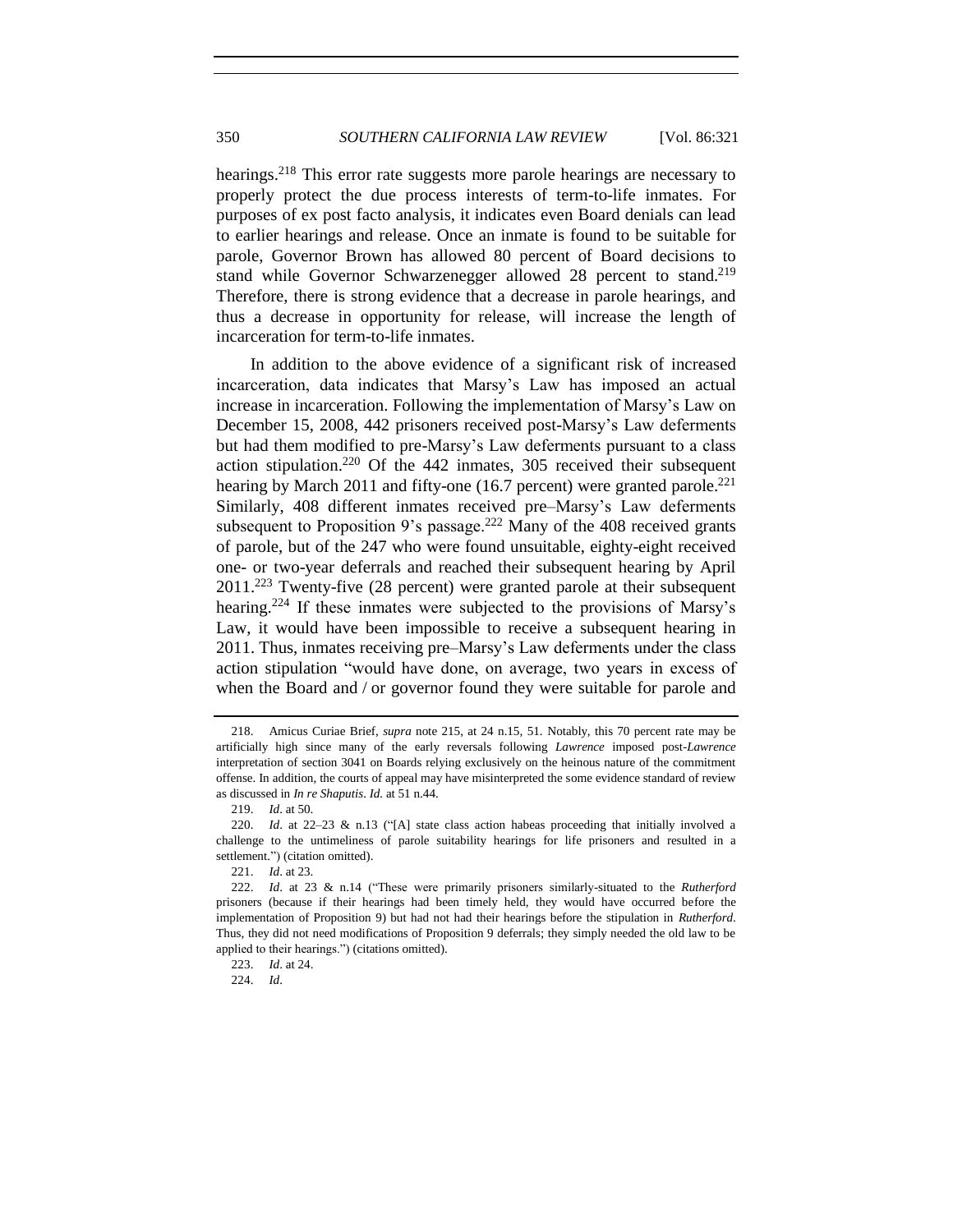hearings.[218] This error rate suggests more parole hearings are necessary to properly protect the due process interests of term-to-life inmates. For purposes of ex post facto analysis, it indicates even Board denials can lead to earlier hearings and release. Once an inmate is found to be suitable for parole, Governor Brown has allowed 80 percent of Board decisions to stand while Governor Schwarzenegger allowed 28 percent to stand.[219] Therefore, there is strong evidence that a decrease in parole hearings, and thus a decrease in opportunity for release, will increase the length of incarceration for term-to-life inmates.

In addition to the above evidence of a significant risk of increased incarceration, data indicates that Marsy's Law has imposed an actual increase in incarceration. Following the implementation of Marsy's Law on December 15, 2008, 442 prisoners received post-Marsy's Law deferments but had them modified to pre-Marsy's Law deferments pursuant to a class action stipulation.[220] Of the 442 inmates, 305 received their subsequent hearing by March 2011 and fifty-one (16.7 percent) were granted parole.[221] Similarly, 408 different inmates received pre–Marsy's Law deferments subsequent to Proposition 9's passage.[222] Many of the 408 received grants of parole, but of the 247 who were found unsuitable, eighty-eight received one- or two-year deferrals and reached their subsequent hearing by April 2011.[223] Twenty-five (28 percent) were granted parole at their subsequent hearing.[224] If these inmates were subjected to the provisions of Marsy's Law, it would have been impossible to receive a subsequent hearing in 2011. Thus, inmates receiving pre–Marsy's Law deferments under the class action stipulation "would have done, on average, two years in excess of when the Board and / or governor found they were suitable for parole and

---

218. Amicus Curiae Brief, *supra* note 215, at 24 n.15, 51. Notably, this 70 percent rate may be artificially high since many of the early reversals following *Lawrence* imposed post-*Lawrence* interpretation of section 3041 on Boards relying exclusively on the heinous nature of the commitment offense. In addition, the courts of appeal may have misinterpreted the some evidence standard of review as discussed in *In re Shaputis*. *Id.* at 51 n.44.

219. *Id*. at 50.

220. *Id*. at 22–23 & n.13 ("[A] state class action habeas proceeding that initially involved a challenge to the untimeliness of parole suitability hearings for life prisoners and resulted in a settlement.") (citation omitted).

221. *Id*. at 23.

222. *Id*. at 23 & n.14 ("These were primarily prisoners similarly-situated to the *Rutherford* prisoners (because if their hearings had been timely held, they would have occurred before the implementation of Proposition 9) but had not had their hearings before the stipulation in *Rutherford*. Thus, they did not need modifications of Proposition 9 deferrals; they simply needed the old law to be applied to their hearings.") (citations omitted).

223. *Id*. at 24.

224. *Id*.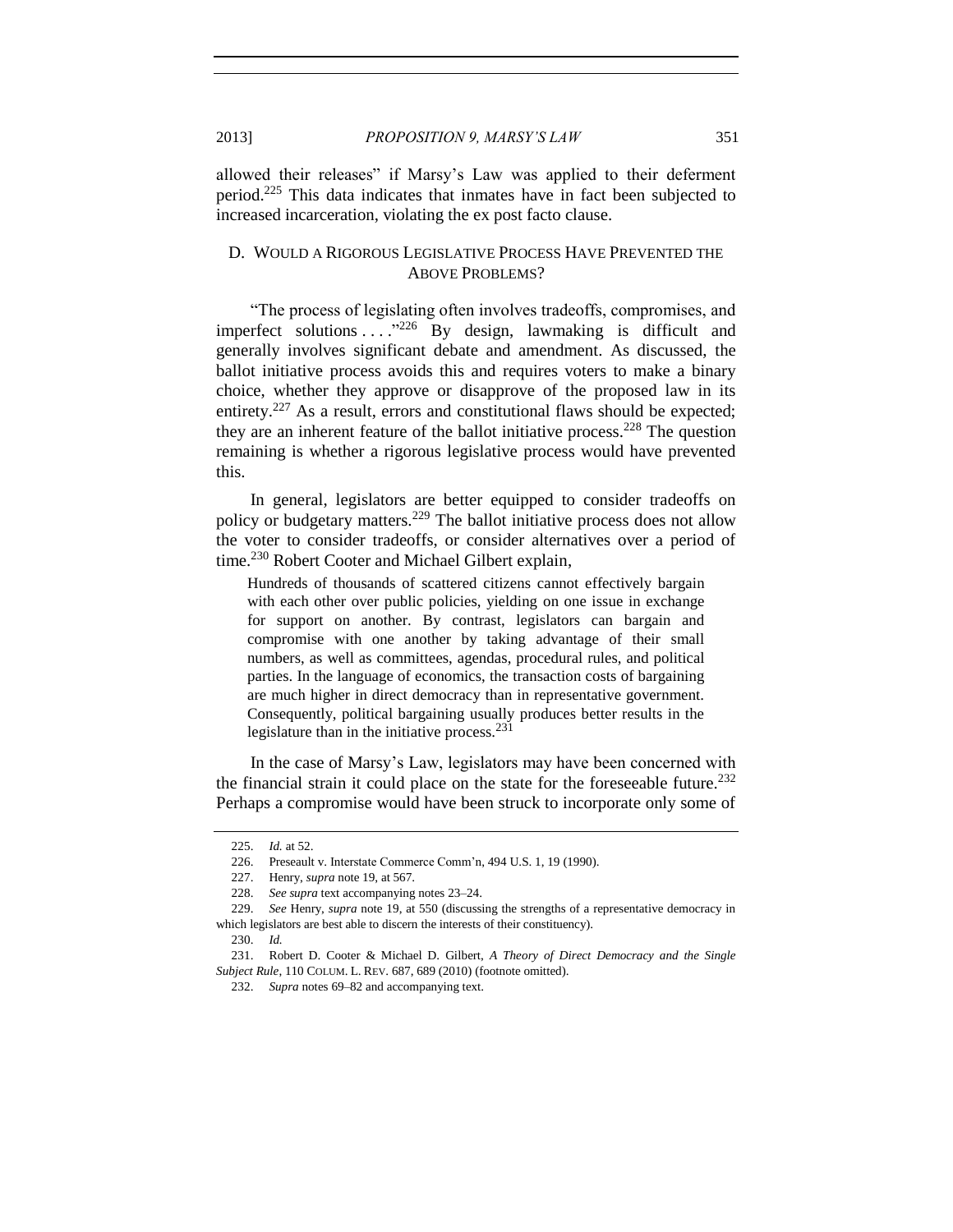allowed their releases" if Marsy's Law was applied to their deferment period.[225] This data indicates that inmates have in fact been subjected to increased incarceration, violating the ex post facto clause.

### D. Would a Rigorous Legislative Process Have Prevented the Above Problems?

"The process of legislating often involves tradeoffs, compromises, and imperfect solutions . . . ."[226] By design, lawmaking is difficult and generally involves significant debate and amendment. As discussed, the ballot initiative process avoids this and requires voters to make a binary choice, whether they approve or disapprove of the proposed law in its entirety.[227] As a result, errors and constitutional flaws should be expected; they are an inherent feature of the ballot initiative process.[228] The question remaining is whether a rigorous legislative process would have prevented this.

In general, legislators are better equipped to consider tradeoffs on policy or budgetary matters.[229] The ballot initiative process does not allow the voter to consider tradeoffs, or consider alternatives over a period of time.[230] Robert Cooter and Michael Gilbert explain,

> Hundreds of thousands of scattered citizens cannot effectively bargain with each other over public policies, yielding on one issue in exchange for support on another. By contrast, legislators can bargain and compromise with one another by taking advantage of their small numbers, as well as committees, agendas, procedural rules, and political parties. In the language of economics, the transaction costs of bargaining are much higher in direct democracy than in representative government. Consequently, political bargaining usually produces better results in the legislature than in the initiative process.[231]

In the case of Marsy's Law, legislators may have been concerned with the financial strain it could place on the state for the foreseeable future.[232] Perhaps a compromise would have been struck to incorporate only some of

---

225. *Id.* at 52.

226. Preseault v. Interstate Commerce Comm'n, 494 U.S. 1, 19 (1990).

227. Henry, *supra* note 19, at 567.

228. *See supra* text accompanying notes 23–24.

229. *See* Henry, *supra* note 19, at 550 (discussing the strengths of a representative democracy in which legislators are best able to discern the interests of their constituency).

230. *Id.*

231. Robert D. Cooter & Michael D. Gilbert, *A Theory of Direct Democracy and the Single Subject Rule*, 110 COLUM. L. REV. 687, 689 (2010) (footnote omitted).

232. *Supra* notes 69–82 and accompanying text.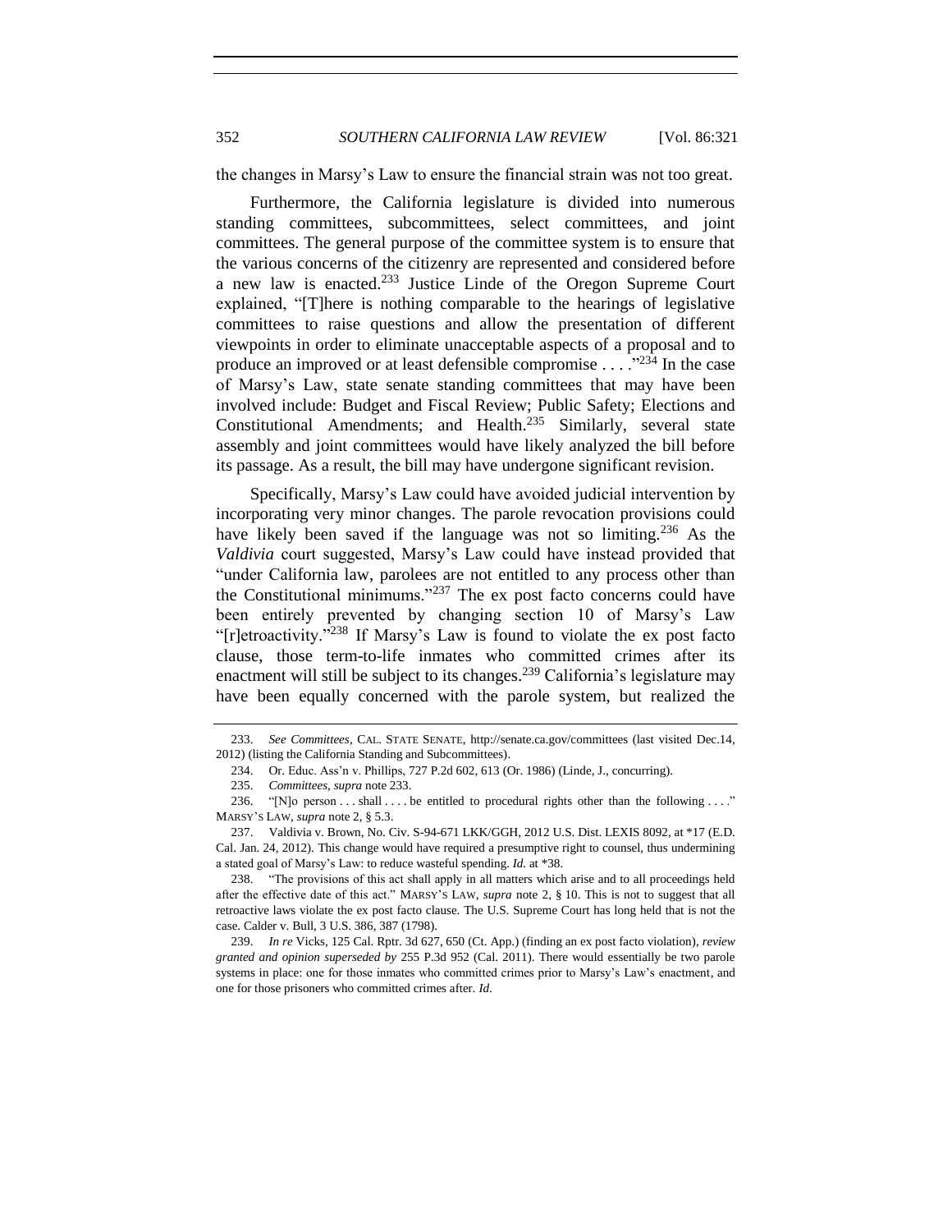the changes in Marsy's Law to ensure the financial strain was not too great.

Furthermore, the California legislature is divided into numerous standing committees, subcommittees, select committees, and joint committees. The general purpose of the committee system is to ensure that the various concerns of the citizenry are represented and considered before a new law is enacted.[233] Justice Linde of the Oregon Supreme Court explained, "[T]here is nothing comparable to the hearings of legislative committees to raise questions and allow the presentation of different viewpoints in order to eliminate unacceptable aspects of a proposal and to produce an improved or at least defensible compromise . . . ."[234] In the case of Marsy's Law, state senate standing committees that may have been involved include: Budget and Fiscal Review; Public Safety; Elections and Constitutional Amendments; and Health.[235] Similarly, several state assembly and joint committees would have likely analyzed the bill before its passage. As a result, the bill may have undergone significant revision.

Specifically, Marsy's Law could have avoided judicial intervention by incorporating very minor changes. The parole revocation provisions could have likely been saved if the language was not so limiting.[236] As the *Valdivia* court suggested, Marsy's Law could have instead provided that "under California law, parolees are not entitled to any process other than the Constitutional minimums."[237] The ex post facto concerns could have been entirely prevented by changing section 10 of Marsy's Law "[r]etroactivity."[238] If Marsy's Law is found to violate the ex post facto clause, those term-to-life inmates who committed crimes after its enactment will still be subject to its changes.[239] California's legislature may have been equally concerned with the parole system, but realized the

---

233. *See Committees*, CAL. STATE SENATE, http://senate.ca.gov/committees (last visited Dec.14, 2012) (listing the California Standing and Subcommittees).

234. Or. Educ. Ass'n v. Phillips, 727 P.2d 602, 613 (Or. 1986) (Linde, J., concurring).

235. *Committees*, *supra* note 233.

236. "[N]o person . . . shall . . . . be entitled to procedural rights other than the following . . . ." MARSY'S LAW, *supra* note 2, § 5.3.

237. Valdivia v. Brown, No. Civ. S-94-671 LKK/GGH, 2012 U.S. Dist. LEXIS 8092, at *17 (E.D. Cal. Jan. 24, 2012). This change would have required a presumptive right to counsel, thus undermining a stated goal of Marsy's Law: to reduce wasteful spending. *Id.* at *38.

238. "The provisions of this act shall apply in all matters which arise and to all proceedings held after the effective date of this act." MARSY'S LAW, *supra* note 2, § 10. This is not to suggest that all retroactive laws violate the ex post facto clause. The U.S. Supreme Court has long held that is not the case. Calder v. Bull, 3 U.S. 386, 387 (1798).

239. *In re* Vicks, 125 Cal. Rptr. 3d 627, 650 (Ct. App.) (finding an ex post facto violation), *review granted and opinion superseded by* 255 P.3d 952 (Cal. 2011). There would essentially be two parole systems in place: one for those inmates who committed crimes prior to Marsy's Law's enactment, and one for those prisoners who committed crimes after. *Id.*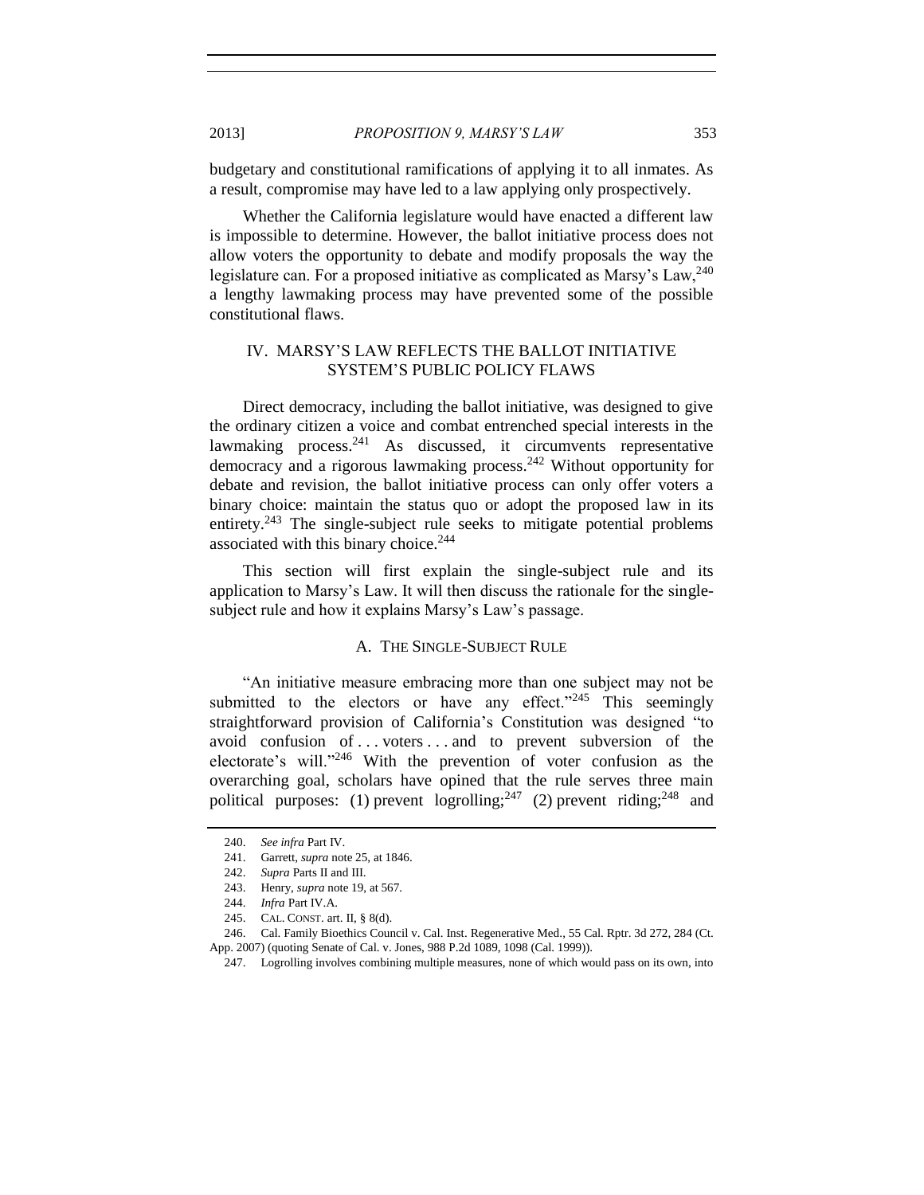budgetary and constitutional ramifications of applying it to all inmates. As a result, compromise may have led to a law applying only prospectively.

Whether the California legislature would have enacted a different law is impossible to determine. However, the ballot initiative process does not allow voters the opportunity to debate and modify proposals the way the legislature can. For a proposed initiative as complicated as Marsy's Law,[240] a lengthy lawmaking process may have prevented some of the possible constitutional flaws.

## IV. MARSY'S LAW REFLECTS THE BALLOT INITIATIVE SYSTEM'S PUBLIC POLICY FLAWS

Direct democracy, including the ballot initiative, was designed to give the ordinary citizen a voice and combat entrenched special interests in the lawmaking process.[241] As discussed, it circumvents representative democracy and a rigorous lawmaking process.[242] Without opportunity for debate and revision, the ballot initiative process can only offer voters a binary choice: maintain the status quo or adopt the proposed law in its entirety.[243] The single-subject rule seeks to mitigate potential problems associated with this binary choice.[244]

This section will first explain the single-subject rule and its application to Marsy's Law. It will then discuss the rationale for the single-subject rule and how it explains Marsy's Law's passage.

### A. THE SINGLE-SUBJECT RULE

"An initiative measure embracing more than one subject may not be submitted to the electors or have any effect."[245] This seemingly straightforward provision of California's Constitution was designed "to avoid confusion of . . . voters . . . and to prevent subversion of the electorate's will."[246] With the prevention of voter confusion as the overarching goal, scholars have opined that the rule serves three main political purposes: (1) prevent logrolling;[247] (2) prevent riding;[248] and

240. *See infra* Part IV.

241. Garrett, *supra* note 25, at 1846.

242. *Supra* Parts II and III.

243. Henry, *supra* note 19, at 567.

244. *Infra* Part IV.A.

245. CAL. CONST. art. II, § 8(d).

246. Cal. Family Bioethics Council v. Cal. Inst. Regenerative Med., 55 Cal. Rptr. 3d 272, 284 (Ct. App. 2007) (quoting Senate of Cal. v. Jones, 988 P.2d 1089, 1098 (Cal. 1999)).

247. Logrolling involves combining multiple measures, none of which would pass on its own, into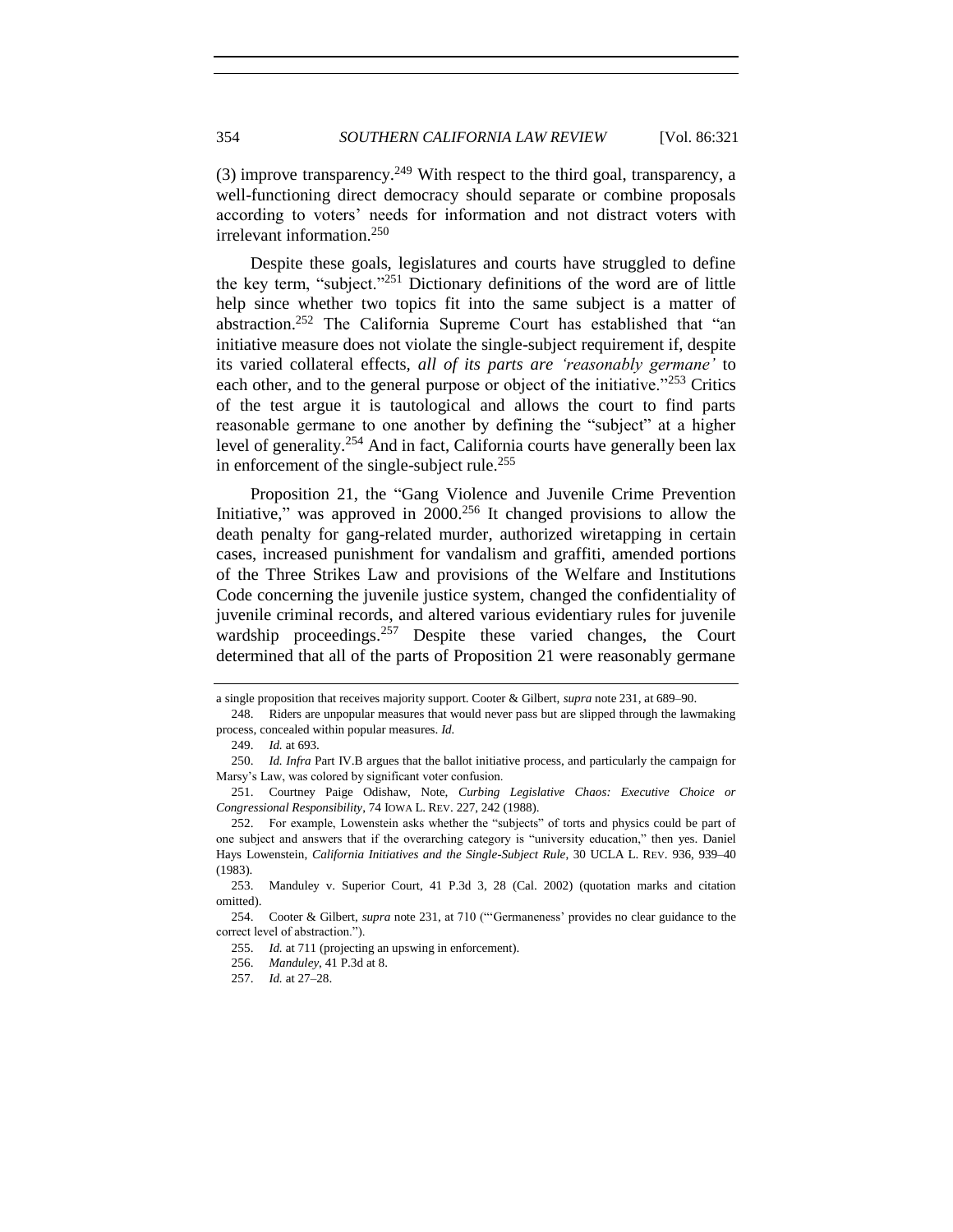(3) improve transparency.[249] With respect to the third goal, transparency, a well-functioning direct democracy should separate or combine proposals according to voters' needs for information and not distract voters with irrelevant information.[250]

Despite these goals, legislatures and courts have struggled to define the key term, "subject."[251] Dictionary definitions of the word are of little help since whether two topics fit into the same subject is a matter of abstraction.[252] The California Supreme Court has established that "an initiative measure does not violate the single-subject requirement if, despite its varied collateral effects, *all of its parts are 'reasonably germane'* to each other, and to the general purpose or object of the initiative."[253] Critics of the test argue it is tautological and allows the court to find parts reasonable germane to one another by defining the "subject" at a higher level of generality.[254] And in fact, California courts have generally been lax in enforcement of the single-subject rule.[255]

Proposition 21, the "Gang Violence and Juvenile Crime Prevention Initiative," was approved in 2000.[256] It changed provisions to allow the death penalty for gang-related murder, authorized wiretapping in certain cases, increased punishment for vandalism and graffiti, amended portions of the Three Strikes Law and provisions of the Welfare and Institutions Code concerning the juvenile justice system, changed the confidentiality of juvenile criminal records, and altered various evidentiary rules for juvenile wardship proceedings.[257] Despite these varied changes, the Court determined that all of the parts of Proposition 21 were reasonably germane

---

a single proposition that receives majority support. Cooter & Gilbert, *supra* note 231, at 689–90.

248. Riders are unpopular measures that would never pass but are slipped through the lawmaking process, concealed within popular measures. *Id.*

249. *Id.* at 693.

250. *Id. Infra* Part IV.B argues that the ballot initiative process, and particularly the campaign for Marsy's Law, was colored by significant voter confusion.

251. Courtney Paige Odishaw, Note, *Curbing Legislative Chaos: Executive Choice or Congressional Responsibility*, 74 IOWA L. REV. 227, 242 (1988).

252. For example, Lowenstein asks whether the "subjects" of torts and physics could be part of one subject and answers that if the overarching category is "university education," then yes. Daniel Hays Lowenstein, *California Initiatives and the Single-Subject Rule*, 30 UCLA L. REV. 936, 939–40 (1983).

253. Manduley v. Superior Court, 41 P.3d 3, 28 (Cal. 2002) (quotation marks and citation omitted).

254. Cooter & Gilbert, *supra* note 231, at 710 ("'Germaneness' provides no clear guidance to the correct level of abstraction.").

255. *Id.* at 711 (projecting an upswing in enforcement).

256. *Manduley*, 41 P.3d at 8.

257. *Id.* at 27–28.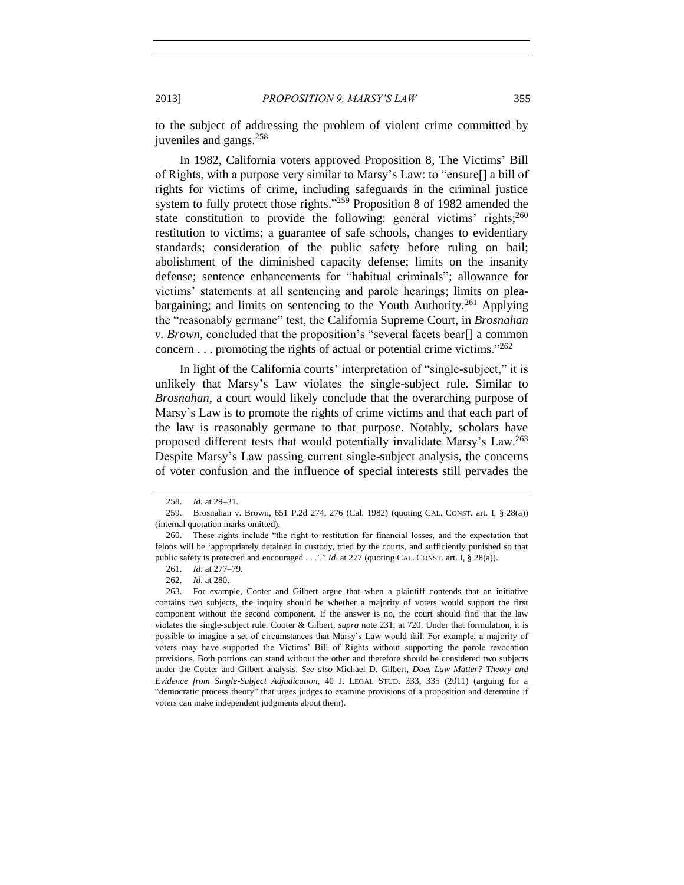to the subject of addressing the problem of violent crime committed by juveniles and gangs.[258]

In 1982, California voters approved Proposition 8, The Victims' Bill of Rights, with a purpose very similar to Marsy's Law: to "ensure[] a bill of rights for victims of crime, including safeguards in the criminal justice system to fully protect those rights."[259] Proposition 8 of 1982 amended the state constitution to provide the following: general victims' rights;[260] restitution to victims; a guarantee of safe schools, changes to evidentiary standards; consideration of the public safety before ruling on bail; abolishment of the diminished capacity defense; limits on the insanity defense; sentence enhancements for "habitual criminals"; allowance for victims' statements at all sentencing and parole hearings; limits on plea-bargaining; and limits on sentencing to the Youth Authority.[261] Applying the "reasonably germane" test, the California Supreme Court, in *Brosnahan v. Brown*, concluded that the proposition's "several facets bear[] a common concern . . . promoting the rights of actual or potential crime victims."[262]

In light of the California courts' interpretation of "single-subject," it is unlikely that Marsy's Law violates the single-subject rule. Similar to *Brosnahan*, a court would likely conclude that the overarching purpose of Marsy's Law is to promote the rights of crime victims and that each part of the law is reasonably germane to that purpose. Notably, scholars have proposed different tests that would potentially invalidate Marsy's Law.[263] Despite Marsy's Law passing current single-subject analysis, the concerns of voter confusion and the influence of special interests still pervades the

---

258. *Id.* at 29–31.

259. Brosnahan v. Brown, 651 P.2d 274, 276 (Cal. 1982) (quoting CAL. CONST. art. I, § 28(a)) (internal quotation marks omitted).

260. These rights include "the right to restitution for financial losses, and the expectation that felons will be 'appropriately detained in custody, tried by the courts, and sufficiently punished so that public safety is protected and encouraged . . .'." *Id*. at 277 (quoting CAL. CONST. art. I, § 28(a)).

261. *Id*. at 277–79.

262. *Id*. at 280.

263. For example, Cooter and Gilbert argue that when a plaintiff contends that an initiative contains two subjects, the inquiry should be whether a majority of voters would support the first component without the second component. If the answer is no, the court should find that the law violates the single-subject rule. Cooter & Gilbert, *supra* note 231, at 720. Under that formulation, it is possible to imagine a set of circumstances that Marsy's Law would fail. For example, a majority of voters may have supported the Victims' Bill of Rights without supporting the parole revocation provisions. Both portions can stand without the other and therefore should be considered two subjects under the Cooter and Gilbert analysis. *See also* Michael D. Gilbert, *Does Law Matter? Theory and Evidence from Single-Subject Adjudication*, 40 J. LEGAL STUD. 333, 335 (2011) (arguing for a "democratic process theory" that urges judges to examine provisions of a proposition and determine if voters can make independent judgments about them).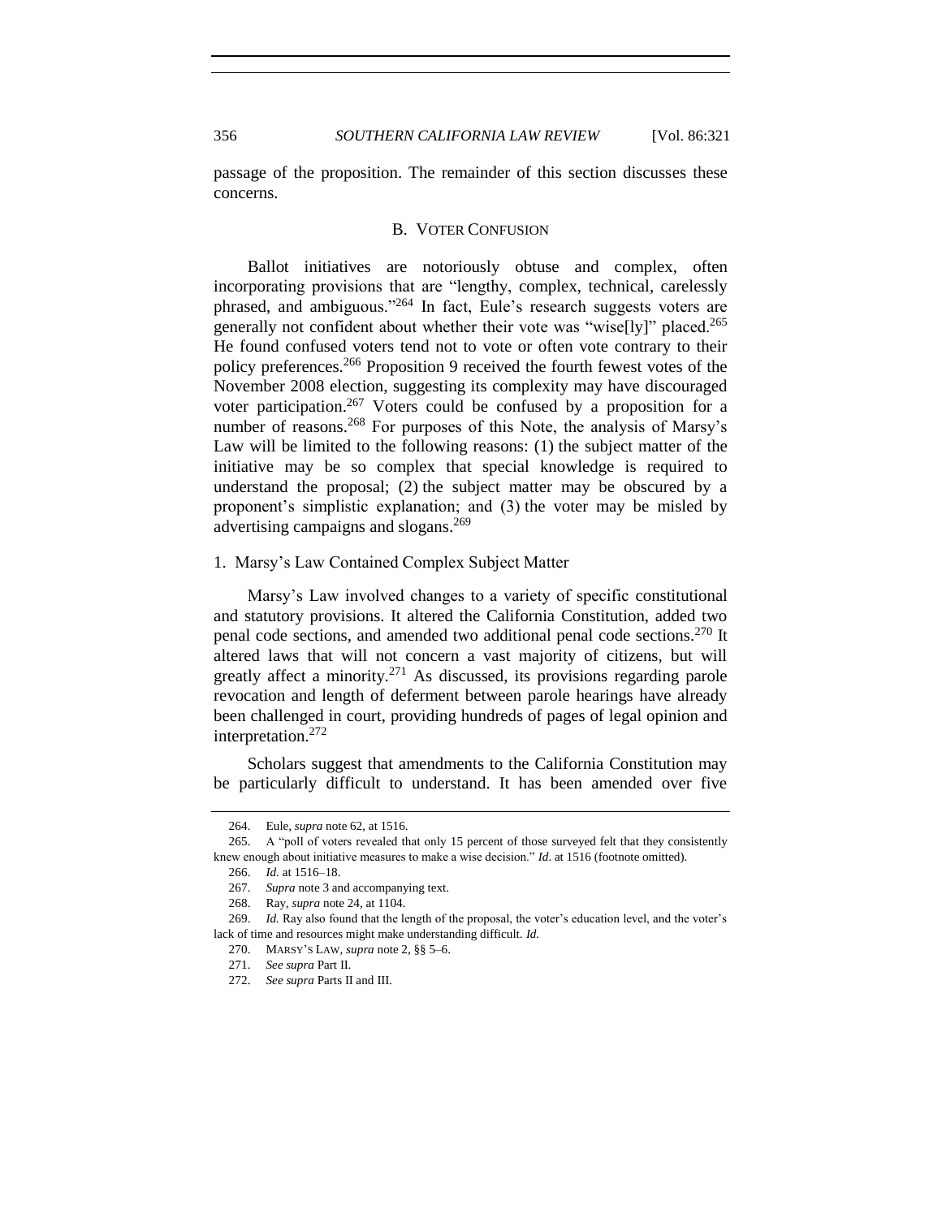passage of the proposition. The remainder of this section discusses these concerns.

## B. VOTER CONFUSION

Ballot initiatives are notoriously obtuse and complex, often incorporating provisions that are "lengthy, complex, technical, carelessly phrased, and ambiguous."[264] In fact, Eule's research suggests voters are generally not confident about whether their vote was "wise[ly]" placed.[265] He found confused voters tend not to vote or often vote contrary to their policy preferences.[266] Proposition 9 received the fourth fewest votes of the November 2008 election, suggesting its complexity may have discouraged voter participation.[267] Voters could be confused by a proposition for a number of reasons.[268] For purposes of this Note, the analysis of Marsy's Law will be limited to the following reasons: (1) the subject matter of the initiative may be so complex that special knowledge is required to understand the proposal; (2) the subject matter may be obscured by a proponent's simplistic explanation; and (3) the voter may be misled by advertising campaigns and slogans.[269]

### 1. Marsy's Law Contained Complex Subject Matter

Marsy's Law involved changes to a variety of specific constitutional and statutory provisions. It altered the California Constitution, added two penal code sections, and amended two additional penal code sections.[270] It altered laws that will not concern a vast majority of citizens, but will greatly affect a minority.[271] As discussed, its provisions regarding parole revocation and length of deferment between parole hearings have already been challenged in court, providing hundreds of pages of legal opinion and interpretation.[272]

Scholars suggest that amendments to the California Constitution may be particularly difficult to understand. It has been amended over five

---

264. Eule, *supra* note 62, at 1516.

265. A "poll of voters revealed that only 15 percent of those surveyed felt that they consistently knew enough about initiative measures to make a wise decision." *Id*. at 1516 (footnote omitted).

266. *Id.* at 1516–18.

267. *Supra* note 3 and accompanying text.

268. Ray, *supra* note 24, at 1104.

269. *Id.* Ray also found that the length of the proposal, the voter's education level, and the voter's lack of time and resources might make understanding difficult. *Id.*

270. MARSY'S LAW, *supra* note 2, §§ 5–6.

271. *See supra* Part II.

272. *See supra* Parts II and III.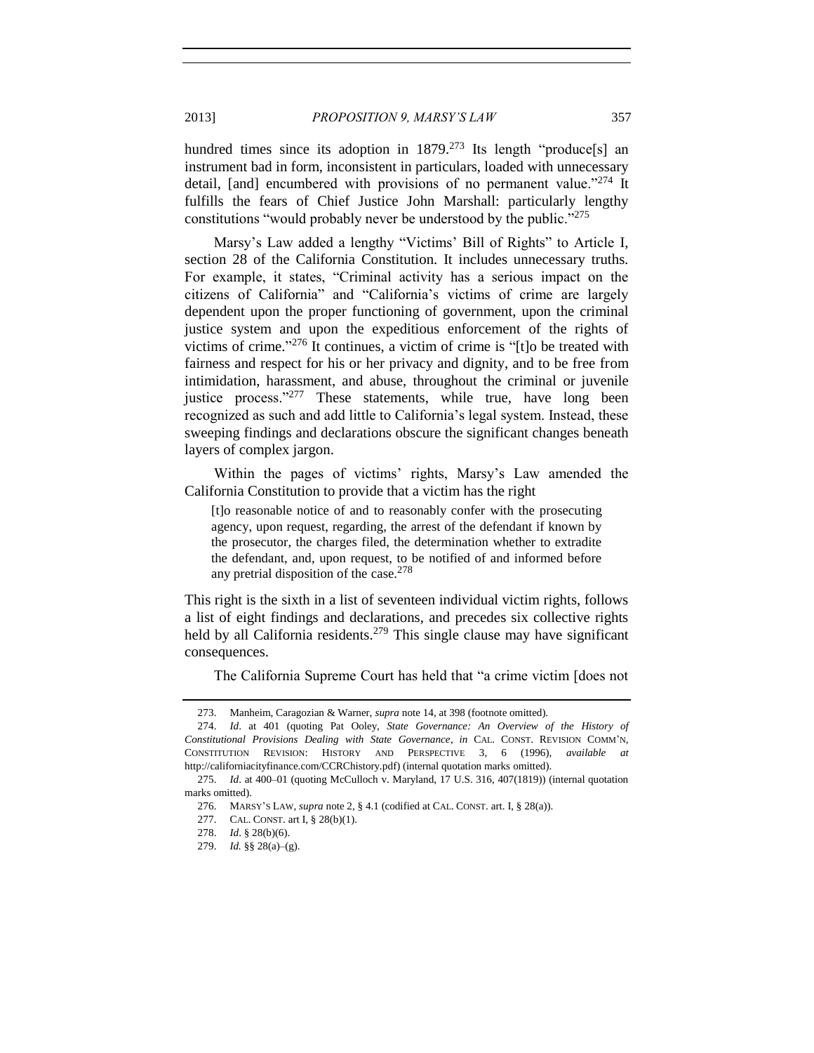hundred times since its adoption in 1879.[273] Its length "produce[s] an instrument bad in form, inconsistent in particulars, loaded with unnecessary detail, [and] encumbered with provisions of no permanent value."[274] It fulfills the fears of Chief Justice John Marshall: particularly lengthy constitutions "would probably never be understood by the public."[275]

Marsy's Law added a lengthy "Victims' Bill of Rights" to Article I, section 28 of the California Constitution. It includes unnecessary truths. For example, it states, "Criminal activity has a serious impact on the citizens of California" and "California's victims of crime are largely dependent upon the proper functioning of government, upon the criminal justice system and upon the expeditious enforcement of the rights of victims of crime."[276] It continues, a victim of crime is "[t]o be treated with fairness and respect for his or her privacy and dignity, and to be free from intimidation, harassment, and abuse, throughout the criminal or juvenile justice process."[277] These statements, while true, have long been recognized as such and add little to California's legal system. Instead, these sweeping findings and declarations obscure the significant changes beneath layers of complex jargon.

Within the pages of victims' rights, Marsy's Law amended the California Constitution to provide that a victim has the right

> [t]o reasonable notice of and to reasonably confer with the prosecuting agency, upon request, regarding, the arrest of the defendant if known by the prosecutor, the charges filed, the determination whether to extradite the defendant, and, upon request, to be notified of and informed before any pretrial disposition of the case.[278]

This right is the sixth in a list of seventeen individual victim rights, follows a list of eight findings and declarations, and precedes six collective rights held by all California residents.[279] This single clause may have significant consequences.

The California Supreme Court has held that "a crime victim [does not

---

273. Manheim, Caragozian & Warner, *supra* note 14, at 398 (footnote omitted).

274. *Id*. at 401 (quoting Pat Ooley, *State Governance: An Overview of the History of Constitutional Provisions Dealing with State Governance*, *in* CAL. CONST. REVISION COMM'N, CONSTITUTION REVISION: HISTORY AND PERSPECTIVE 3, 6 (1996), *available at* http://californiacityfinance.com/CCRChistory.pdf) (internal quotation marks omitted).

275. *Id*. at 400–01 (quoting McCulloch v. Maryland, 17 U.S. 316, 407(1819)) (internal quotation marks omitted).

276. MARSY'S LAW, *supra* note 2, § 4.1 (codified at CAL. CONST. art. I, § 28(a)).

277. CAL. CONST. art I, § 28(b)(1).

278. *Id*. § 28(b)(6).

279. *Id.* §§ 28(a)–(g).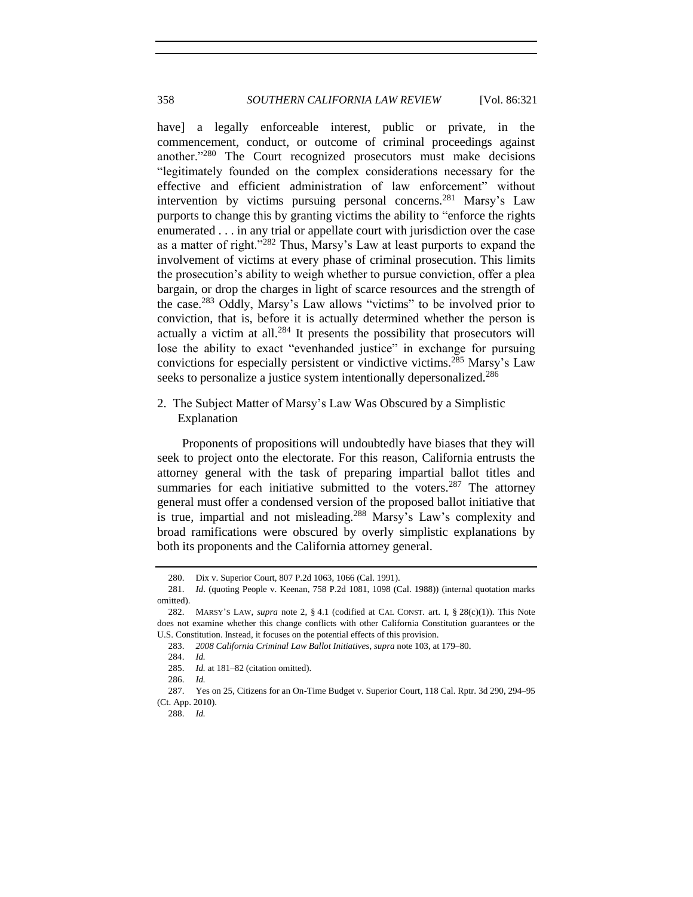have] a legally enforceable interest, public or private, in the commencement, conduct, or outcome of criminal proceedings against another."[280] The Court recognized prosecutors must make decisions "legitimately founded on the complex considerations necessary for the effective and efficient administration of law enforcement" without intervention by victims pursuing personal concerns.[281] Marsy's Law purports to change this by granting victims the ability to "enforce the rights enumerated . . . in any trial or appellate court with jurisdiction over the case as a matter of right."[282] Thus, Marsy's Law at least purports to expand the involvement of victims at every phase of criminal prosecution. This limits the prosecution's ability to weigh whether to pursue conviction, offer a plea bargain, or drop the charges in light of scarce resources and the strength of the case.[283] Oddly, Marsy's Law allows "victims" to be involved prior to conviction, that is, before it is actually determined whether the person is actually a victim at all.[284] It presents the possibility that prosecutors will lose the ability to exact "evenhanded justice" in exchange for pursuing convictions for especially persistent or vindictive victims.[285] Marsy's Law seeks to personalize a justice system intentionally depersonalized.[286]

### 2. The Subject Matter of Marsy's Law Was Obscured by a Simplistic Explanation

Proponents of propositions will undoubtedly have biases that they will seek to project onto the electorate. For this reason, California entrusts the attorney general with the task of preparing impartial ballot titles and summaries for each initiative submitted to the voters.[287] The attorney general must offer a condensed version of the proposed ballot initiative that is true, impartial and not misleading.[288] Marsy's Law's complexity and broad ramifications were obscured by overly simplistic explanations by both its proponents and the California attorney general.

---

280. Dix v. Superior Court, 807 P.2d 1063, 1066 (Cal. 1991).

281. *Id*. (quoting People v. Keenan, 758 P.2d 1081, 1098 (Cal. 1988)) (internal quotation marks omitted).

282. MARSY'S LAW, *supra* note 2, § 4.1 (codified at CAL CONST. art. I, § 28(c)(1)). This Note does not examine whether this change conflicts with other California Constitution guarantees or the U.S. Constitution. Instead, it focuses on the potential effects of this provision.

283. *2008 California Criminal Law Ballot Initiatives*, *supra* note 103, at 179–80.

284. *Id.*

285. *Id.* at 181–82 (citation omitted).

286. *Id.*

287. Yes on 25, Citizens for an On-Time Budget v. Superior Court, 118 Cal. Rptr. 3d 290, 294–95 (Ct. App. 2010).

288. *Id.*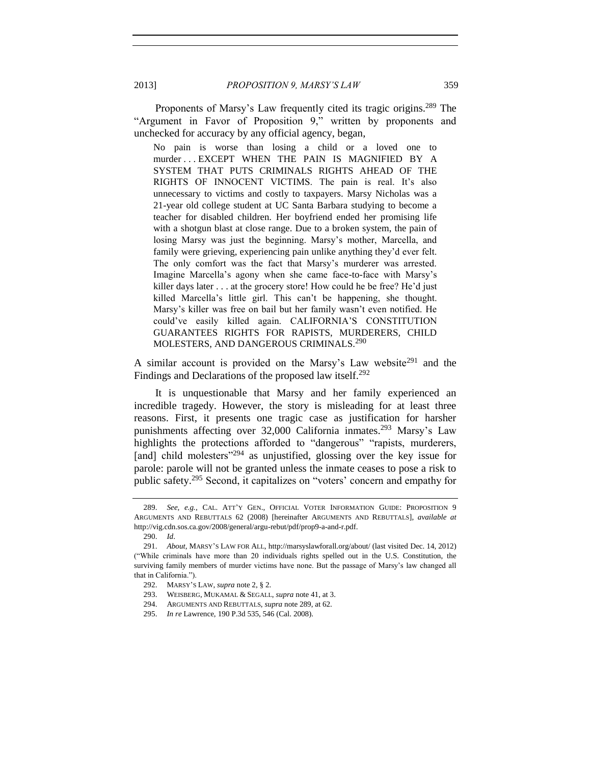Proponents of Marsy's Law frequently cited its tragic origins.[289] The "Argument in Favor of Proposition 9," written by proponents and unchecked for accuracy by any official agency, began,

> No pain is worse than losing a child or a loved one to murder . . . EXCEPT WHEN THE PAIN IS MAGNIFIED BY A SYSTEM THAT PUTS CRIMINALS RIGHTS AHEAD OF THE RIGHTS OF INNOCENT VICTIMS. The pain is real. It's also unnecessary to victims and costly to taxpayers. Marsy Nicholas was a 21-year old college student at UC Santa Barbara studying to become a teacher for disabled children. Her boyfriend ended her promising life with a shotgun blast at close range. Due to a broken system, the pain of losing Marsy was just the beginning. Marsy's mother, Marcella, and family were grieving, experiencing pain unlike anything they'd ever felt. The only comfort was the fact that Marsy's murderer was arrested. Imagine Marcella's agony when she came face-to-face with Marsy's killer days later . . . at the grocery store! How could he be free? He'd just killed Marcella's little girl. This can't be happening, she thought. Marsy's killer was free on bail but her family wasn't even notified. He could've easily killed again. CALIFORNIA'S CONSTITUTION GUARANTEES RIGHTS FOR RAPISTS, MURDERERS, CHILD MOLESTERS, AND DANGEROUS CRIMINALS.[290]

A similar account is provided on the Marsy's Law website[291] and the Findings and Declarations of the proposed law itself.[292]

It is unquestionable that Marsy and her family experienced an incredible tragedy. However, the story is misleading for at least three reasons. First, it presents one tragic case as justification for harsher punishments affecting over 32,000 California inmates.[293] Marsy's Law highlights the protections afforded to "dangerous" "rapists, murderers, [and] child molesters"[294] as unjustified, glossing over the key issue for parole: parole will not be granted unless the inmate ceases to pose a risk to public safety.[295] Second, it capitalizes on "voters' concern and empathy for

---

289. *See, e.g.*, CAL. ATT'Y GEN., OFFICIAL VOTER INFORMATION GUIDE: PROPOSITION 9 ARGUMENTS AND REBUTTALS 62 (2008) [hereinafter ARGUMENTS AND REBUTTALS], *available at* http://vig.cdn.sos.ca.gov/2008/general/argu-rebut/pdf/prop9-a-and-r.pdf.

290. *Id*.

291. *About*, MARSY'S LAW FOR ALL, http://marsyslawforall.org/about/ (last visited Dec. 14, 2012) ("While criminals have more than 20 individuals rights spelled out in the U.S. Constitution, the surviving family members of murder victims have none. But the passage of Marsy's law changed all that in California.").

292. MARSY'S LAW, *supra* note 2, § 2.

293. WEISBERG, MUKAMAL & SEGALL, *supra* note 41, at 3.

294. ARGUMENTS AND REBUTTALS, *supra* note 289, at 62.

295. *In re* Lawrence, 190 P.3d 535, 546 (Cal. 2008).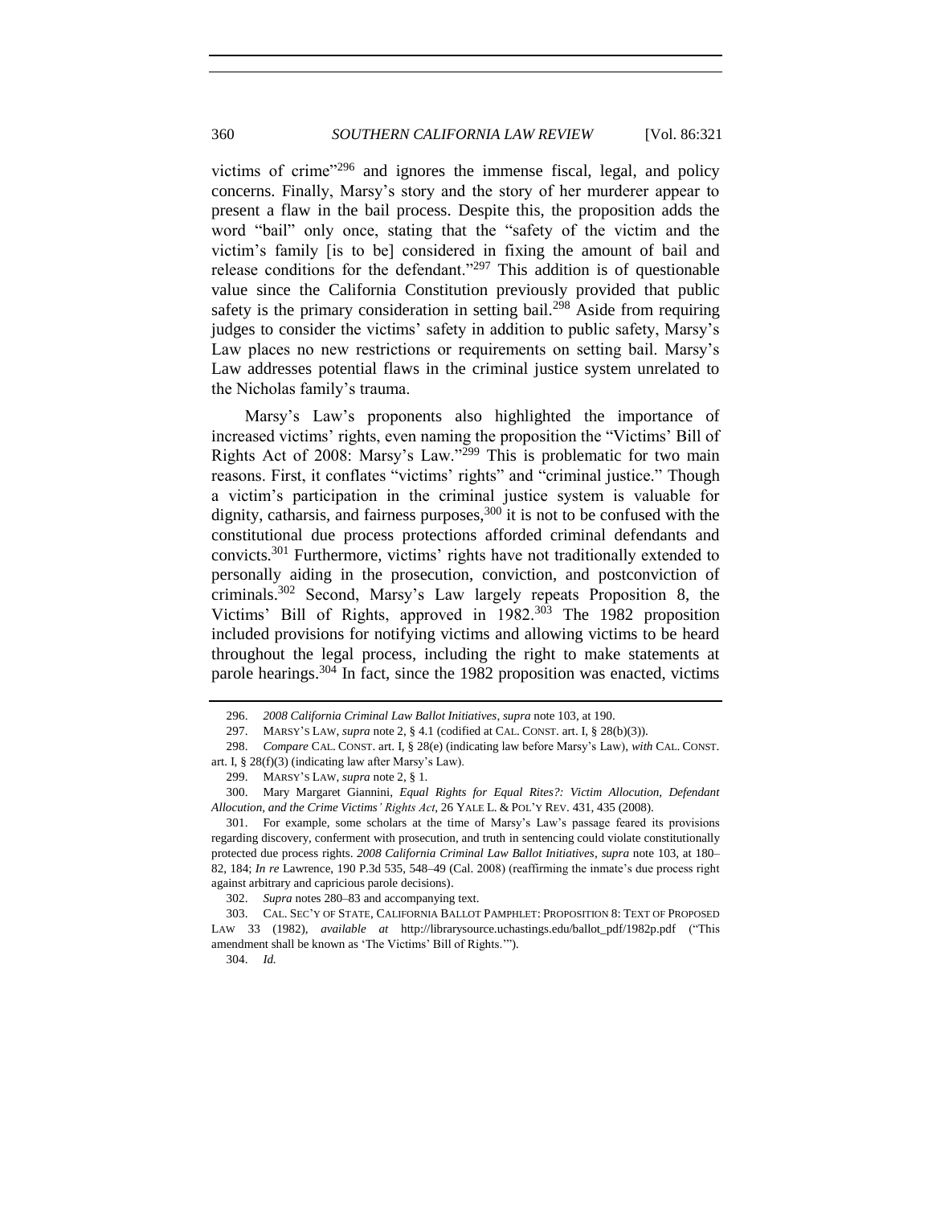victims of crime"[296] and ignores the immense fiscal, legal, and policy concerns. Finally, Marsy's story and the story of her murderer appear to present a flaw in the bail process. Despite this, the proposition adds the word "bail" only once, stating that the "safety of the victim and the victim's family [is to be] considered in fixing the amount of bail and release conditions for the defendant."[297] This addition is of questionable value since the California Constitution previously provided that public safety is the primary consideration in setting bail.[298] Aside from requiring judges to consider the victims' safety in addition to public safety, Marsy's Law places no new restrictions or requirements on setting bail. Marsy's Law addresses potential flaws in the criminal justice system unrelated to the Nicholas family's trauma.

Marsy's Law's proponents also highlighted the importance of increased victims' rights, even naming the proposition the "Victims' Bill of Rights Act of 2008: Marsy's Law."[299] This is problematic for two main reasons. First, it conflates "victims' rights" and "criminal justice." Though a victim's participation in the criminal justice system is valuable for dignity, catharsis, and fairness purposes,[300] it is not to be confused with the constitutional due process protections afforded criminal defendants and convicts.[301] Furthermore, victims' rights have not traditionally extended to personally aiding in the prosecution, conviction, and postconviction of criminals.[302] Second, Marsy's Law largely repeats Proposition 8, the Victims' Bill of Rights, approved in 1982.[303] The 1982 proposition included provisions for notifying victims and allowing victims to be heard throughout the legal process, including the right to make statements at parole hearings.[304] In fact, since the 1982 proposition was enacted, victims

---

296. *2008 California Criminal Law Ballot Initiatives*, *supra* note 103, at 190.

297. MARSY'S LAW, *supra* note 2, § 4.1 (codified at CAL. CONST. art. I, § 28(b)(3)).

298. *Compare* CAL. CONST. art. I, § 28(e) (indicating law before Marsy's Law), *with* CAL. CONST. art. I, § 28(f)(3) (indicating law after Marsy's Law).

299. MARSY'S LAW, *supra* note 2, § 1.

300. Mary Margaret Giannini, *Equal Rights for Equal Rites?: Victim Allocution, Defendant Allocution, and the Crime Victims' Rights Act*, 26 YALE L. & POL'Y REV. 431, 435 (2008).

301. For example, some scholars at the time of Marsy's Law's passage feared its provisions regarding discovery, conferment with prosecution, and truth in sentencing could violate constitutionally protected due process rights. *2008 California Criminal Law Ballot Initiatives*, *supra* note 103, at 180–82, 184; *In re* Lawrence, 190 P.3d 535, 548–49 (Cal. 2008) (reaffirming the inmate's due process right against arbitrary and capricious parole decisions).

302. *Supra* notes 280–83 and accompanying text.

303. CAL. SEC'Y OF STATE, CALIFORNIA BALLOT PAMPHLET: PROPOSITION 8: TEXT OF PROPOSED LAW 33 (1982), *available at* http://librarysource.uchastings.edu/ballot_pdf/1982p.pdf ("This amendment shall be known as 'The Victims' Bill of Rights.'").

304. *Id.*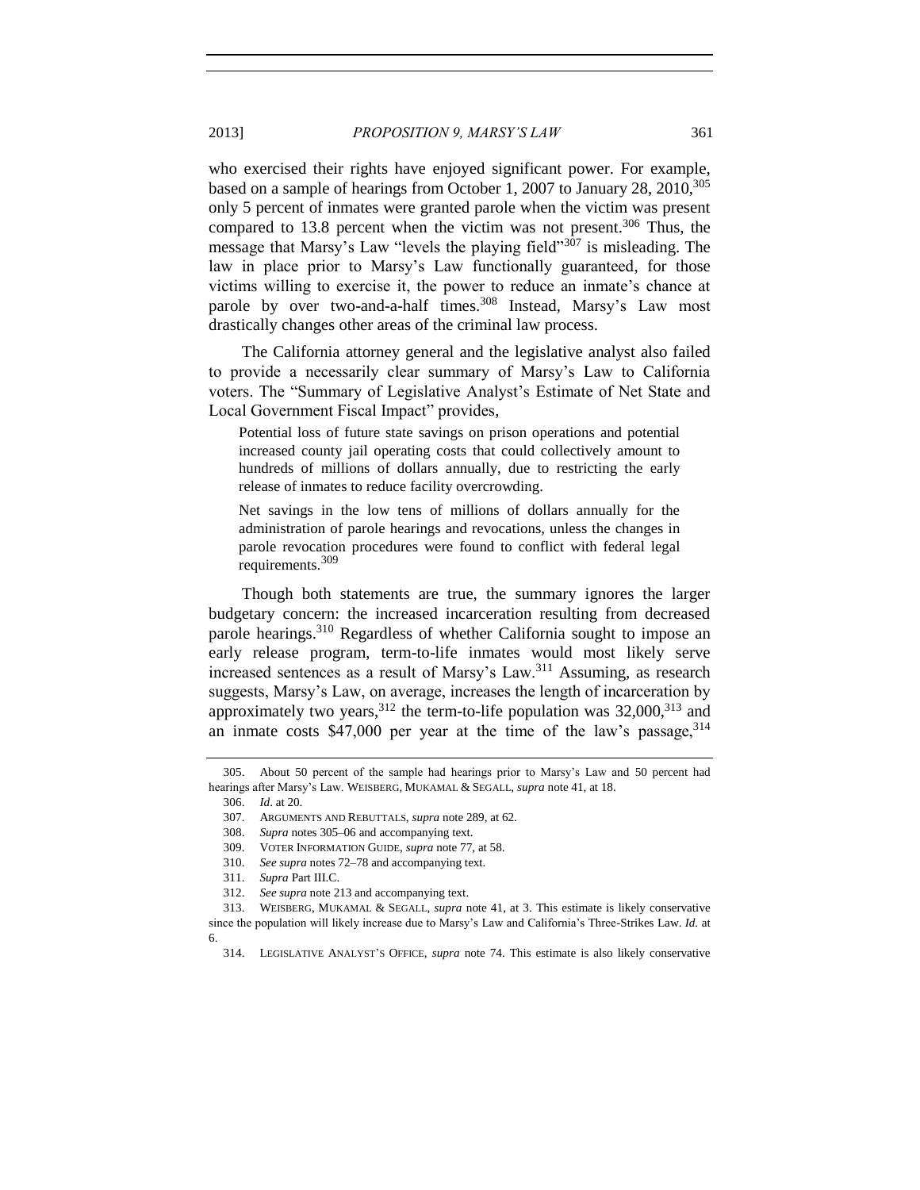who exercised their rights have enjoyed significant power. For example, based on a sample of hearings from October 1, 2007 to January 28, 2010,[305] only 5 percent of inmates were granted parole when the victim was present compared to 13.8 percent when the victim was not present.[306] Thus, the message that Marsy's Law "levels the playing field"[307] is misleading. The law in place prior to Marsy's Law functionally guaranteed, for those victims willing to exercise it, the power to reduce an inmate's chance at parole by over two-and-a-half times.[308] Instead, Marsy's Law most drastically changes other areas of the criminal law process.

The California attorney general and the legislative analyst also failed to provide a necessarily clear summary of Marsy's Law to California voters. The "Summary of Legislative Analyst's Estimate of Net State and Local Government Fiscal Impact" provides,

> Potential loss of future state savings on prison operations and potential increased county jail operating costs that could collectively amount to hundreds of millions of dollars annually, due to restricting the early release of inmates to reduce facility overcrowding.
>
> Net savings in the low tens of millions of dollars annually for the administration of parole hearings and revocations, unless the changes in parole revocation procedures were found to conflict with federal legal requirements.[309]

Though both statements are true, the summary ignores the larger budgetary concern: the increased incarceration resulting from decreased parole hearings.[310] Regardless of whether California sought to impose an early release program, term-to-life inmates would most likely serve increased sentences as a result of Marsy's Law.[311] Assuming, as research suggests, Marsy's Law, on average, increases the length of incarceration by approximately two years,[312] the term-to-life population was 32,000,[313] and an inmate costs $47,000 per year at the time of the law's passage,[314]

---

305. About 50 percent of the sample had hearings prior to Marsy's Law and 50 percent had hearings after Marsy's Law. WEISBERG, MUKAMAL & SEGALL, *supra* note 41, at 18.

306. *Id*. at 20.

307. ARGUMENTS AND REBUTTALS, *supra* note 289, at 62.

308. *Supra* notes 305–06 and accompanying text.

309. VOTER INFORMATION GUIDE, *supra* note 77, at 58.

310. *See supra* notes 72–78 and accompanying text.

311. *Supra* Part III.C.

312. *See supra* note 213 and accompanying text.

313. WEISBERG, MUKAMAL & SEGALL, *supra* note 41, at 3. This estimate is likely conservative since the population will likely increase due to Marsy's Law and California's Three-Strikes Law. *Id.* at 6.

314. LEGISLATIVE ANALYST'S OFFICE, *supra* note 74. This estimate is also likely conservative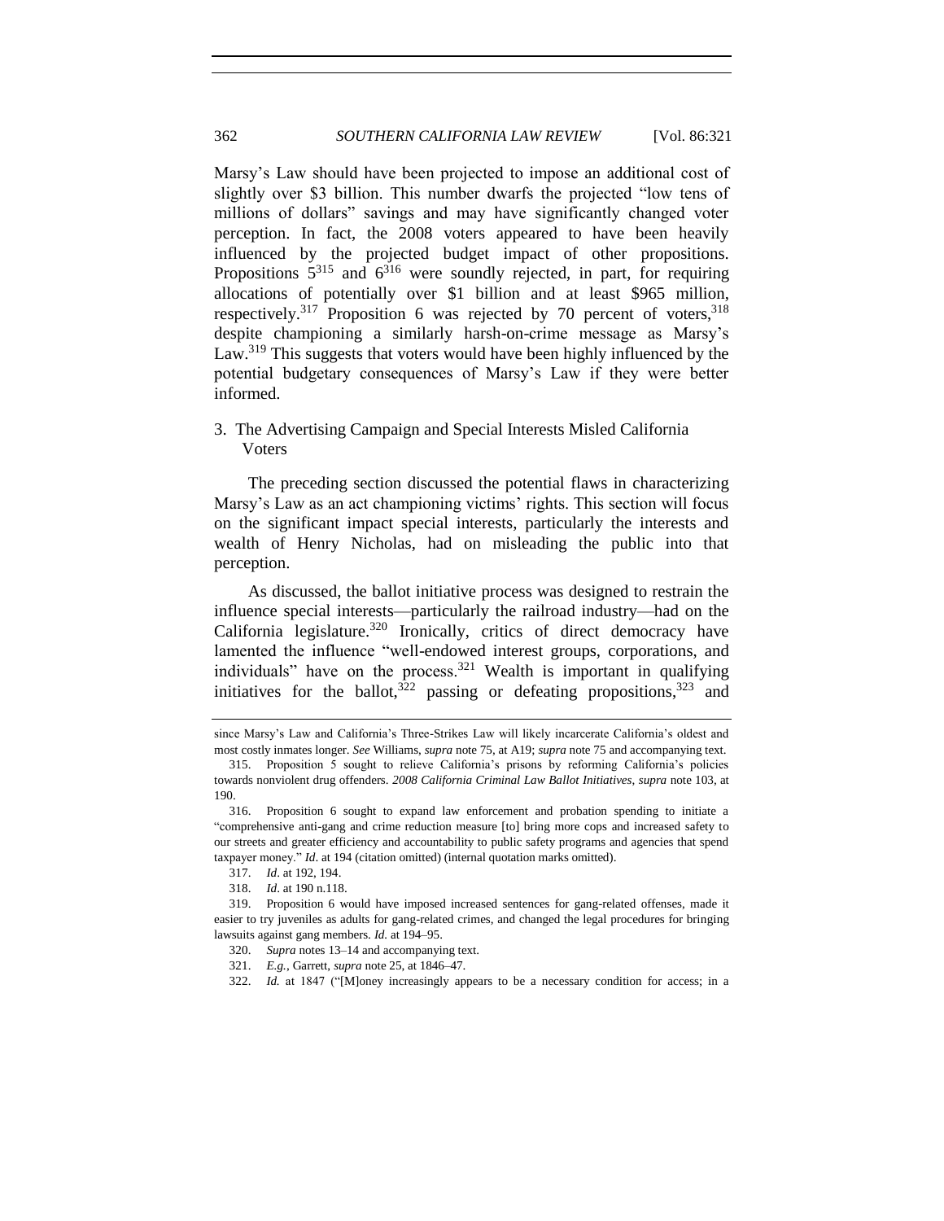Marsy's Law should have been projected to impose an additional cost of slightly over $3 billion. This number dwarfs the projected "low tens of millions of dollars" savings and may have significantly changed voter perception. In fact, the 2008 voters appeared to have been heavily influenced by the projected budget impact of other propositions. Propositions 5[315] and 6[316] were soundly rejected, in part, for requiring allocations of potentially over $1 billion and at least $965 million, respectively.[317] Proposition 6 was rejected by 70 percent of voters,[318] despite championing a similarly harsh-on-crime message as Marsy's Law.[319] This suggests that voters would have been highly influenced by the potential budgetary consequences of Marsy's Law if they were better informed.

### 3. The Advertising Campaign and Special Interests Misled California Voters

The preceding section discussed the potential flaws in characterizing Marsy's Law as an act championing victims' rights. This section will focus on the significant impact special interests, particularly the interests and wealth of Henry Nicholas, had on misleading the public into that perception.

As discussed, the ballot initiative process was designed to restrain the influence special interests—particularly the railroad industry—had on the California legislature.[320] Ironically, critics of direct democracy have lamented the influence "well-endowed interest groups, corporations, and individuals" have on the process.[321] Wealth is important in qualifying initiatives for the ballot,[322] passing or defeating propositions,[323] and

---

since Marsy's Law and California's Three-Strikes Law will likely incarcerate California's oldest and most costly inmates longer. *See* Williams, *supra* note 75, at A19; *supra* note 75 and accompanying text.

315. Proposition 5 sought to relieve California's prisons by reforming California's policies towards nonviolent drug offenders. *2008 California Criminal Law Ballot Initiatives*, *supra* note 103, at 190.

316. Proposition 6 sought to expand law enforcement and probation spending to initiate a "comprehensive anti-gang and crime reduction measure [to] bring more cops and increased safety to our streets and greater efficiency and accountability to public safety programs and agencies that spend taxpayer money." *Id*. at 194 (citation omitted) (internal quotation marks omitted).

317. *Id*. at 192, 194.

318. *Id*. at 190 n.118.

319. Proposition 6 would have imposed increased sentences for gang-related offenses, made it easier to try juveniles as adults for gang-related crimes, and changed the legal procedures for bringing lawsuits against gang members. *Id.* at 194–95.

320. *Supra* notes 13–14 and accompanying text.

321. *E.g.*, Garrett, *supra* note 25, at 1846–47.

322. *Id.* at 1847 ("[M]oney increasingly appears to be a necessary condition for access; in a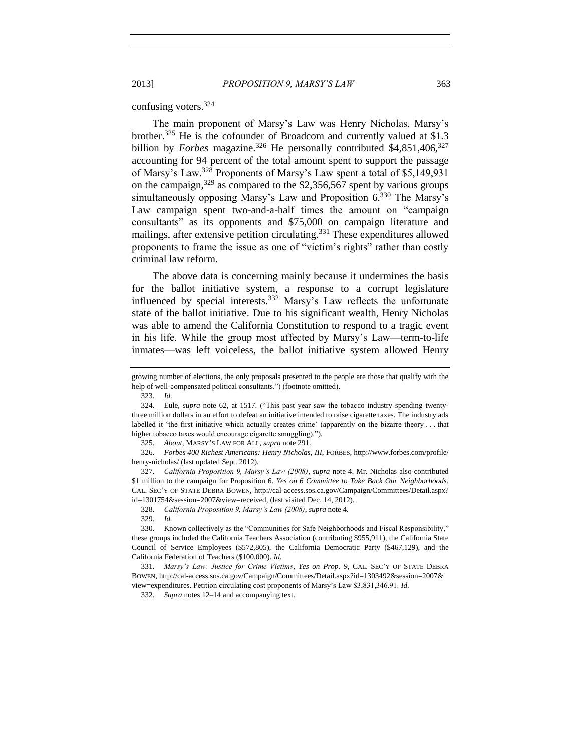confusing voters.[324]

The main proponent of Marsy's Law was Henry Nicholas, Marsy's brother.[325] He is the cofounder of Broadcom and currently valued at $1.3 billion by *Forbes* magazine.[326] He personally contributed $4,851,406,[327] accounting for 94 percent of the total amount spent to support the passage of Marsy's Law.[328] Proponents of Marsy's Law spent a total of $5,149,931 on the campaign,[329] as compared to the $2,356,567 spent by various groups simultaneously opposing Marsy's Law and Proposition 6.[330] The Marsy's Law campaign spent two-and-a-half times the amount on "campaign consultants" as its opponents and $75,000 on campaign literature and mailings, after extensive petition circulating.[331] These expenditures allowed proponents to frame the issue as one of "victim's rights" rather than costly criminal law reform.

The above data is concerning mainly because it undermines the basis for the ballot initiative system, a response to a corrupt legislature influenced by special interests.[332] Marsy's Law reflects the unfortunate state of the ballot initiative. Due to his significant wealth, Henry Nicholas was able to amend the California Constitution to respond to a tragic event in his life. While the group most affected by Marsy's Law—term-to-life inmates—was left voiceless, the ballot initiative system allowed Henry

---

growing number of elections, the only proposals presented to the people are those that qualify with the help of well-compensated political consultants.") (footnote omitted).

323. *Id.*

324. Eule, *supra* note 62, at 1517. ("This past year saw the tobacco industry spending twenty-three million dollars in an effort to defeat an initiative intended to raise cigarette taxes. The industry ads labelled it 'the first initiative which actually creates crime' (apparently on the bizarre theory . . . that higher tobacco taxes would encourage cigarette smuggling).").

325. *About*, MARSY'S LAW FOR ALL, *supra* note 291.

326. *Forbes 400 Richest Americans: Henry Nicholas, III*, FORBES, http://www.forbes.com/profile/henry-nicholas/ (last updated Sept. 2012).

327. *California Proposition 9, Marsy's Law (2008)*, *supra* note 4. Mr. Nicholas also contributed $1 million to the campaign for Proposition 6. *Yes on 6 Committee to Take Back Our Neighborhoods*, CAL. SEC'Y OF STATE DEBRA BOWEN, http://cal-access.sos.ca.gov/Campaign/Committees/Detail.aspx?id=1301754&session=2007&view=received, (last visited Dec. 14, 2012).

328. *California Proposition 9, Marsy's Law (2008)*, *supra* note 4.

329. *Id.*

330. Known collectively as the "Communities for Safe Neighborhoods and Fiscal Responsibility," these groups included the California Teachers Association (contributing $955,911), the California State Council of Service Employees ($572,805), the California Democratic Party ($467,129), and the California Federation of Teachers ($100,000). *Id.*

331. *Marsy's Law: Justice for Crime Victims*, *Yes on Prop. 9*, CAL. SEC'Y OF STATE DEBRA BOWEN, http://cal-access.sos.ca.gov/Campaign/Committees/Detail.aspx?id=1303492&session=2007&view=expenditures. Petition circulating cost proponents of Marsy's Law $3,831,346.91. *Id.*

332. *Supra* notes 12–14 and accompanying text.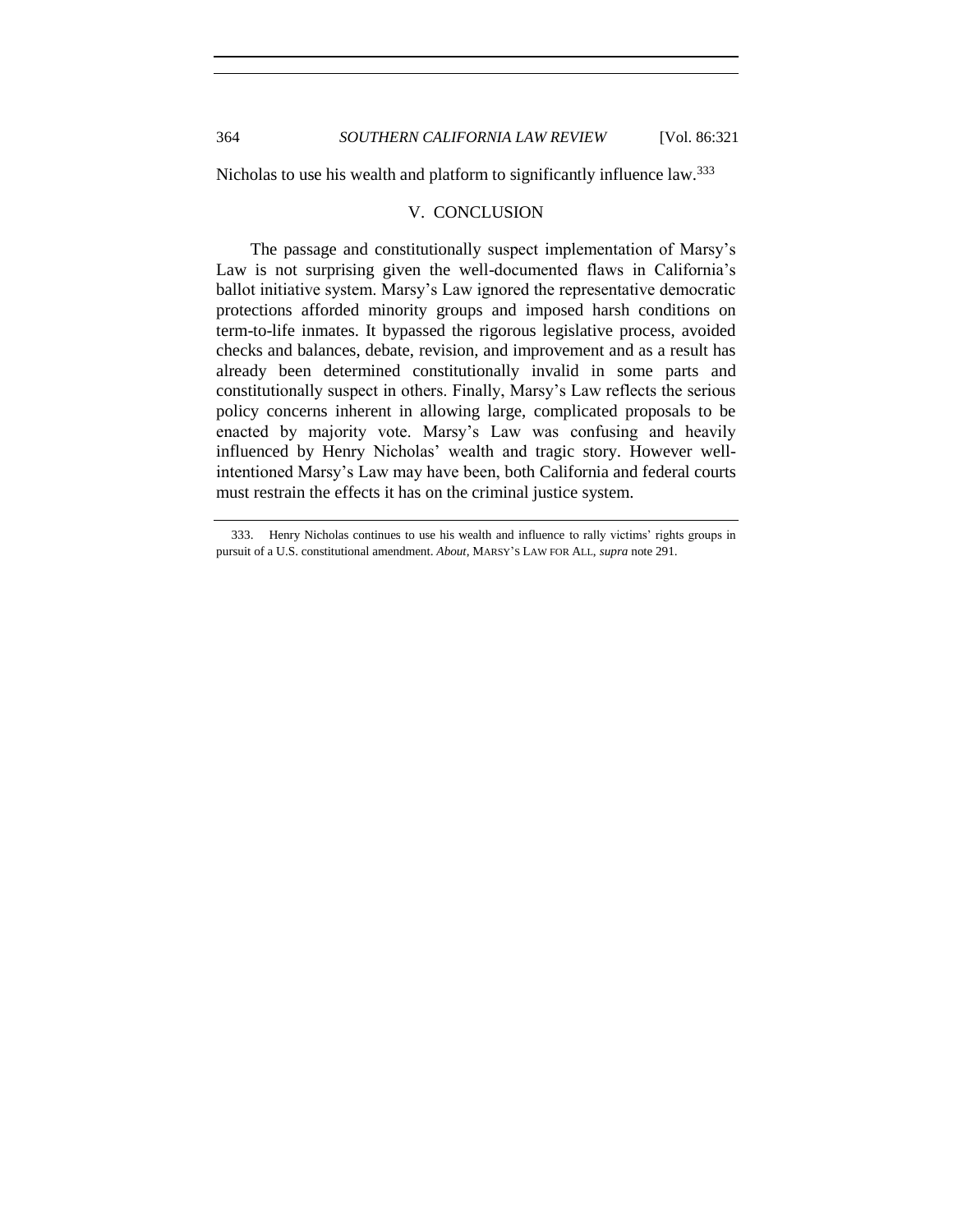Nicholas to use his wealth and platform to significantly influence law.[333]

## V. CONCLUSION

The passage and constitutionally suspect implementation of Marsy's Law is not surprising given the well-documented flaws in California's ballot initiative system. Marsy's Law ignored the representative democratic protections afforded minority groups and imposed harsh conditions on term-to-life inmates. It bypassed the rigorous legislative process, avoided checks and balances, debate, revision, and improvement and as a result has already been determined constitutionally invalid in some parts and constitutionally suspect in others. Finally, Marsy's Law reflects the serious policy concerns inherent in allowing large, complicated proposals to be enacted by majority vote. Marsy's Law was confusing and heavily influenced by Henry Nicholas' wealth and tragic story. However well-intentioned Marsy's Law may have been, both California and federal courts must restrain the effects it has on the criminal justice system.

333. Henry Nicholas continues to use his wealth and influence to rally victims' rights groups in pursuit of a U.S. constitutional amendment. *About*, MARSY'S LAW FOR ALL, *supra* note 291.